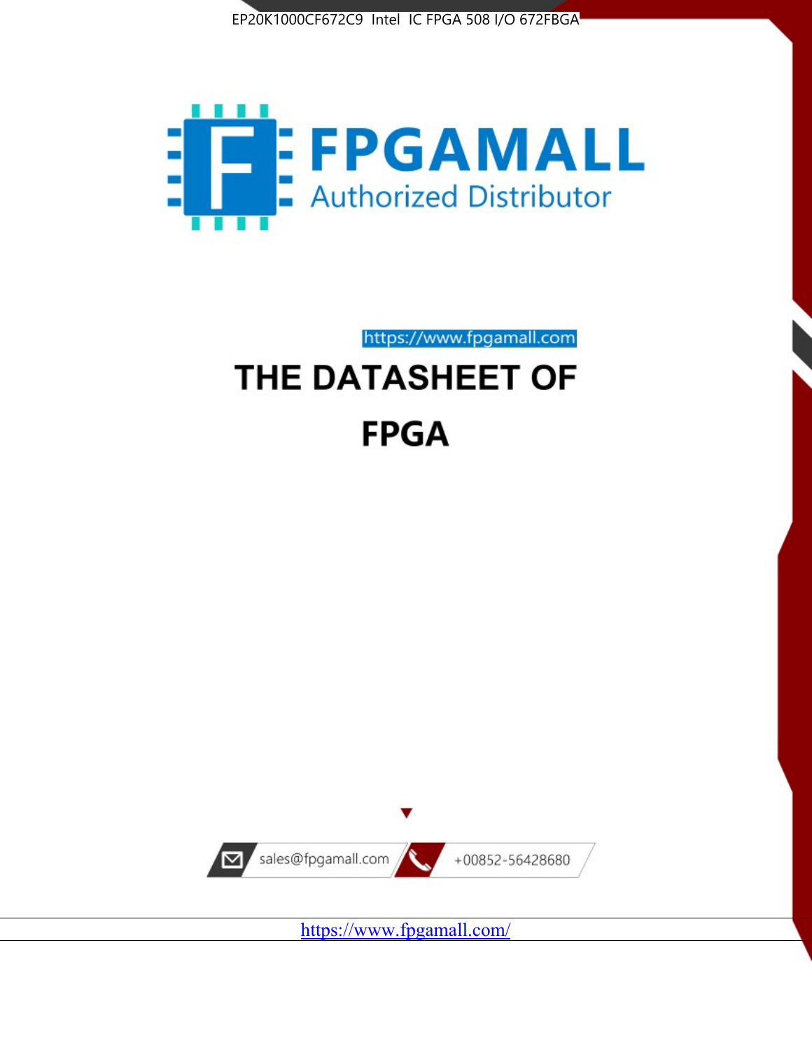EP20K1000CF672C9 Intel IC FPGA 508 I/O 672FBGA

FPGAMALL

Authorized Distributor

https://www.fpgamall.com

# THE DATASHEET OF

# FPGA

sales@fpgamall.com

+00852-56428680

https://www.fpgamall.com/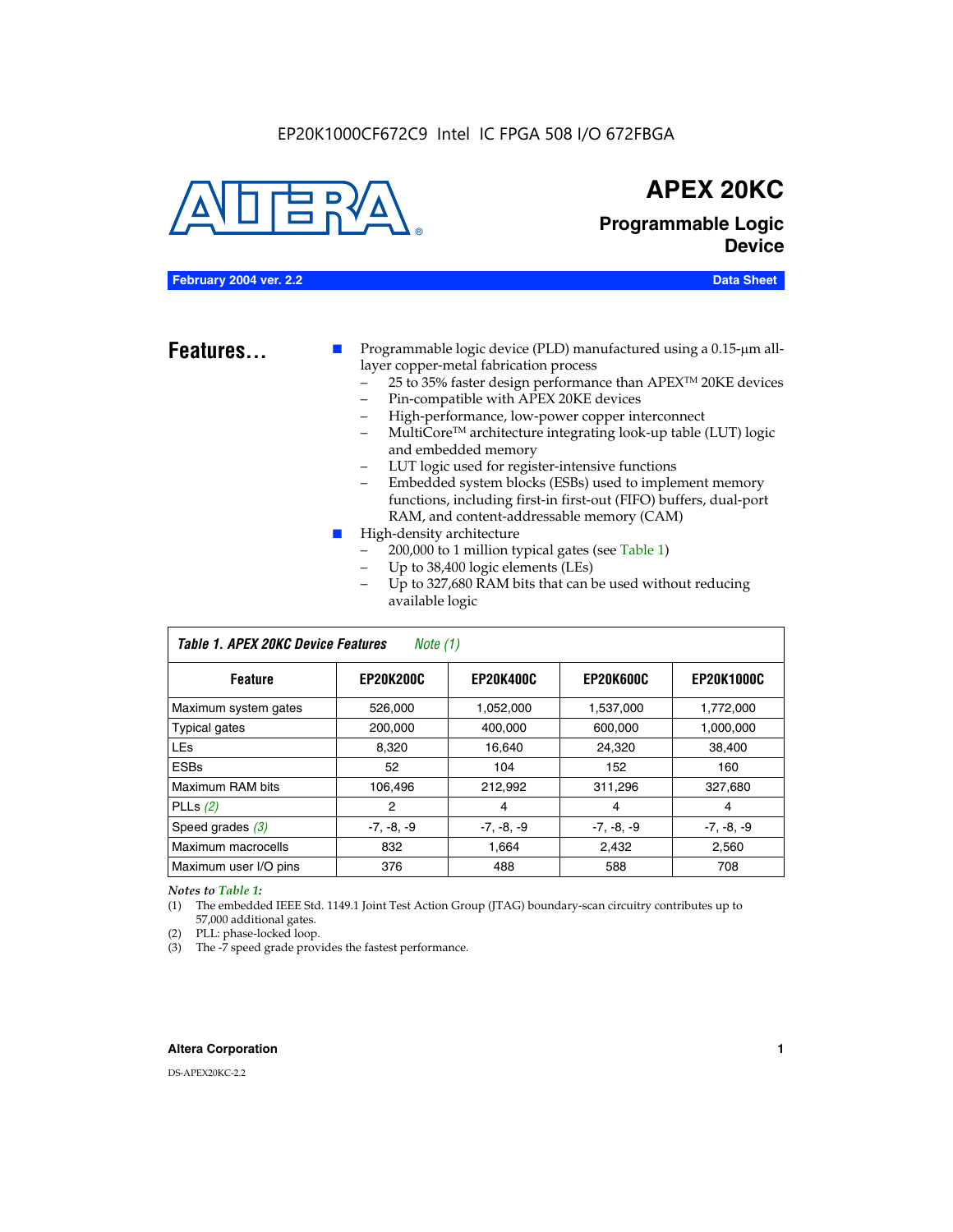EP20K1000CF672C9 Intel IC FPGA 508 I/O 672FBGA

# APEX 20KC

## Programmable Logic Device

**February 2004 ver. 2.2** — **Data Sheet**

## Features...

- Programmable logic device (PLD) manufactured using a 0.15-µm all-layer copper-metal fabrication process
  - 25 to 35% faster design performance than APEX™ 20KE devices
  - Pin-compatible with APEX 20KE devices
  - High-performance, low-power copper interconnect
  - MultiCore™ architecture integrating look-up table (LUT) logic and embedded memory
  - LUT logic used for register-intensive functions
  - Embedded system blocks (ESBs) used to implement memory functions, including first-in first-out (FIFO) buffers, dual-port RAM, and content-addressable memory (CAM)
- High-density architecture
  - 200,000 to 1 million typical gates (see Table 1)
  - Up to 38,400 logic elements (LEs)
  - Up to 327,680 RAM bits that can be used without reducing available logic

*Table 1. APEX 20KC Device Features* *Note (1)*

| Feature | EP20K200C | EP20K400C | EP20K600C | EP20K1000C |
|---|---|---|---|---|
| Maximum system gates | 526,000 | 1,052,000 | 1,537,000 | 1,772,000 |
| Typical gates | 200,000 | 400,000 | 600,000 | 1,000,000 |
| LEs | 8,320 | 16,640 | 24,320 | 38,400 |
| ESBs | 52 | 104 | 152 | 160 |
| Maximum RAM bits | 106,496 | 212,992 | 311,296 | 327,680 |
| PLLs (2) | 2 | 4 | 4 | 4 |
| Speed grades (3) | -7, -8, -9 | -7, -8, -9 | -7, -8, -9 | -7, -8, -9 |
| Maximum macrocells | 832 | 1,664 | 2,432 | 2,560 |
| Maximum user I/O pins | 376 | 488 | 588 | 708 |

*Notes to Table 1:*

(1) The embedded IEEE Std. 1149.1 Joint Test Action Group (JTAG) boundary-scan circuitry contributes up to 57,000 additional gates.

(2) PLL: phase-locked loop.

(3) The -7 speed grade provides the fastest performance.

**Altera Corporation**

DS-APEX20KC-2.2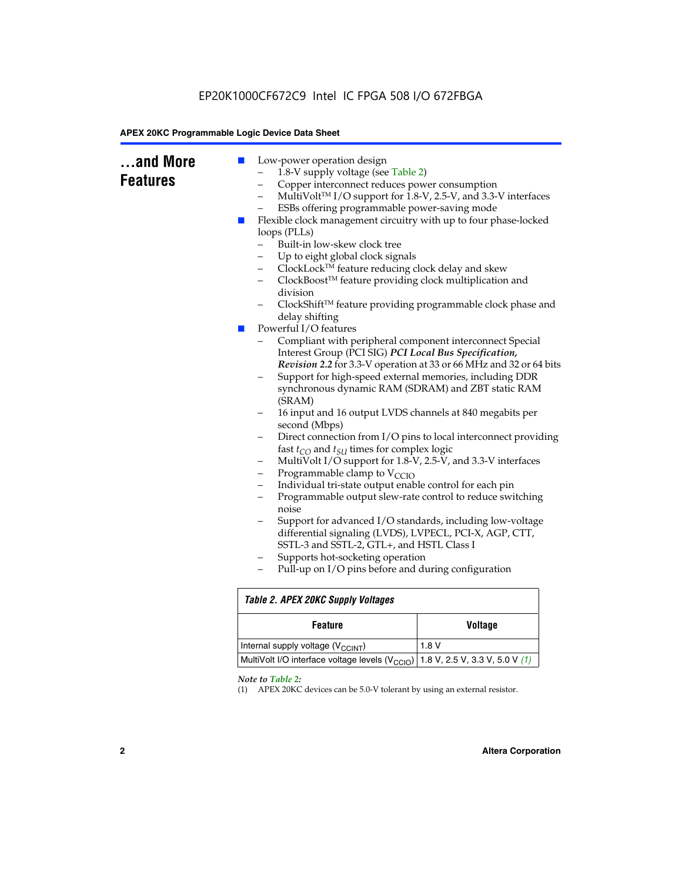## ...and More Features

- Low-power operation design
  - 1.8-V supply voltage (see Table 2)
  - Copper interconnect reduces power consumption
  - MultiVolt™ I/O support for 1.8-V, 2.5-V, and 3.3-V interfaces
  - ESBs offering programmable power-saving mode
- Flexible clock management circuitry with up to four phase-locked loops (PLLs)
  - Built-in low-skew clock tree
  - Up to eight global clock signals
  - ClockLock™ feature reducing clock delay and skew
  - ClockBoost™ feature providing clock multiplication and division
  - ClockShift™ feature providing programmable clock phase and delay shifting
- Powerful I/O features
  - Compliant with peripheral component interconnect Special Interest Group (PCI SIG) ***PCI Local Bus Specification, Revision 2.2*** for 3.3-V operation at 33 or 66 MHz and 32 or 64 bits
  - Support for high-speed external memories, including DDR synchronous dynamic RAM (SDRAM) and ZBT static RAM (SRAM)
  - 16 input and 16 output LVDS channels at 840 megabits per second (Mbps)
  - Direct connection from I/O pins to local interconnect providing fast $t_{CO}$ and $t_{SU}$ times for complex logic
  - MultiVolt I/O support for 1.8-V, 2.5-V, and 3.3-V interfaces
  - Programmable clamp to $V_{CCIO}$
  - Individual tri-state output enable control for each pin
  - Programmable output slew-rate control to reduce switching noise
  - Support for advanced I/O standards, including low-voltage differential signaling (LVDS), LVPECL, PCI-X, AGP, CTT, SSTL-3 and SSTL-2, GTL+, and HSTL Class I
  - Supports hot-socketing operation
  - Pull-up on I/O pins before and during configuration

**Table 2. APEX 20KC Supply Voltages**

| Feature | Voltage |
|---|---|
| Internal supply voltage ($V_{CCINT}$) | 1.8 V |
| MultiVolt I/O interface voltage levels ($V_{CCIO}$) | 1.8 V, 2.5 V, 3.3 V, 5.0 V *(1)* |

*Note to Table 2:*

(1) APEX 20KC devices can be 5.0-V tolerant by using an external resistor.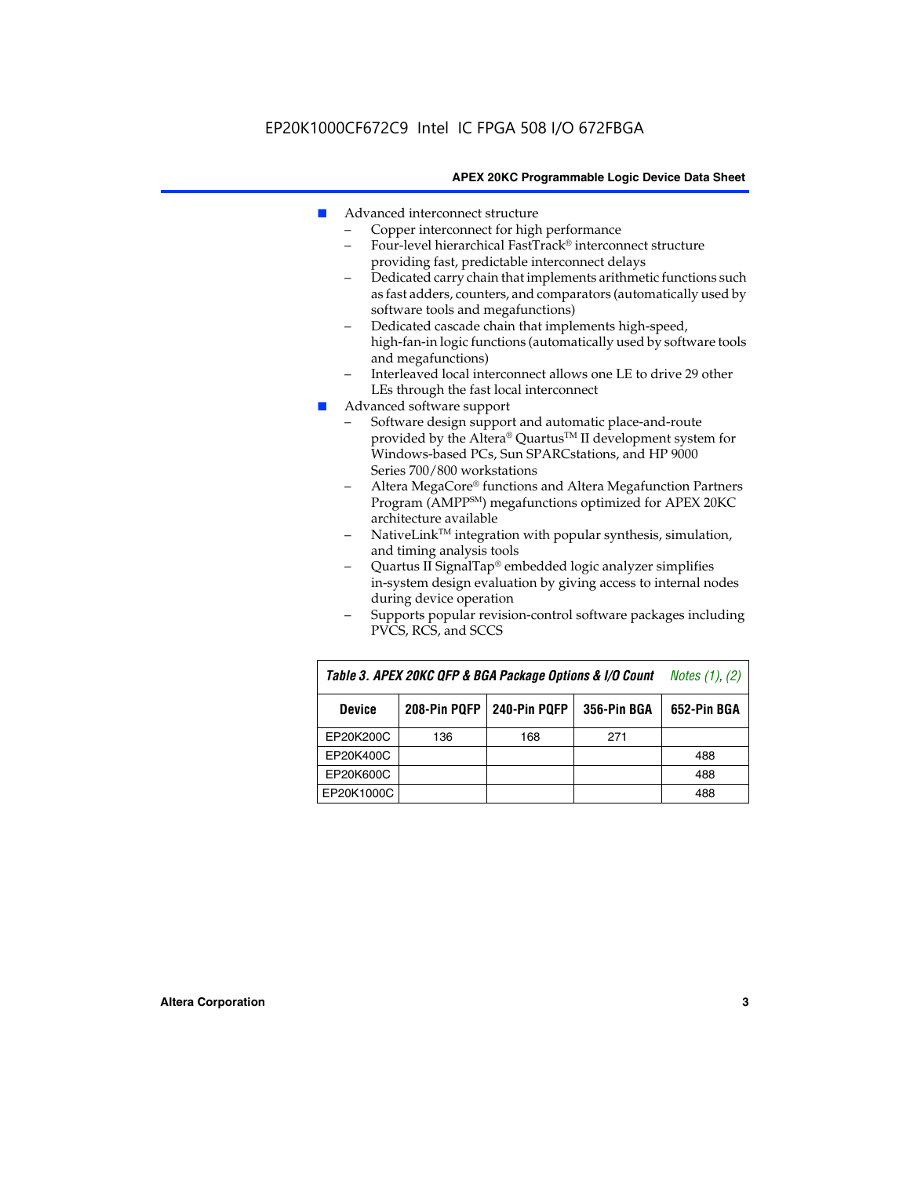- Advanced interconnect structure
  - Copper interconnect for high performance
  - Four-level hierarchical FastTrack® interconnect structure providing fast, predictable interconnect delays
  - Dedicated carry chain that implements arithmetic functions such as fast adders, counters, and comparators (automatically used by software tools and megafunctions)
  - Dedicated cascade chain that implements high-speed, high-fan-in logic functions (automatically used by software tools and megafunctions)
  - Interleaved local interconnect allows one LE to drive 29 other LEs through the fast local interconnect
- Advanced software support
  - Software design support and automatic place-and-route provided by the Altera® Quartus™ II development system for Windows-based PCs, Sun SPARCstations, and HP 9000 Series 700/800 workstations
  - Altera MegaCore® functions and Altera Megafunction Partners Program (AMPP℠) megafunctions optimized for APEX 20KC architecture available
  - NativeLink™ integration with popular synthesis, simulation, and timing analysis tools
  - Quartus II SignalTap® embedded logic analyzer simplifies in-system design evaluation by giving access to internal nodes during device operation
  - Supports popular revision-control software packages including PVCS, RCS, and SCCS

*Table 3. APEX 20KC QFP & BGA Package Options & I/O Count* *Notes (1), (2)*

| Device | 208-Pin PQFP | 240-Pin PQFP | 356-Pin BGA | 652-Pin BGA |
|---|---|---|---|---|
| EP20K200C | 136 | 168 | 271 | |
| EP20K400C | | | | 488 |
| EP20K600C | | | | 488 |
| EP20K1000C | | | | 488 |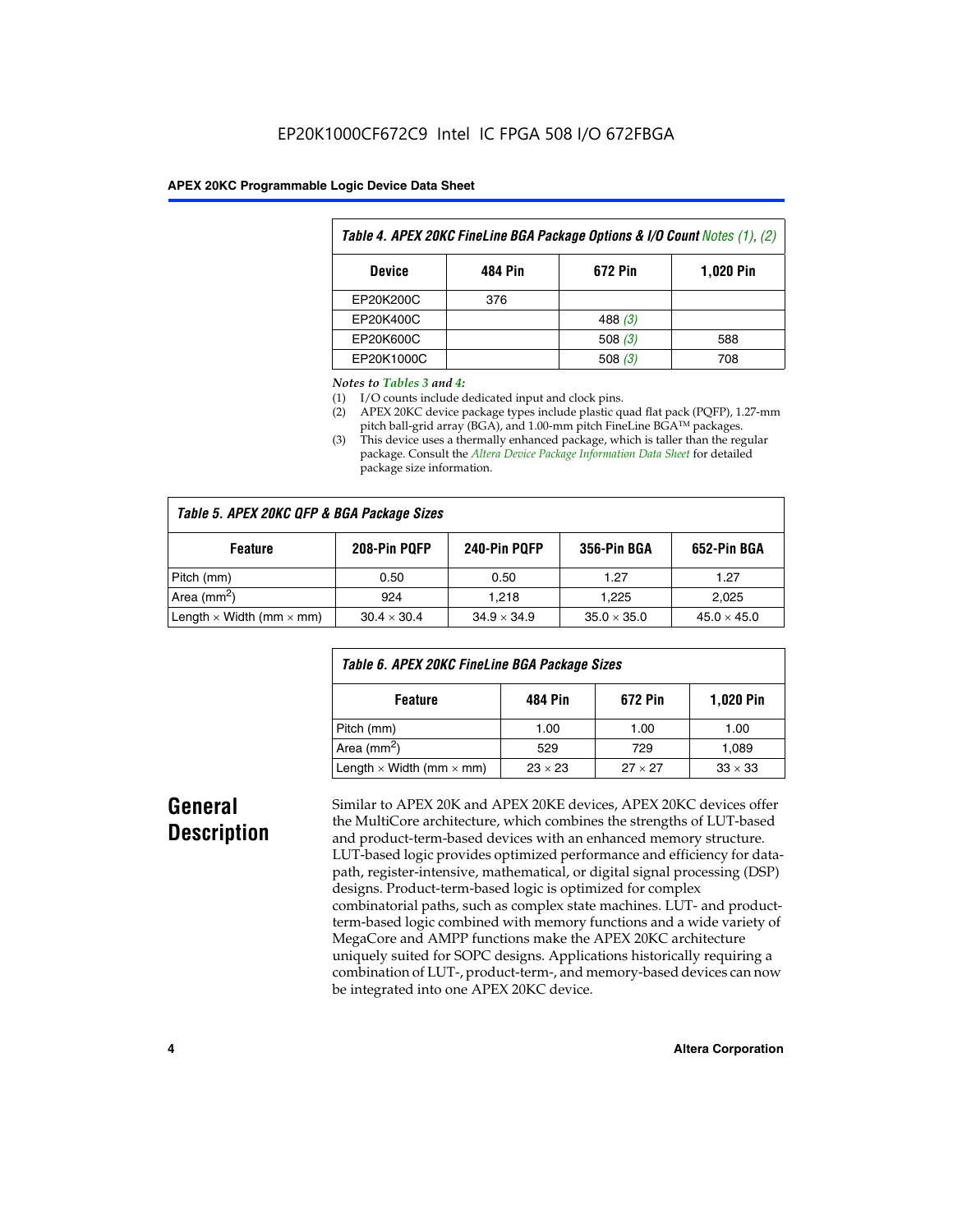*Table 4. APEX 20KC FineLine BGA Package Options & I/O Count Notes (1), (2)*

| Device | 484 Pin | 672 Pin | 1,020 Pin |
|---|---|---|---|
| EP20K200C | 376 | | |
| EP20K400C | | 488 *(3)* | |
| EP20K600C | | 508 *(3)* | 588 |
| EP20K1000C | | 508 *(3)* | 708 |

*Notes to Tables 3 and 4:*

(1) I/O counts include dedicated input and clock pins.

(2) APEX 20KC device package types include plastic quad flat pack (PQFP), 1.27-mm pitch ball-grid array (BGA), and 1.00-mm pitch FineLine BGA™ packages.

(3) This device uses a thermally enhanced package, which is taller than the regular package. Consult the *Altera Device Package Information Data Sheet* for detailed package size information.

*Table 5. APEX 20KC QFP & BGA Package Sizes*

| Feature | 208-Pin PQFP | 240-Pin PQFP | 356-Pin BGA | 652-Pin BGA |
|---|---|---|---|---|
| Pitch (mm) | 0.50 | 0.50 | 1.27 | 1.27 |
| Area ($mm^2$) | 924 | 1,218 | 1,225 | 2,025 |
| Length × Width (mm × mm) | 30.4 × 30.4 | 34.9 × 34.9 | 35.0 × 35.0 | 45.0 × 45.0 |

*Table 6. APEX 20KC FineLine BGA Package Sizes*

| Feature | 484 Pin | 672 Pin | 1,020 Pin |
|---|---|---|---|
| Pitch (mm) | 1.00 | 1.00 | 1.00 |
| Area ($mm^2$) | 529 | 729 | 1,089 |
| Length × Width (mm × mm) | 23 × 23 | 27 × 27 | 33 × 33 |

## General Description

Similar to APEX 20K and APEX 20KE devices, APEX 20KC devices offer the MultiCore architecture, which combines the strengths of LUT-based and product-term-based devices with an enhanced memory structure. LUT-based logic provides optimized performance and efficiency for data-path, register-intensive, mathematical, or digital signal processing (DSP) designs. Product-term-based logic is optimized for complex combinatorial paths, such as complex state machines. LUT- and product-term-based logic combined with memory functions and a wide variety of MegaCore and AMPP functions make the APEX 20KC architecture uniquely suited for SOPC designs. Applications historically requiring a combination of LUT-, product-term-, and memory-based devices can now be integrated into one APEX 20KC device.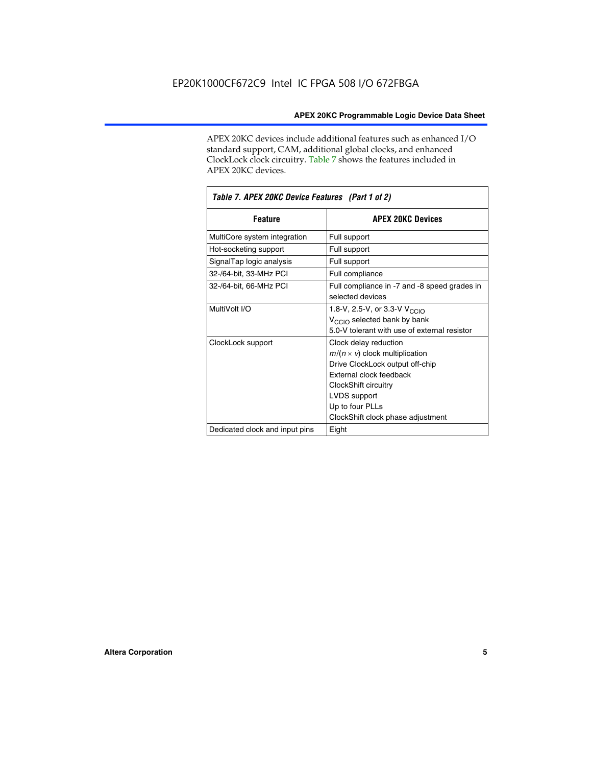APEX 20KC devices include additional features such as enhanced I/O standard support, CAM, additional global clocks, and enhanced ClockLock clock circuitry. Table 7 shows the features included in APEX 20KC devices.

*Table 7. APEX 20KC Device Features (Part 1 of 2)*

| Feature | APEX 20KC Devices |
|---|---|
| MultiCore system integration | Full support |
| Hot-socketing support | Full support |
| SignalTap logic analysis | Full support |
| 32-/64-bit, 33-MHz PCI | Full compliance |
| 32-/64-bit, 66-MHz PCI | Full compliance in -7 and -8 speed grades in selected devices |
| MultiVolt I/O | 1.8-V, 2.5-V, or 3.3-V $V_{CCIO}$<br>$V_{CCIO}$ selected bank by bank<br>5.0-V tolerant with use of external resistor |
| ClockLock support | Clock delay reduction<br>$m/(n \times v)$ clock multiplication<br>Drive ClockLock output off-chip<br>External clock feedback<br>ClockShift circuitry<br>LVDS support<br>Up to four PLLs<br>ClockShift clock phase adjustment |
| Dedicated clock and input pins | Eight |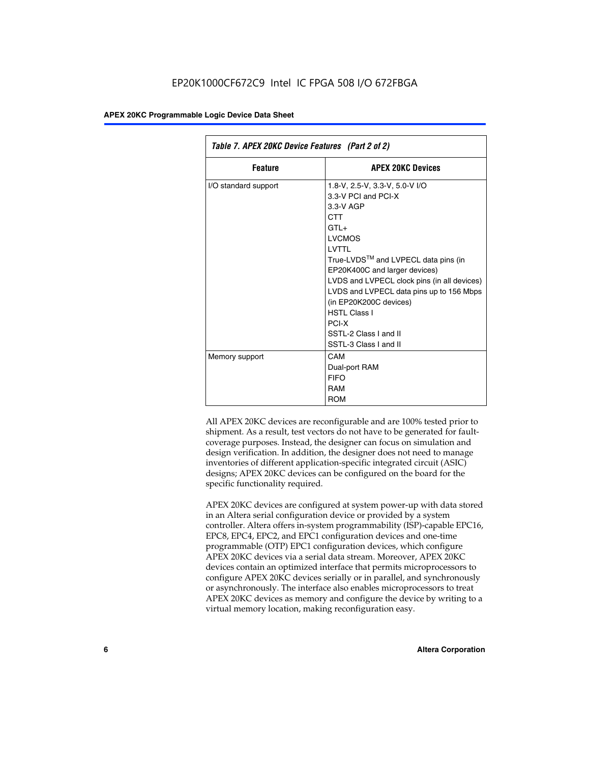*Table 7. APEX 20KC Device Features (Part 2 of 2)*

| Feature | APEX 20KC Devices |
|---|---|
| I/O standard support | 1.8-V, 2.5-V, 3.3-V, 5.0-V I/O<br>3.3-V PCI and PCI-X<br>3.3-V AGP<br>CTT<br>GTL+<br>LVCMOS<br>LVTTL<br>True-LVDS™ and LVPECL data pins (in EP20K400C and larger devices)<br>LVDS and LVPECL clock pins (in all devices)<br>LVDS and LVPECL data pins up to 156 Mbps (in EP20K200C devices)<br>HSTL Class I<br>PCI-X<br>SSTL-2 Class I and II<br>SSTL-3 Class I and II |
| Memory support | CAM<br>Dual-port RAM<br>FIFO<br>RAM<br>ROM |

All APEX 20KC devices are reconfigurable and are 100% tested prior to shipment. As a result, test vectors do not have to be generated for fault-coverage purposes. Instead, the designer can focus on simulation and design verification. In addition, the designer does not need to manage inventories of different application-specific integrated circuit (ASIC) designs; APEX 20KC devices can be configured on the board for the specific functionality required.

APEX 20KC devices are configured at system power-up with data stored in an Altera serial configuration device or provided by a system controller. Altera offers in-system programmability (ISP)-capable EPC16, EPC8, EPC4, EPC2, and EPC1 configuration devices and one-time programmable (OTP) EPC1 configuration devices, which configure APEX 20KC devices via a serial data stream. Moreover, APEX 20KC devices contain an optimized interface that permits microprocessors to configure APEX 20KC devices serially or in parallel, and synchronously or asynchronously. The interface also enables microprocessors to treat APEX 20KC devices as memory and configure the device by writing to a virtual memory location, making reconfiguration easy.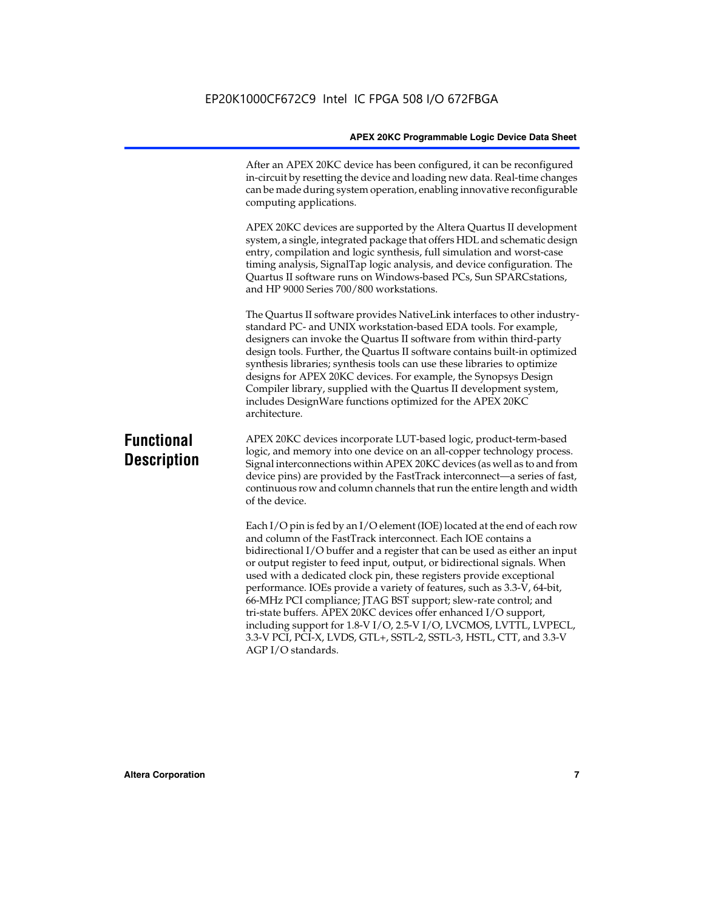After an APEX 20KC device has been configured, it can be reconfigured in-circuit by resetting the device and loading new data. Real-time changes can be made during system operation, enabling innovative reconfigurable computing applications.

APEX 20KC devices are supported by the Altera Quartus II development system, a single, integrated package that offers HDL and schematic design entry, compilation and logic synthesis, full simulation and worst-case timing analysis, SignalTap logic analysis, and device configuration. The Quartus II software runs on Windows-based PCs, Sun SPARCstations, and HP 9000 Series 700/800 workstations.

The Quartus II software provides NativeLink interfaces to other industry-standard PC- and UNIX workstation-based EDA tools. For example, designers can invoke the Quartus II software from within third-party design tools. Further, the Quartus II software contains built-in optimized synthesis libraries; synthesis tools can use these libraries to optimize designs for APEX 20KC devices. For example, the Synopsys Design Compiler library, supplied with the Quartus II development system, includes DesignWare functions optimized for the APEX 20KC architecture.

## Functional Description

APEX 20KC devices incorporate LUT-based logic, product-term-based logic, and memory into one device on an all-copper technology process. Signal interconnections within APEX 20KC devices (as well as to and from device pins) are provided by the FastTrack interconnect—a series of fast, continuous row and column channels that run the entire length and width of the device.

Each I/O pin is fed by an I/O element (IOE) located at the end of each row and column of the FastTrack interconnect. Each IOE contains a bidirectional I/O buffer and a register that can be used as either an input or output register to feed input, output, or bidirectional signals. When used with a dedicated clock pin, these registers provide exceptional performance. IOEs provide a variety of features, such as 3.3-V, 64-bit, 66-MHz PCI compliance; JTAG BST support; slew-rate control; and tri-state buffers. APEX 20KC devices offer enhanced I/O support, including support for 1.8-V I/O, 2.5-V I/O, LVCMOS, LVTTL, LVPECL, 3.3-V PCI, PCI-X, LVDS, GTL+, SSTL-2, SSTL-3, HSTL, CTT, and 3.3-V AGP I/O standards.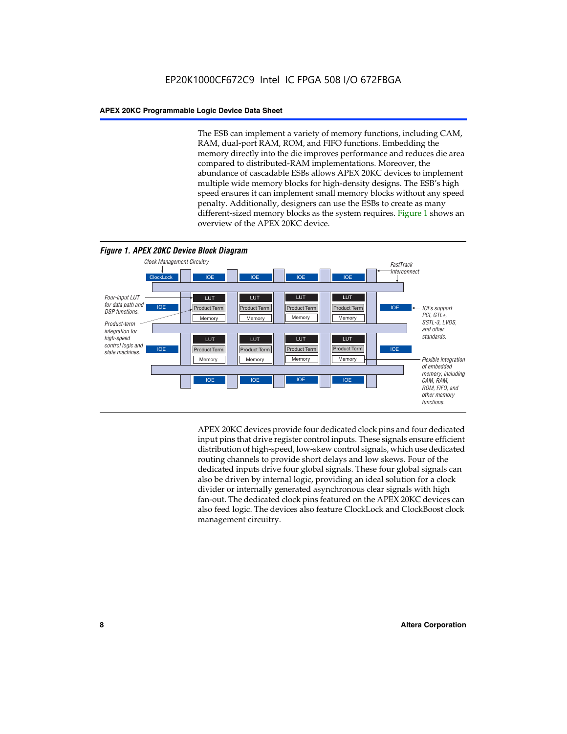The ESB can implement a variety of memory functions, including CAM, RAM, dual-port RAM, ROM, and FIFO functions. Embedding the memory directly into the die improves performance and reduces die area compared to distributed-RAM implementations. Moreover, the abundance of cascadable ESBs allows APEX 20KC devices to implement multiple wide memory blocks for high-density designs. The ESB's high speed ensures it can implement small memory blocks without any speed penalty. Additionally, designers can use the ESBs to create as many different-sized memory blocks as the system requires. Figure 1 shows an overview of the APEX 20KC device.

*Figure 1. APEX 20KC Device Block Diagram*

Clock Management Circuitry | ClockLock | IOE | FastTrack Interconnect | LUT | Product Term | Memory | Four-input LUT for data path and DSP functions. | Product-term integration for high-speed control logic and state machines. | IOEs support PCI, GTL+, SSTL-3, LVDS, and other standards. | Flexible integration of embedded memory, including CAM, RAM, ROM, FIFO, and other memory functions.

APEX 20KC devices provide four dedicated clock pins and four dedicated input pins that drive register control inputs. These signals ensure efficient distribution of high-speed, low-skew control signals, which use dedicated routing channels to provide short delays and low skews. Four of the dedicated inputs drive four global signals. These four global signals can also be driven by internal logic, providing an ideal solution for a clock divider or internally generated asynchronous clear signals with high fan-out. The dedicated clock pins featured on the APEX 20KC devices can also feed logic. The devices also feature ClockLock and ClockBoost clock management circuitry.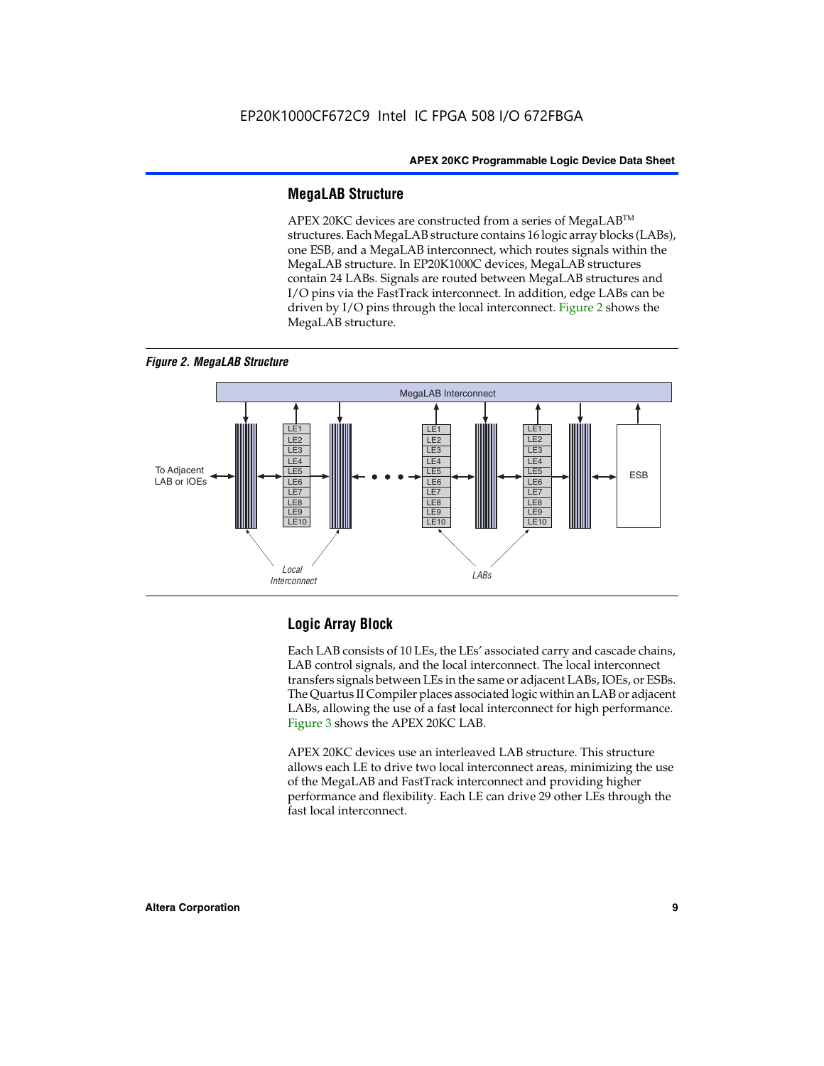## MegaLAB Structure

APEX 20KC devices are constructed from a series of MegaLAB™ structures. Each MegaLAB structure contains 16 logic array blocks (LABs), one ESB, and a MegaLAB interconnect, which routes signals within the MegaLAB structure. In EP20K1000C devices, MegaLAB structures contain 24 LABs. Signals are routed between MegaLAB structures and I/O pins via the FastTrack interconnect. In addition, edge LABs can be driven by I/O pins through the local interconnect. Figure 2 shows the MegaLAB structure.

*Figure 2. MegaLAB Structure*

## Logic Array Block

Each LAB consists of 10 LEs, the LEs' associated carry and cascade chains, LAB control signals, and the local interconnect. The local interconnect transfers signals between LEs in the same or adjacent LABs, IOEs, or ESBs. The Quartus II Compiler places associated logic within an LAB or adjacent LABs, allowing the use of a fast local interconnect for high performance. Figure 3 shows the APEX 20KC LAB.

APEX 20KC devices use an interleaved LAB structure. This structure allows each LE to drive two local interconnect areas, minimizing the use of the MegaLAB and FastTrack interconnect and providing higher performance and flexibility. Each LE can drive 29 other LEs through the fast local interconnect.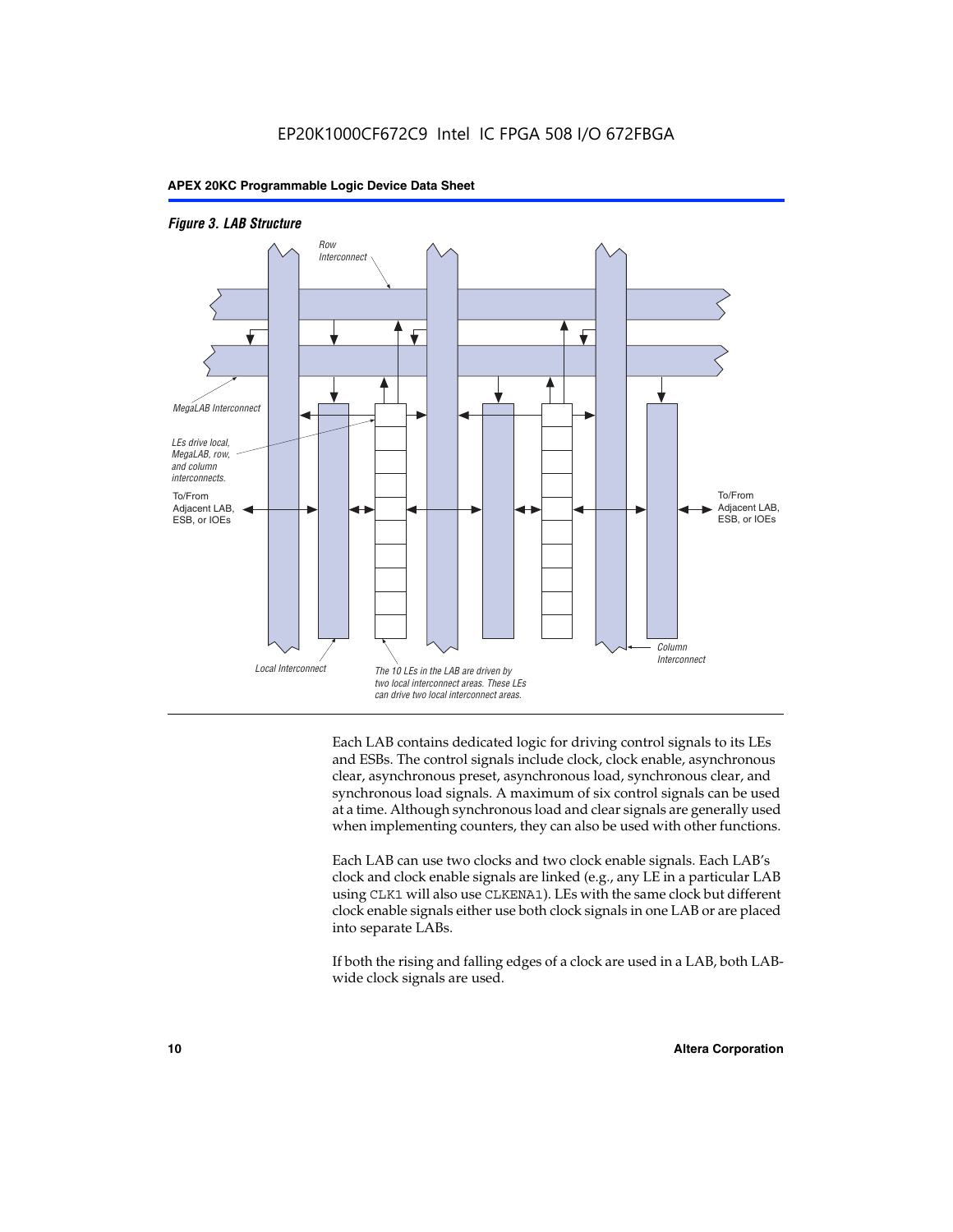*Figure 3. LAB Structure*

Row Interconnect

MegaLAB Interconnect

LEs drive local, MegaLAB, row, and column interconnects.

To/From Adjacent LAB, ESB, or IOEs

To/From Adjacent LAB, ESB, or IOEs

Column Interconnect

Local Interconnect

The 10 LEs in the LAB are driven by two local interconnect areas. These LEs can drive two local interconnect areas.

Each LAB contains dedicated logic for driving control signals to its LEs and ESBs. The control signals include clock, clock enable, asynchronous clear, asynchronous preset, asynchronous load, synchronous clear, and synchronous load signals. A maximum of six control signals can be used at a time. Although synchronous load and clear signals are generally used when implementing counters, they can also be used with other functions.

Each LAB can use two clocks and two clock enable signals. Each LAB's clock and clock enable signals are linked (e.g., any LE in a particular LAB using `CLK1` will also use `CLKENA1`). LEs with the same clock but different clock enable signals either use both clock signals in one LAB or are placed into separate LABs.

If both the rising and falling edges of a clock are used in a LAB, both LAB-wide clock signals are used.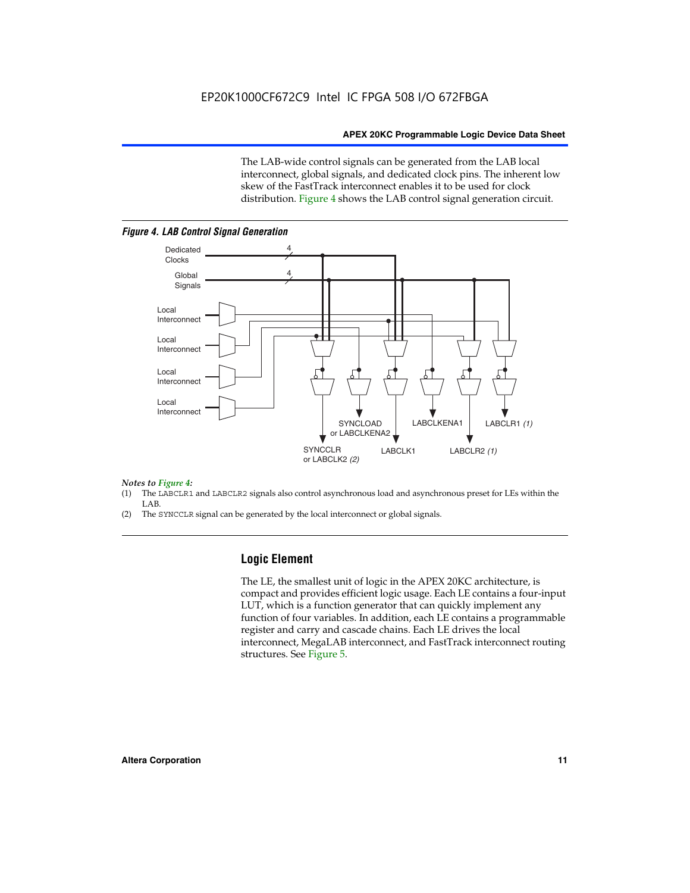The LAB-wide control signals can be generated from the LAB local interconnect, global signals, and dedicated clock pins. The inherent low skew of the FastTrack interconnect enables it to be used for clock distribution. Figure 4 shows the LAB control signal generation circuit.

*Figure 4. LAB Control Signal Generation*

*Notes to Figure 4:*

(1) The LABCLR1 and LABCLR2 signals also control asynchronous load and asynchronous preset for LEs within the LAB.

(2) The SYNCCLR signal can be generated by the local interconnect or global signals.

## Logic Element

The LE, the smallest unit of logic in the APEX 20KC architecture, is compact and provides efficient logic usage. Each LE contains a four-input LUT, which is a function generator that can quickly implement any function of four variables. In addition, each LE contains a programmable register and carry and cascade chains. Each LE drives the local interconnect, MegaLAB interconnect, and FastTrack interconnect routing structures. See Figure 5.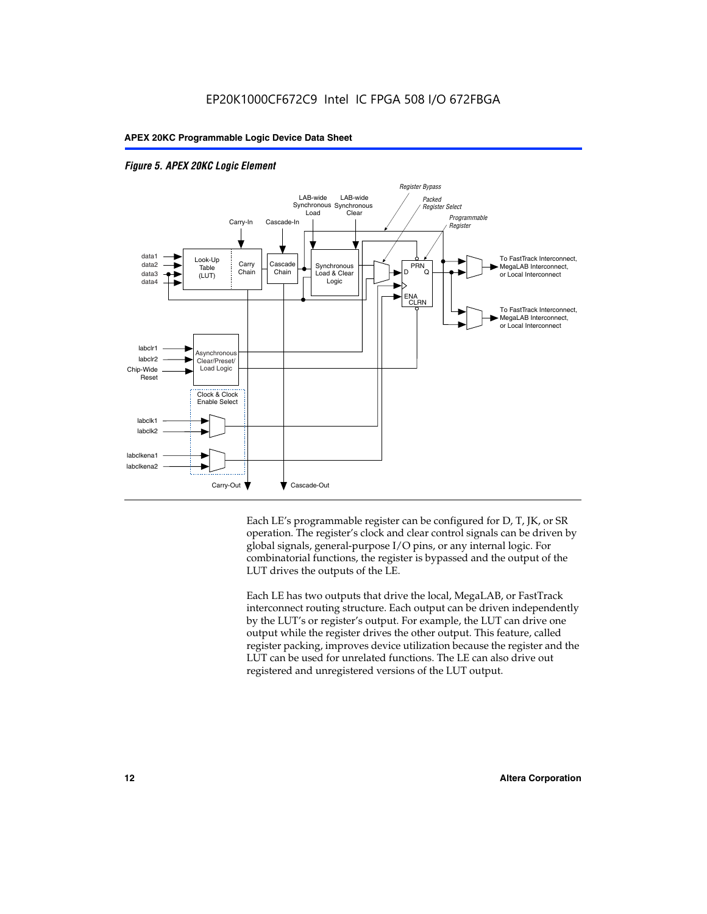*Figure 5. APEX 20KC Logic Element*

Each LE's programmable register can be configured for D, T, JK, or SR operation. The register's clock and clear control signals can be driven by global signals, general-purpose I/O pins, or any internal logic. For combinatorial functions, the register is bypassed and the output of the LUT drives the outputs of the LE.

Each LE has two outputs that drive the local, MegaLAB, or FastTrack interconnect routing structure. Each output can be driven independently by the LUT's or register's output. For example, the LUT can drive one output while the register drives the other output. This feature, called register packing, improves device utilization because the register and the LUT can be used for unrelated functions. The LE can also drive out registered and unregistered versions of the LUT output.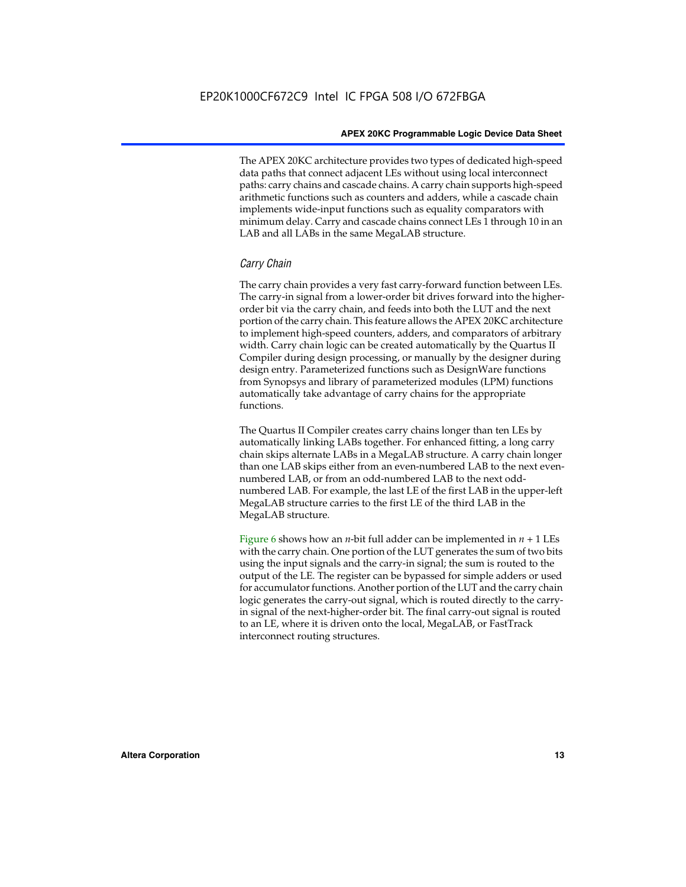The APEX 20KC architecture provides two types of dedicated high-speed data paths that connect adjacent LEs without using local interconnect paths: carry chains and cascade chains. A carry chain supports high-speed arithmetic functions such as counters and adders, while a cascade chain implements wide-input functions such as equality comparators with minimum delay. Carry and cascade chains connect LEs 1 through 10 in an LAB and all LABs in the same MegaLAB structure.

### *Carry Chain*

The carry chain provides a very fast carry-forward function between LEs. The carry-in signal from a lower-order bit drives forward into the higher-order bit via the carry chain, and feeds into both the LUT and the next portion of the carry chain. This feature allows the APEX 20KC architecture to implement high-speed counters, adders, and comparators of arbitrary width. Carry chain logic can be created automatically by the Quartus II Compiler during design processing, or manually by the designer during design entry. Parameterized functions such as DesignWare functions from Synopsys and library of parameterized modules (LPM) functions automatically take advantage of carry chains for the appropriate functions.

The Quartus II Compiler creates carry chains longer than ten LEs by automatically linking LABs together. For enhanced fitting, a long carry chain skips alternate LABs in a MegaLAB structure. A carry chain longer than one LAB skips either from an even-numbered LAB to the next even-numbered LAB, or from an odd-numbered LAB to the next odd-numbered LAB. For example, the last LE of the first LAB in the upper-left MegaLAB structure carries to the first LE of the third LAB in the MegaLAB structure.

Figure 6 shows how an $n$-bit full adder can be implemented in $n + 1$ LEs with the carry chain. One portion of the LUT generates the sum of two bits using the input signals and the carry-in signal; the sum is routed to the output of the LE. The register can be bypassed for simple adders or used for accumulator functions. Another portion of the LUT and the carry chain logic generates the carry-out signal, which is routed directly to the carry-in signal of the next-higher-order bit. The final carry-out signal is routed to an LE, where it is driven onto the local, MegaLAB, or FastTrack interconnect routing structures.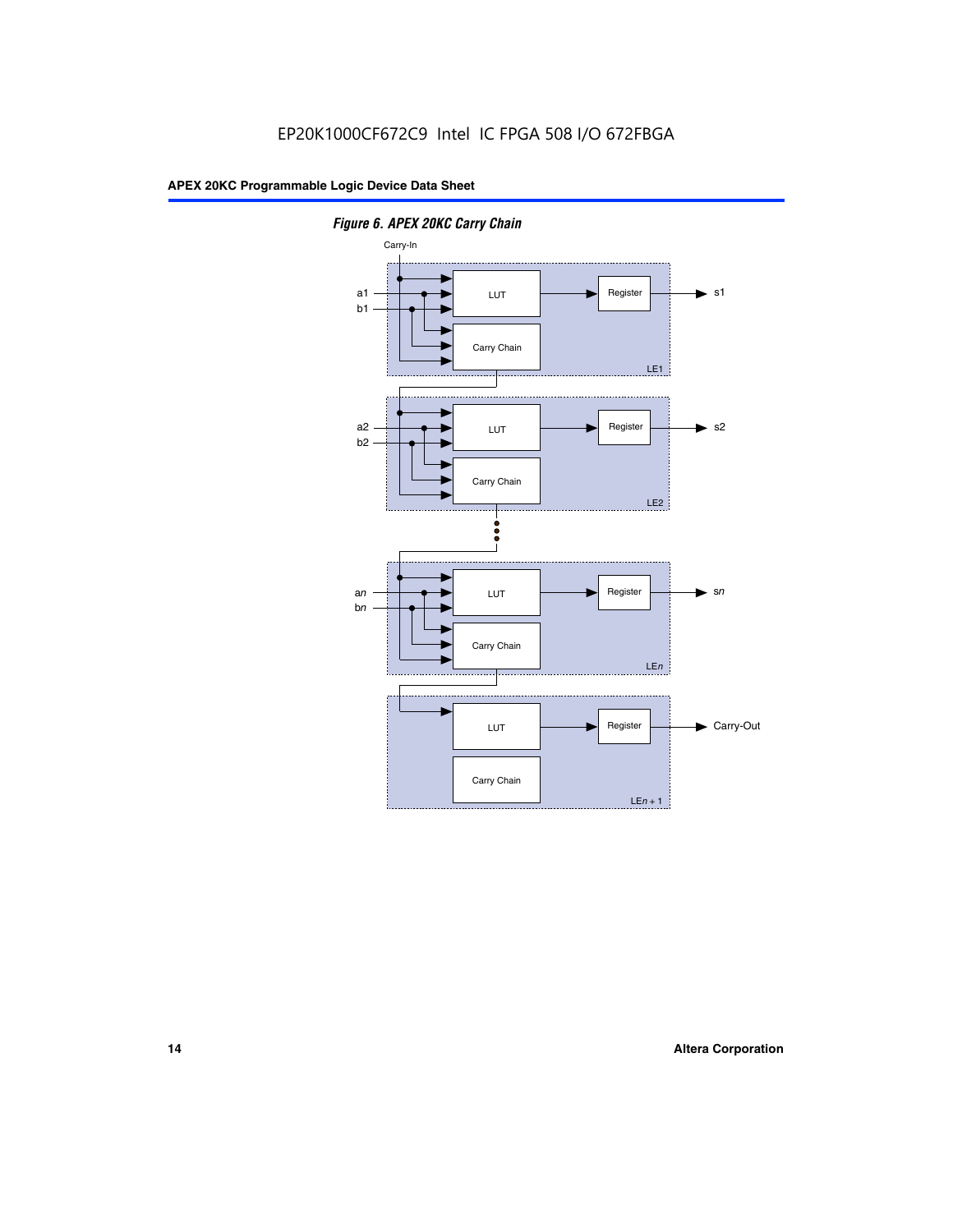*Figure 6. APEX 20KC Carry Chain*

Carry-In

a1
b1

LUT

Register

s1

Carry Chain

LE1

a2
b2

LUT

Register

s2

Carry Chain

LE2

*an*
*bn*

LUT

Register

*sn*

Carry Chain

LE*n*

LUT

Register

Carry-Out

Carry Chain

LE*n* + 1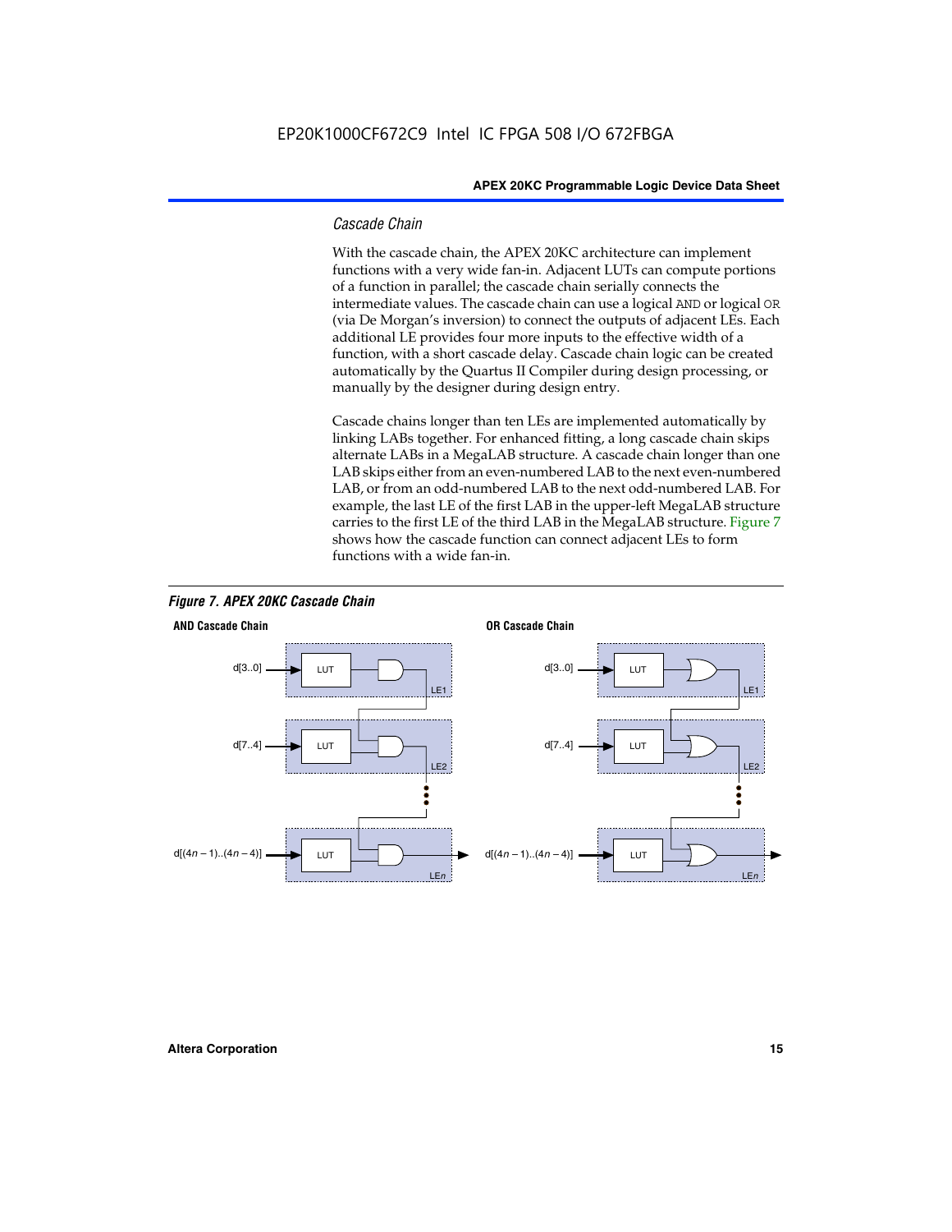### Cascade Chain

With the cascade chain, the APEX 20KC architecture can implement functions with a very wide fan-in. Adjacent LUTs can compute portions of a function in parallel; the cascade chain serially connects the intermediate values. The cascade chain can use a logical `AND` or logical `OR` (via De Morgan's inversion) to connect the outputs of adjacent LEs. Each additional LE provides four more inputs to the effective width of a function, with a short cascade delay. Cascade chain logic can be created automatically by the Quartus II Compiler during design processing, or manually by the designer during design entry.

Cascade chains longer than ten LEs are implemented automatically by linking LABs together. For enhanced fitting, a long cascade chain skips alternate LABs in a MegaLAB structure. A cascade chain longer than one LAB skips either from an even-numbered LAB to the next even-numbered LAB, or from an odd-numbered LAB to the next odd-numbered LAB. For example, the last LE of the first LAB in the upper-left MegaLAB structure carries to the first LE of the third LAB in the MegaLAB structure. Figure 7 shows how the cascade function can connect adjacent LEs to form functions with a wide fan-in.

***Figure 7. APEX 20KC Cascade Chain***

**AND Cascade Chain**

d[3..0] → LUT → AND (LE1)
d[7..4] → LUT → AND (LE2)
d[(4n – 1)..(4n – 4)] → LUT → AND (LEn) →

**OR Cascade Chain**

d[3..0] → LUT → OR (LE1)
d[7..4] → LUT → OR (LE2)
d[(4n – 1)..(4n – 4)] → LUT → OR (LEn) →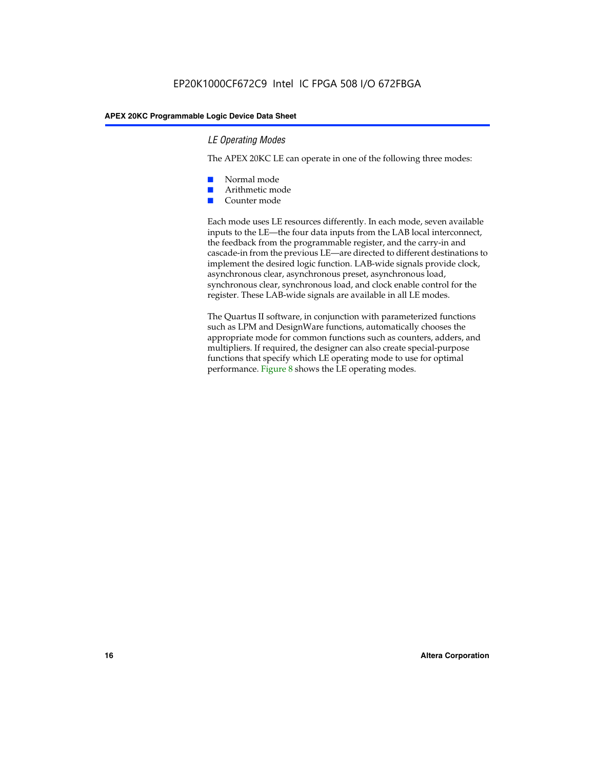### *LE Operating Modes*

The APEX 20KC LE can operate in one of the following three modes:

- Normal mode
- Arithmetic mode
- Counter mode

Each mode uses LE resources differently. In each mode, seven available inputs to the LE—the four data inputs from the LAB local interconnect, the feedback from the programmable register, and the carry-in and cascade-in from the previous LE—are directed to different destinations to implement the desired logic function. LAB-wide signals provide clock, asynchronous clear, asynchronous preset, asynchronous load, synchronous clear, synchronous load, and clock enable control for the register. These LAB-wide signals are available in all LE modes.

The Quartus II software, in conjunction with parameterized functions such as LPM and DesignWare functions, automatically chooses the appropriate mode for common functions such as counters, adders, and multipliers. If required, the designer can also create special-purpose functions that specify which LE operating mode to use for optimal performance. Figure 8 shows the LE operating modes.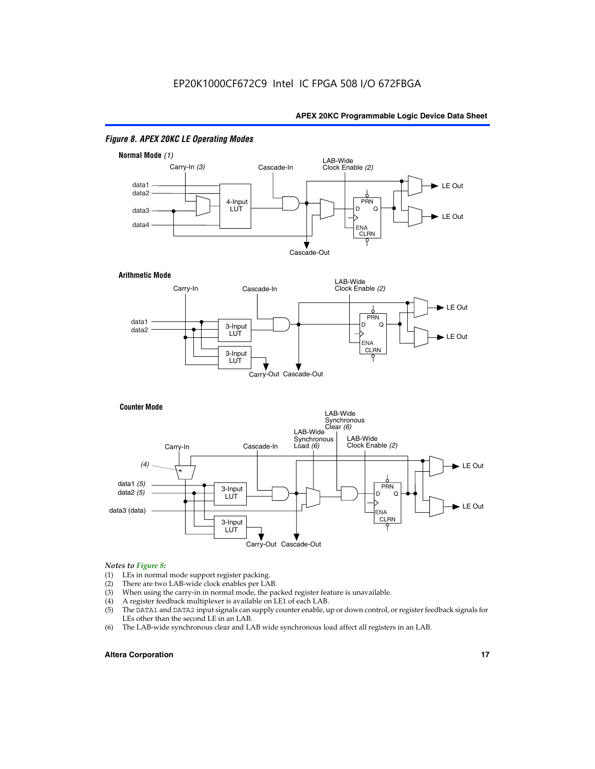*Figure 8. APEX 20KC LE Operating Modes*

**Normal Mode** *(1)*

Carry-In *(3)*, Cascade-In, LAB-Wide Clock Enable *(2)*, data1, data2, data3, data4, 4-Input LUT, PRN, D, Q, ENA, CLRN, LE Out, LE Out, Cascade-Out

**Arithmetic Mode**

Carry-In, Cascade-In, LAB-Wide Clock Enable *(2)*, data1, data2, 3-Input LUT, 3-Input LUT, PRN, D, Q, ENA, CLRN, LE Out, LE Out, Carry-Out, Cascade-Out

**Counter Mode**

Carry-In, Cascade-In, LAB-Wide Synchronous Load *(6)*, LAB-Wide Synchronous Clear *(6)*, LAB-Wide Clock Enable *(2)*, *(4)*, data1 *(5)*, data2 *(5)*, data3 (data), 3-Input LUT, 3-Input LUT, PRN, D, Q, ENA, CLRN, LE Out, LE Out, Carry-Out, Cascade-Out

*Notes to Figure 8:*

(1) LEs in normal mode support register packing.
(2) There are two LAB-wide clock enables per LAB.
(3) When using the carry-in in normal mode, the packed register feature is unavailable.
(4) A register feedback multiplexer is available on LE1 of each LAB.
(5) The DATA1 and DATA2 input signals can supply counter enable, up or down control, or register feedback signals for LEs other than the second LE in an LAB.
(6) The LAB-wide synchronous clear and LAB wide synchronous load affect all registers in an LAB.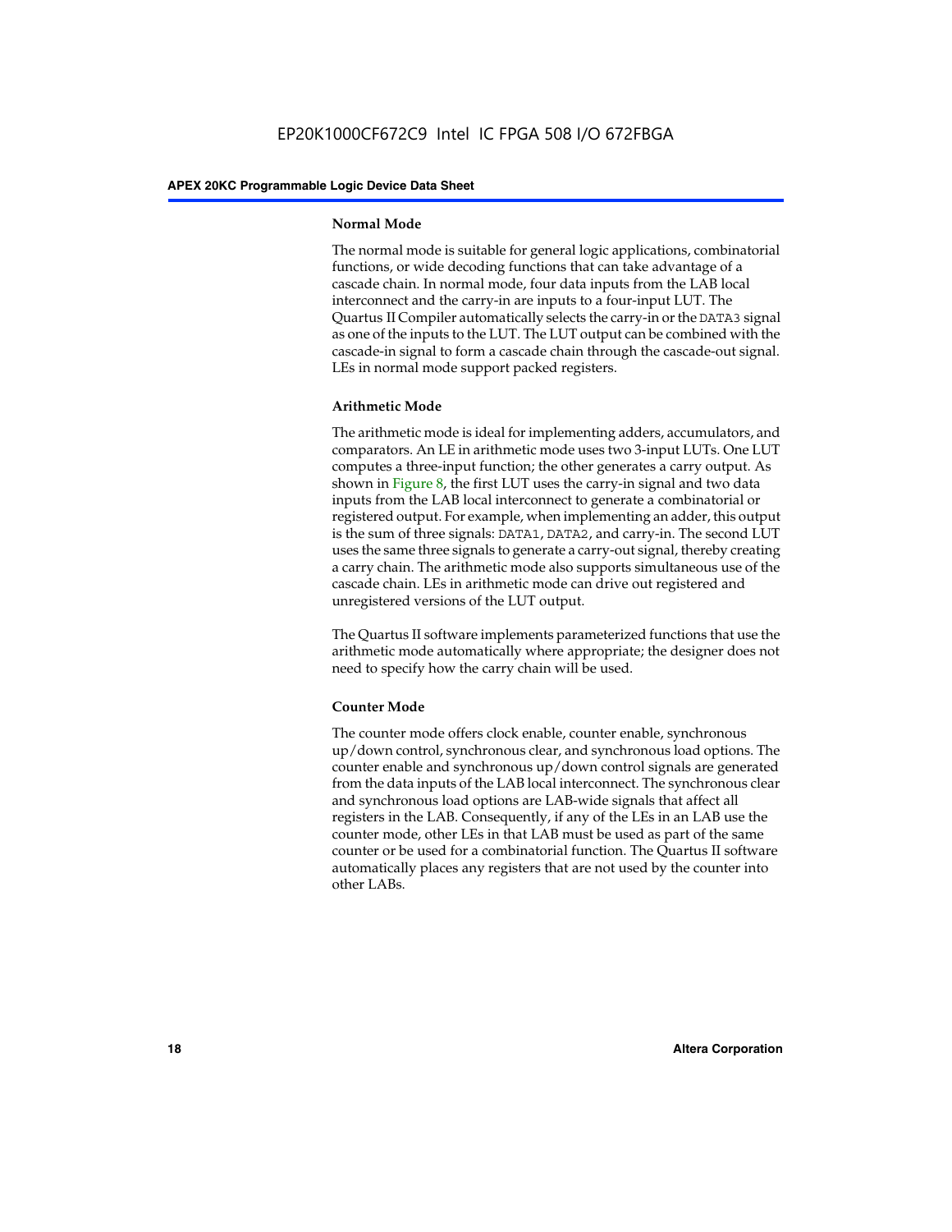#### Normal Mode

The normal mode is suitable for general logic applications, combinatorial functions, or wide decoding functions that can take advantage of a cascade chain. In normal mode, four data inputs from the LAB local interconnect and the carry-in are inputs to a four-input LUT. The Quartus II Compiler automatically selects the carry-in or the DATA3 signal as one of the inputs to the LUT. The LUT output can be combined with the cascade-in signal to form a cascade chain through the cascade-out signal. LEs in normal mode support packed registers.

#### Arithmetic Mode

The arithmetic mode is ideal for implementing adders, accumulators, and comparators. An LE in arithmetic mode uses two 3-input LUTs. One LUT computes a three-input function; the other generates a carry output. As shown in Figure 8, the first LUT uses the carry-in signal and two data inputs from the LAB local interconnect to generate a combinatorial or registered output. For example, when implementing an adder, this output is the sum of three signals: DATA1, DATA2, and carry-in. The second LUT uses the same three signals to generate a carry-out signal, thereby creating a carry chain. The arithmetic mode also supports simultaneous use of the cascade chain. LEs in arithmetic mode can drive out registered and unregistered versions of the LUT output.

The Quartus II software implements parameterized functions that use the arithmetic mode automatically where appropriate; the designer does not need to specify how the carry chain will be used.

#### Counter Mode

The counter mode offers clock enable, counter enable, synchronous up/down control, synchronous clear, and synchronous load options. The counter enable and synchronous up/down control signals are generated from the data inputs of the LAB local interconnect. The synchronous clear and synchronous load options are LAB-wide signals that affect all registers in the LAB. Consequently, if any of the LEs in an LAB use the counter mode, other LEs in that LAB must be used as part of the same counter or be used for a combinatorial function. The Quartus II software automatically places any registers that are not used by the counter into other LABs.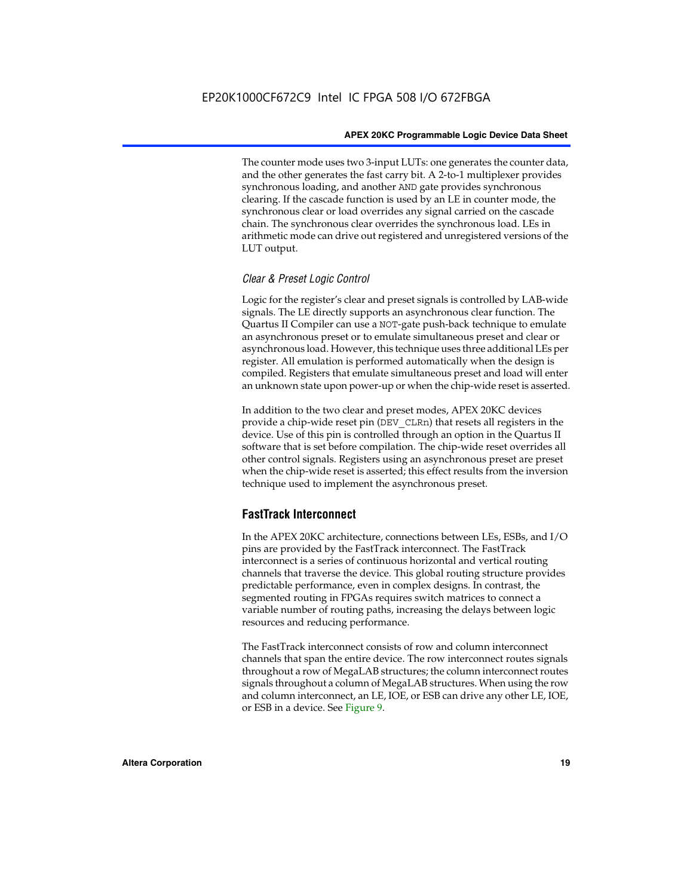The counter mode uses two 3-input LUTs: one generates the counter data, and the other generates the fast carry bit. A 2-to-1 multiplexer provides synchronous loading, and another AND gate provides synchronous clearing. If the cascade function is used by an LE in counter mode, the synchronous clear or load overrides any signal carried on the cascade chain. The synchronous clear overrides the synchronous load. LEs in arithmetic mode can drive out registered and unregistered versions of the LUT output.

### *Clear & Preset Logic Control*

Logic for the register's clear and preset signals is controlled by LAB-wide signals. The LE directly supports an asynchronous clear function. The Quartus II Compiler can use a NOT-gate push-back technique to emulate an asynchronous preset or to emulate simultaneous preset and clear or asynchronous load. However, this technique uses three additional LEs per register. All emulation is performed automatically when the design is compiled. Registers that emulate simultaneous preset and load will enter an unknown state upon power-up or when the chip-wide reset is asserted.

In addition to the two clear and preset modes, APEX 20KC devices provide a chip-wide reset pin (DEV_CLRn) that resets all registers in the device. Use of this pin is controlled through an option in the Quartus II software that is set before compilation. The chip-wide reset overrides all other control signals. Registers using an asynchronous preset are preset when the chip-wide reset is asserted; this effect results from the inversion technique used to implement the asynchronous preset.

## FastTrack Interconnect

In the APEX 20KC architecture, connections between LEs, ESBs, and I/O pins are provided by the FastTrack interconnect. The FastTrack interconnect is a series of continuous horizontal and vertical routing channels that traverse the device. This global routing structure provides predictable performance, even in complex designs. In contrast, the segmented routing in FPGAs requires switch matrices to connect a variable number of routing paths, increasing the delays between logic resources and reducing performance.

The FastTrack interconnect consists of row and column interconnect channels that span the entire device. The row interconnect routes signals throughout a row of MegaLAB structures; the column interconnect routes signals throughout a column of MegaLAB structures. When using the row and column interconnect, an LE, IOE, or ESB can drive any other LE, IOE, or ESB in a device. See Figure 9.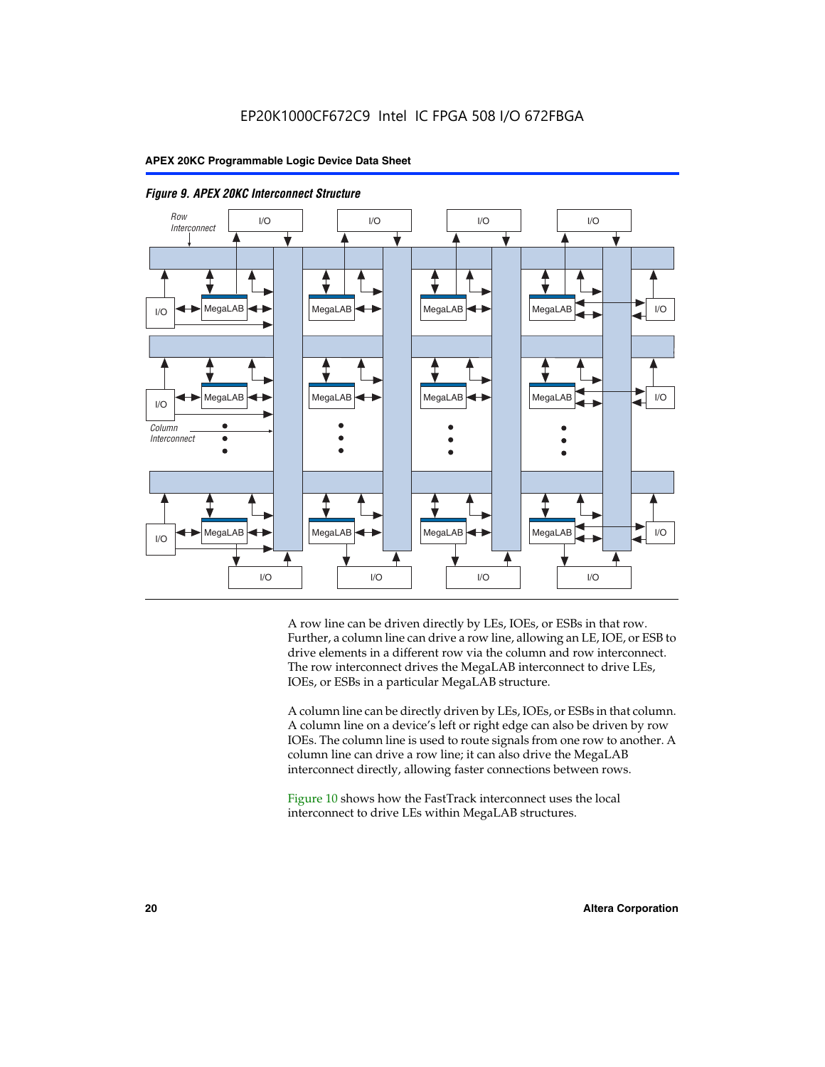*Figure 9. APEX 20KC Interconnect Structure*

A row line can be driven directly by LEs, IOEs, or ESBs in that row. Further, a column line can drive a row line, allowing an LE, IOE, or ESB to drive elements in a different row via the column and row interconnect. The row interconnect drives the MegaLAB interconnect to drive LEs, IOEs, or ESBs in a particular MegaLAB structure.

A column line can be directly driven by LEs, IOEs, or ESBs in that column. A column line on a device's left or right edge can also be driven by row IOEs. The column line is used to route signals from one row to another. A column line can drive a row line; it can also drive the MegaLAB interconnect directly, allowing faster connections between rows.

Figure 10 shows how the FastTrack interconnect uses the local interconnect to drive LEs within MegaLAB structures.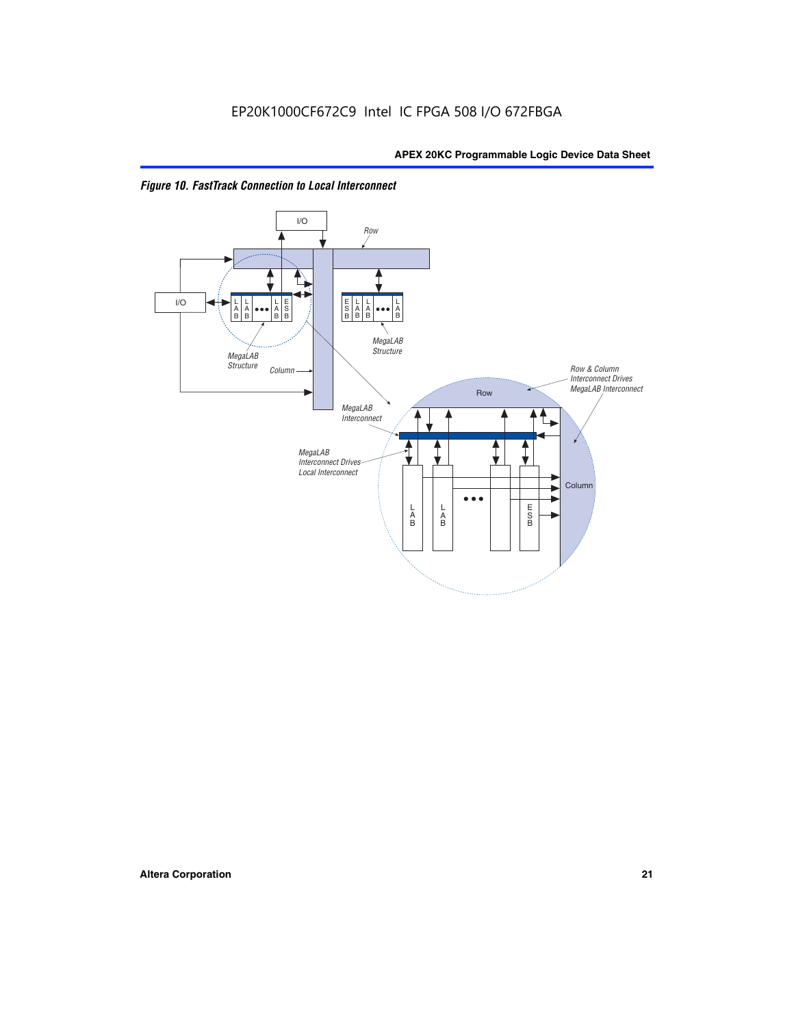*Figure 10. FastTrack Connection to Local Interconnect*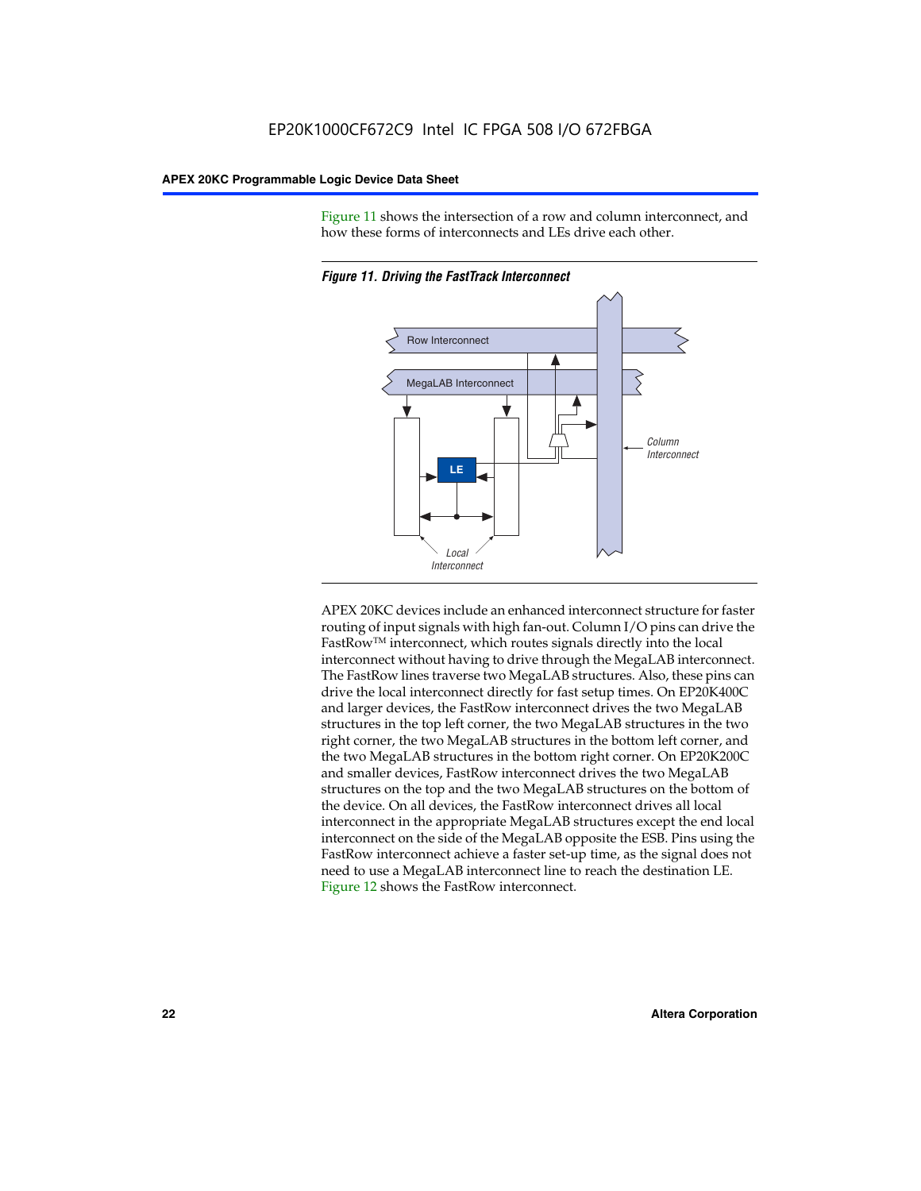Figure 11 shows the intersection of a row and column interconnect, and how these forms of interconnects and LEs drive each other.

*Figure 11. Driving the FastTrack Interconnect*

APEX 20KC devices include an enhanced interconnect structure for faster routing of input signals with high fan-out. Column I/O pins can drive the FastRow™ interconnect, which routes signals directly into the local interconnect without having to drive through the MegaLAB interconnect. The FastRow lines traverse two MegaLAB structures. Also, these pins can drive the local interconnect directly for fast setup times. On EP20K400C and larger devices, the FastRow interconnect drives the two MegaLAB structures in the top left corner, the two MegaLAB structures in the two right corner, the two MegaLAB structures in the bottom left corner, and the two MegaLAB structures in the bottom right corner. On EP20K200C and smaller devices, FastRow interconnect drives the two MegaLAB structures on the top and the two MegaLAB structures on the bottom of the device. On all devices, the FastRow interconnect drives all local interconnect in the appropriate MegaLAB structures except the end local interconnect on the side of the MegaLAB opposite the ESB. Pins using the FastRow interconnect achieve a faster set-up time, as the signal does not need to use a MegaLAB interconnect line to reach the destination LE. Figure 12 shows the FastRow interconnect.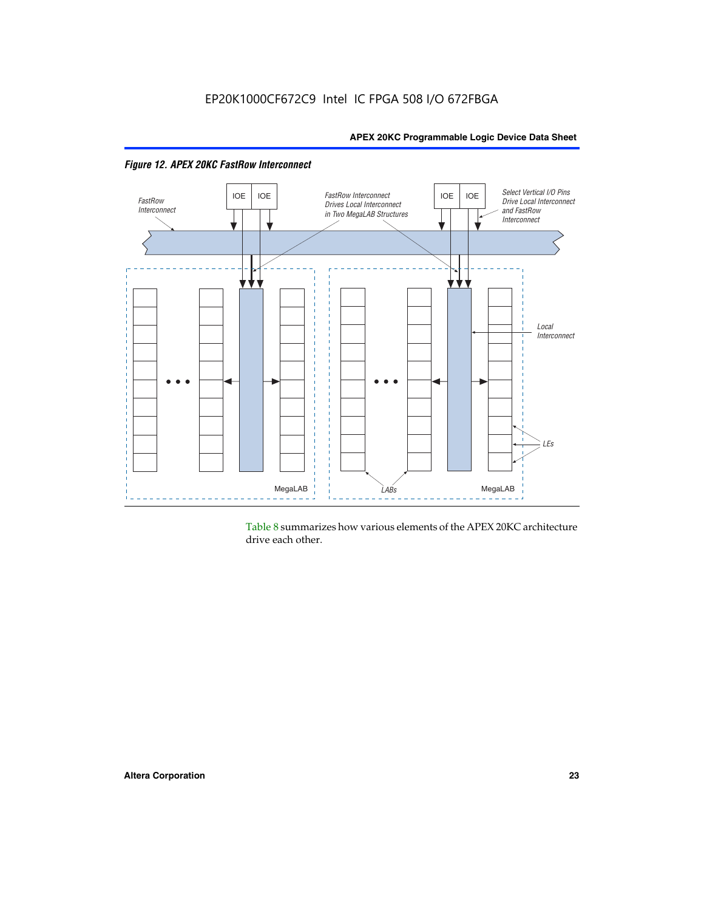*Figure 12. APEX 20KC FastRow Interconnect*

Table 8 summarizes how various elements of the APEX 20KC architecture drive each other.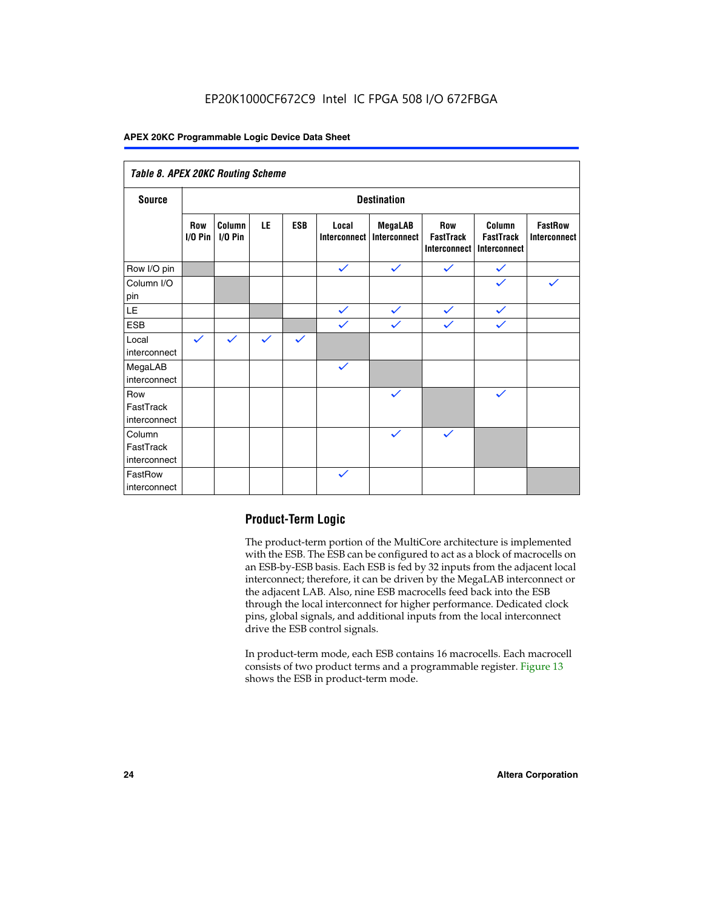*Table 8. APEX 20KC Routing Scheme*

| Source | Destination | | | | | | | | |
|---|---|---|---|---|---|---|---|---|---|
| | Row I/O Pin | Column I/O Pin | LE | ESB | Local Interconnect | MegaLAB Interconnect | Row FastTrack Interconnect | Column FastTrack Interconnect | FastRow Interconnect |
| Row I/O pin | | | | | ✓ | ✓ | ✓ | ✓ | |
| Column I/O pin | | | | | | | | ✓ | ✓ |
| LE | | | | | ✓ | ✓ | ✓ | ✓ | |
| ESB | | | | | ✓ | ✓ | ✓ | ✓ | |
| Local interconnect | ✓ | ✓ | ✓ | ✓ | | | | | |
| MegaLAB interconnect | | | | | ✓ | | | | |
| Row FastTrack interconnect | | | | | | ✓ | | ✓ | |
| Column FastTrack interconnect | | | | | | ✓ | ✓ | | |
| FastRow interconnect | | | | | ✓ | | | | |

## Product-Term Logic

The product-term portion of the MultiCore architecture is implemented with the ESB. The ESB can be configured to act as a block of macrocells on an ESB-by-ESB basis. Each ESB is fed by 32 inputs from the adjacent local interconnect; therefore, it can be driven by the MegaLAB interconnect or the adjacent LAB. Also, nine ESB macrocells feed back into the ESB through the local interconnect for higher performance. Dedicated clock pins, global signals, and additional inputs from the local interconnect drive the ESB control signals.

In product-term mode, each ESB contains 16 macrocells. Each macrocell consists of two product terms and a programmable register. Figure 13 shows the ESB in product-term mode.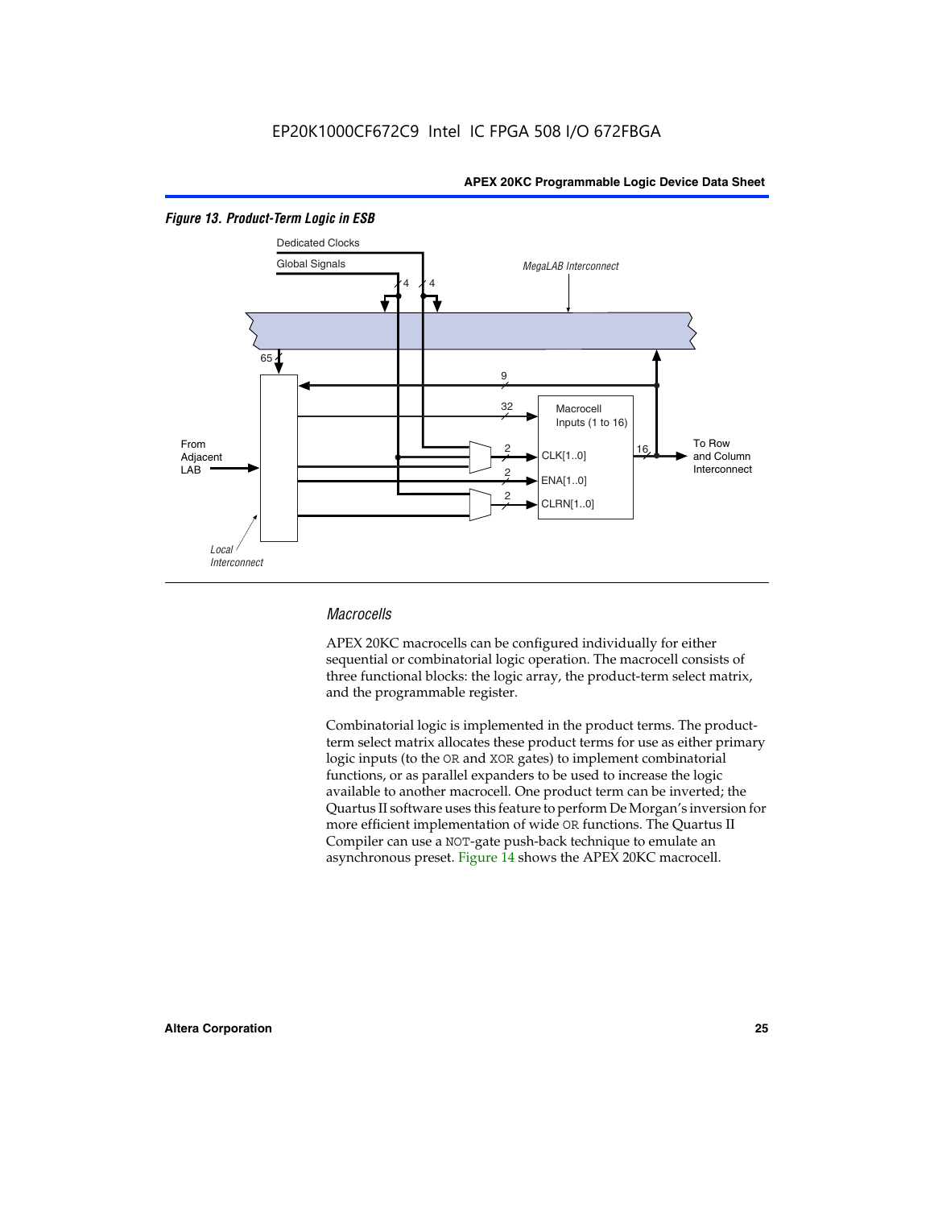*Figure 13. Product-Term Logic in ESB*

Dedicated Clocks

Global Signals

MegaLAB Interconnect

4 4

65

9

32

Macrocell Inputs (1 to 16)

From Adjacent LAB

2 CLK[1..0]

2 ENA[1..0]

2 CLRN[1..0]

16

To Row and Column Interconnect

Local Interconnect

### *Macrocells*

APEX 20KC macrocells can be configured individually for either sequential or combinatorial logic operation. The macrocell consists of three functional blocks: the logic array, the product-term select matrix, and the programmable register.

Combinatorial logic is implemented in the product terms. The product-term select matrix allocates these product terms for use as either primary logic inputs (to the OR and XOR gates) to implement combinatorial functions, or as parallel expanders to be used to increase the logic available to another macrocell. One product term can be inverted; the Quartus II software uses this feature to perform De Morgan's inversion for more efficient implementation of wide OR functions. The Quartus II Compiler can use a NOT-gate push-back technique to emulate an asynchronous preset. Figure 14 shows the APEX 20KC macrocell.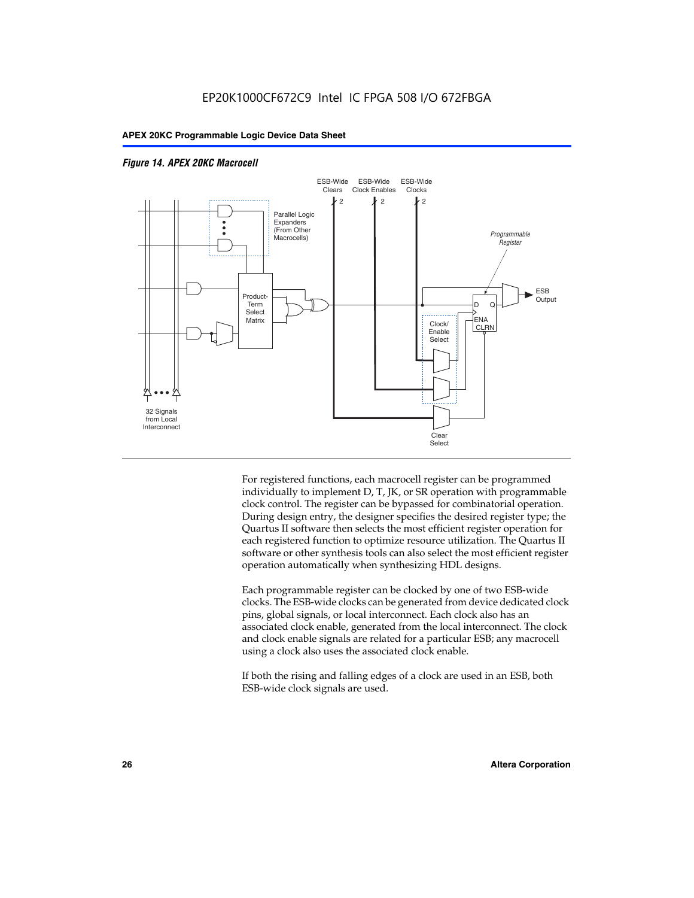*Figure 14. APEX 20KC Macrocell*

For registered functions, each macrocell register can be programmed individually to implement D, T, JK, or SR operation with programmable clock control. The register can be bypassed for combinatorial operation. During design entry, the designer specifies the desired register type; the Quartus II software then selects the most efficient register operation for each registered function to optimize resource utilization. The Quartus II software or other synthesis tools can also select the most efficient register operation automatically when synthesizing HDL designs.

Each programmable register can be clocked by one of two ESB-wide clocks. The ESB-wide clocks can be generated from device dedicated clock pins, global signals, or local interconnect. Each clock also has an associated clock enable, generated from the local interconnect. The clock and clock enable signals are related for a particular ESB; any macrocell using a clock also uses the associated clock enable.

If both the rising and falling edges of a clock are used in an ESB, both ESB-wide clock signals are used.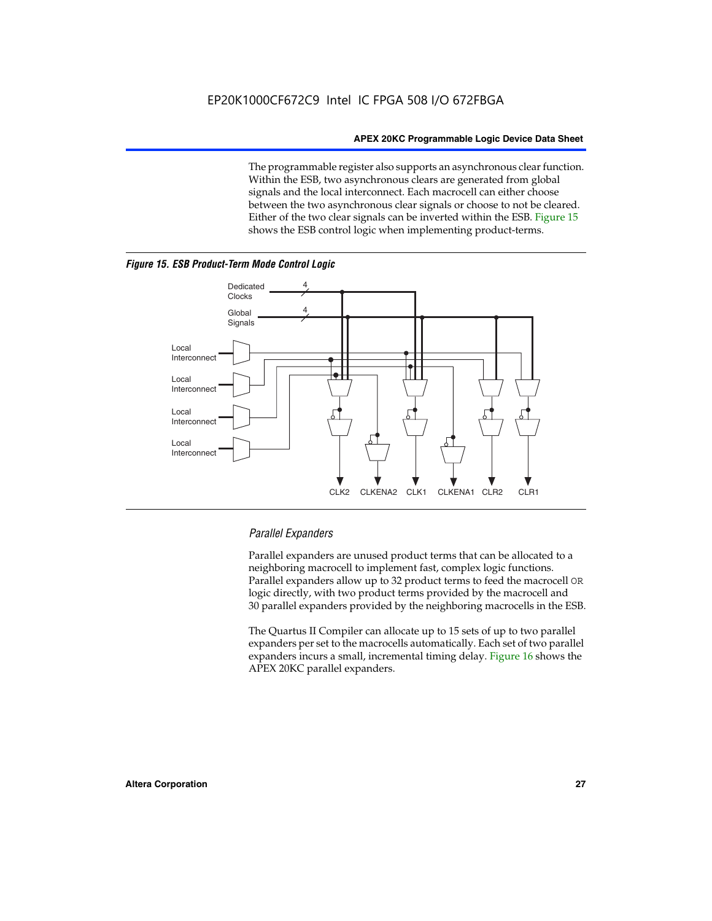The programmable register also supports an asynchronous clear function. Within the ESB, two asynchronous clears are generated from global signals and the local interconnect. Each macrocell can either choose between the two asynchronous clear signals or choose to not be cleared. Either of the two clear signals can be inverted within the ESB. Figure 15 shows the ESB control logic when implementing product-terms.

***Figure 15. ESB Product-Term Mode Control Logic***

### *Parallel Expanders*

Parallel expanders are unused product terms that can be allocated to a neighboring macrocell to implement fast, complex logic functions. Parallel expanders allow up to 32 product terms to feed the macrocell `OR` logic directly, with two product terms provided by the macrocell and 30 parallel expanders provided by the neighboring macrocells in the ESB.

The Quartus II Compiler can allocate up to 15 sets of up to two parallel expanders per set to the macrocells automatically. Each set of two parallel expanders incurs a small, incremental timing delay. Figure 16 shows the APEX 20KC parallel expanders.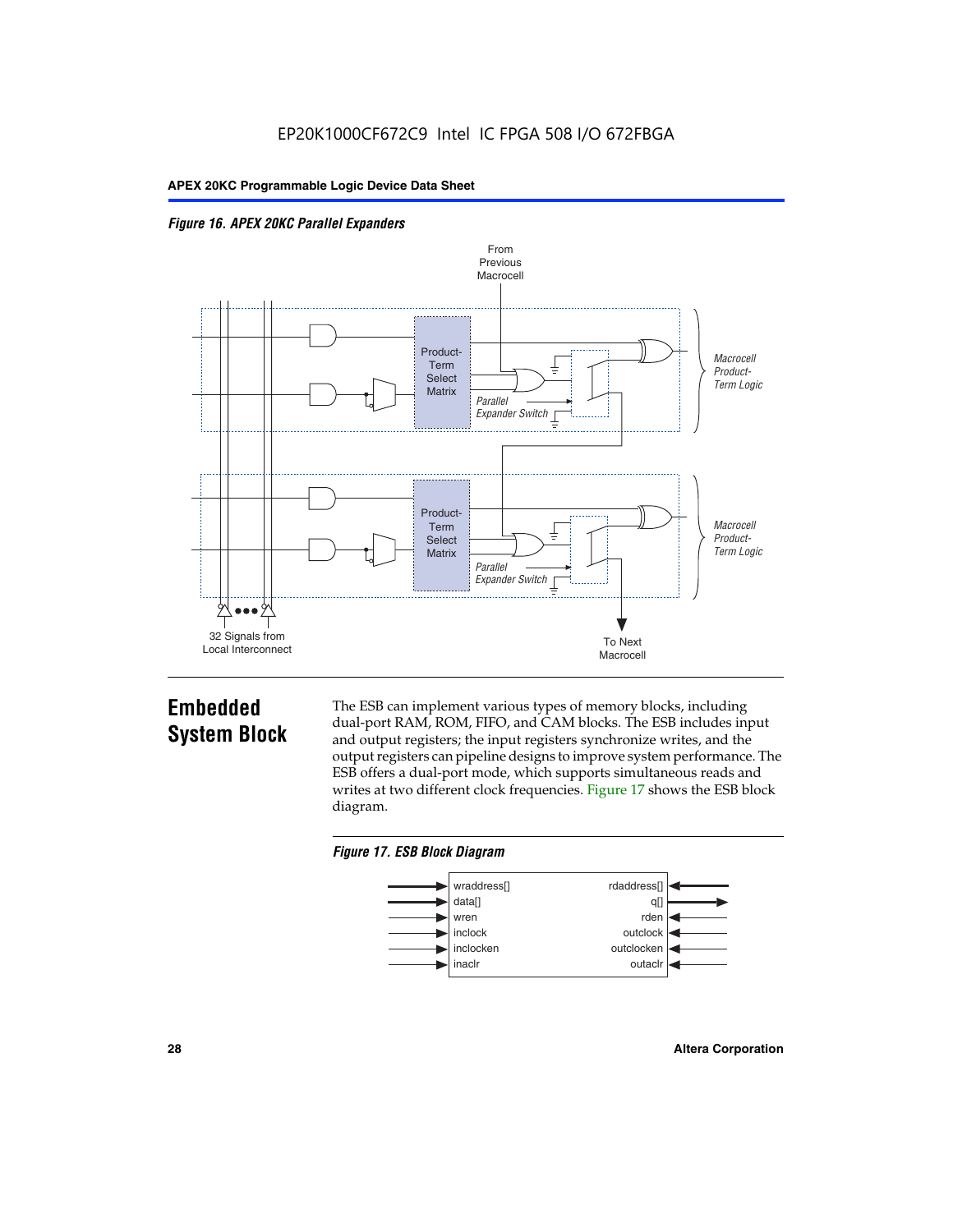EP20K1000CF672C9 Intel IC FPGA 508 I/O 672FBGA

*Figure 16. APEX 20KC Parallel Expanders*

## Embedded System Block

The ESB can implement various types of memory blocks, including dual-port RAM, ROM, FIFO, and CAM blocks. The ESB includes input and output registers; the input registers synchronize writes, and the output registers can pipeline designs to improve system performance. The ESB offers a dual-port mode, which supports simultaneous reads and writes at two different clock frequencies. Figure 17 shows the ESB block diagram.

*Figure 17. ESB Block Diagram*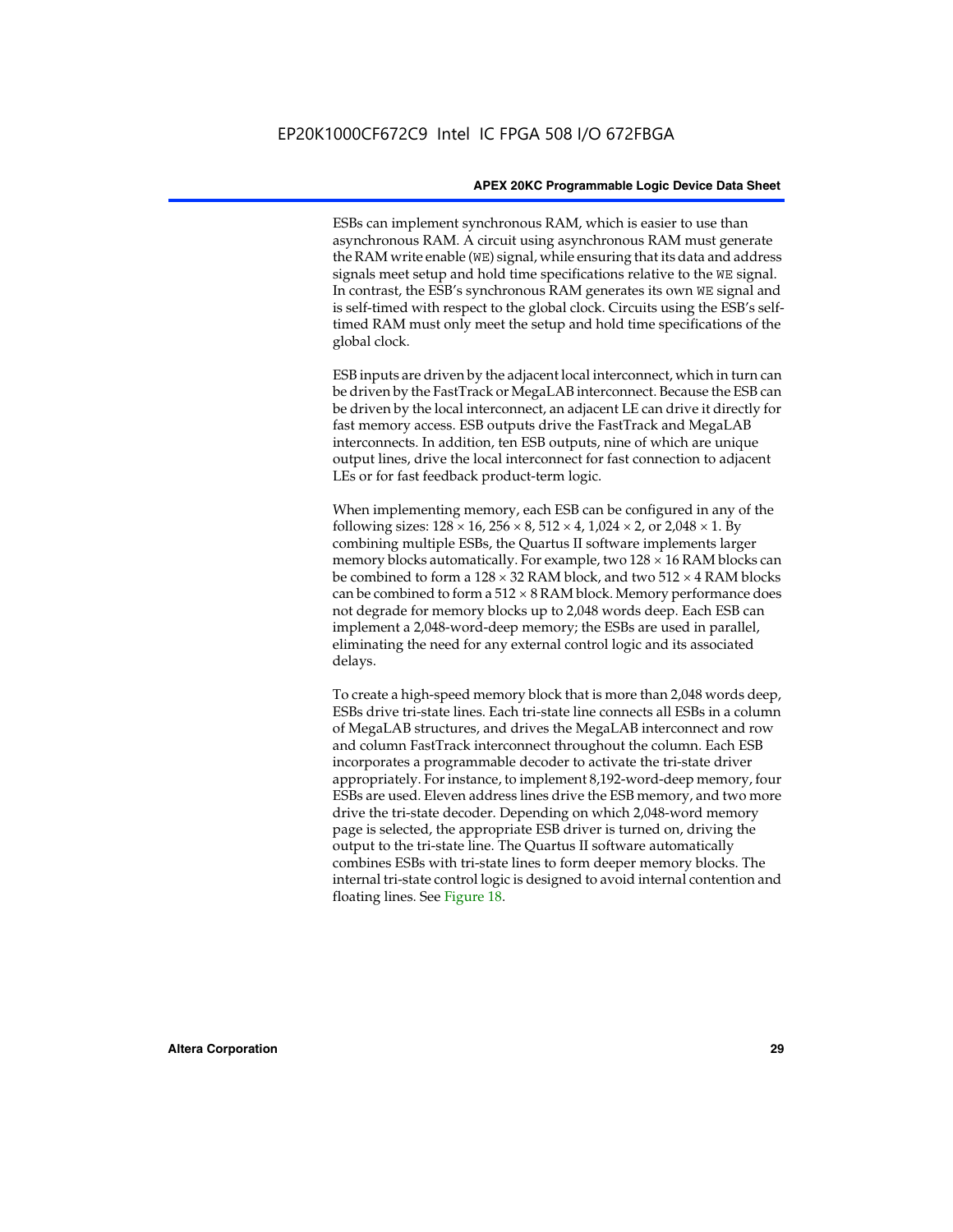ESBs can implement synchronous RAM, which is easier to use than asynchronous RAM. A circuit using asynchronous RAM must generate the RAM write enable (WE) signal, while ensuring that its data and address signals meet setup and hold time specifications relative to the WE signal. In contrast, the ESB's synchronous RAM generates its own WE signal and is self-timed with respect to the global clock. Circuits using the ESB's self-timed RAM must only meet the setup and hold time specifications of the global clock.

ESB inputs are driven by the adjacent local interconnect, which in turn can be driven by the FastTrack or MegaLAB interconnect. Because the ESB can be driven by the local interconnect, an adjacent LE can drive it directly for fast memory access. ESB outputs drive the FastTrack and MegaLAB interconnects. In addition, ten ESB outputs, nine of which are unique output lines, drive the local interconnect for fast connection to adjacent LEs or for fast feedback product-term logic.

When implementing memory, each ESB can be configured in any of the following sizes: 128 × 16, 256 × 8, 512 × 4, 1,024 × 2, or 2,048 × 1. By combining multiple ESBs, the Quartus II software implements larger memory blocks automatically. For example, two 128 × 16 RAM blocks can be combined to form a 128 × 32 RAM block, and two 512 × 4 RAM blocks can be combined to form a 512 × 8 RAM block. Memory performance does not degrade for memory blocks up to 2,048 words deep. Each ESB can implement a 2,048-word-deep memory; the ESBs are used in parallel, eliminating the need for any external control logic and its associated delays.

To create a high-speed memory block that is more than 2,048 words deep, ESBs drive tri-state lines. Each tri-state line connects all ESBs in a column of MegaLAB structures, and drives the MegaLAB interconnect and row and column FastTrack interconnect throughout the column. Each ESB incorporates a programmable decoder to activate the tri-state driver appropriately. For instance, to implement 8,192-word-deep memory, four ESBs are used. Eleven address lines drive the ESB memory, and two more drive the tri-state decoder. Depending on which 2,048-word memory page is selected, the appropriate ESB driver is turned on, driving the output to the tri-state line. The Quartus II software automatically combines ESBs with tri-state lines to form deeper memory blocks. The internal tri-state control logic is designed to avoid internal contention and floating lines. See Figure 18.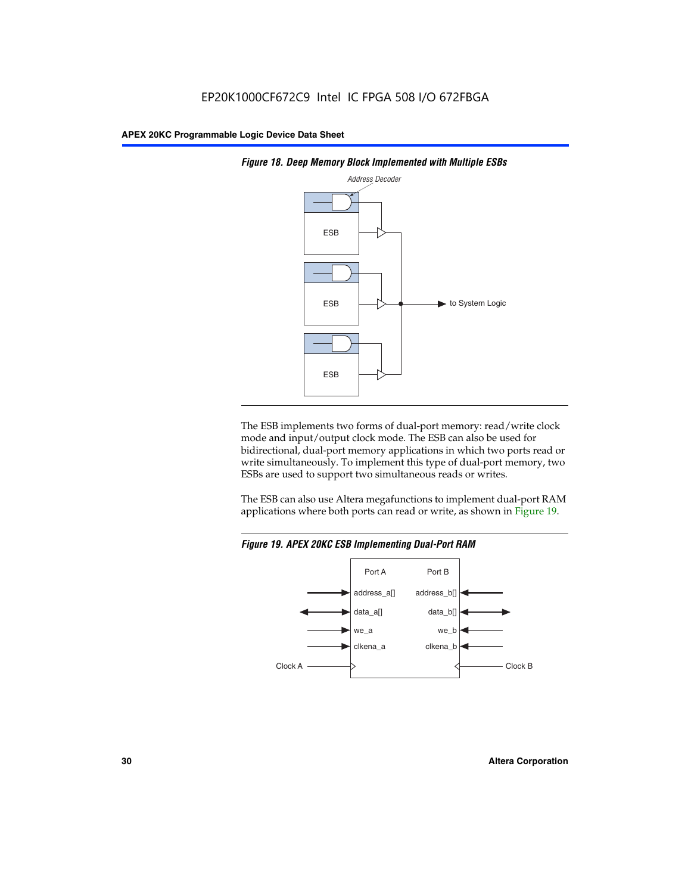**Figure 18. Deep Memory Block Implemented with Multiple ESBs**

The ESB implements two forms of dual-port memory: read/write clock mode and input/output clock mode. The ESB can also be used for bidirectional, dual-port memory applications in which two ports read or write simultaneously. To implement this type of dual-port memory, two ESBs are used to support two simultaneous reads or writes.

The ESB can also use Altera megafunctions to implement dual-port RAM applications where both ports can read or write, as shown in Figure 19.

**Figure 19. APEX 20KC ESB Implementing Dual-Port RAM**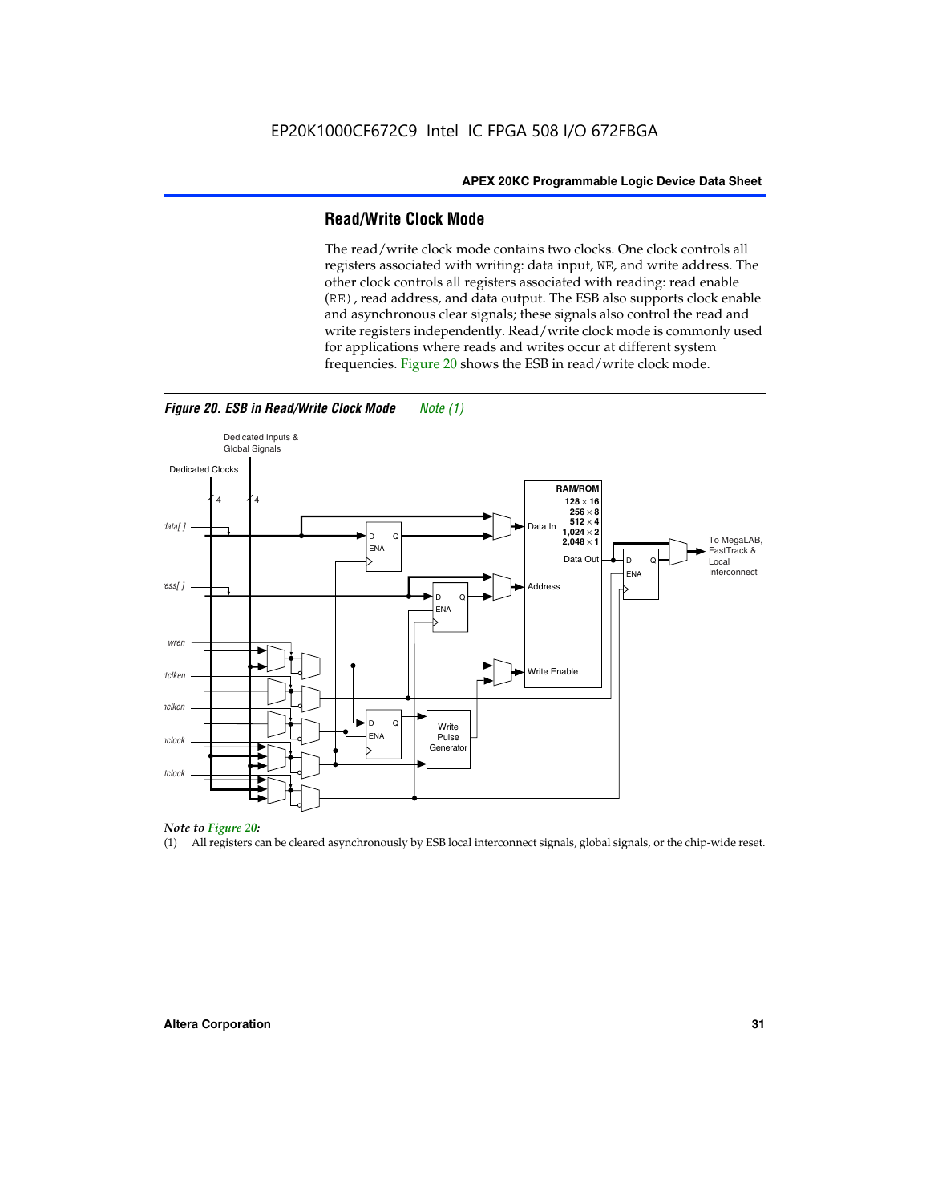## Read/Write Clock Mode

The read/write clock mode contains two clocks. One clock controls all registers associated with writing: data input, WE, and write address. The other clock controls all registers associated with reading: read enable (RE), read address, and data output. The ESB also supports clock enable and asynchronous clear signals; these signals also control the read and write registers independently. Read/write clock mode is commonly used for applications where reads and writes occur at different system frequencies. Figure 20 shows the ESB in read/write clock mode.

*Figure 20. ESB in Read/Write Clock Mode* *Note (1)*

*Note to Figure 20:*

(1) All registers can be cleared asynchronously by ESB local interconnect signals, global signals, or the chip-wide reset.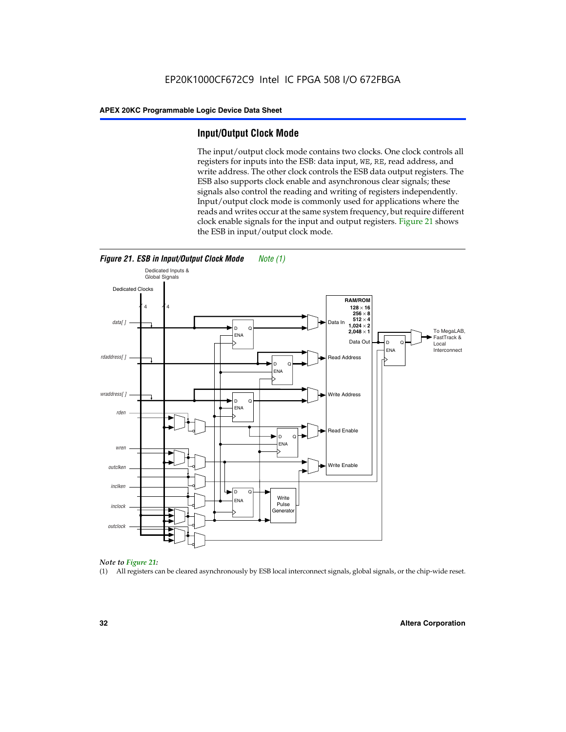## Input/Output Clock Mode

The input/output clock mode contains two clocks. One clock controls all registers for inputs into the ESB: data input, WE, RE, read address, and write address. The other clock controls the ESB data output registers. The ESB also supports clock enable and asynchronous clear signals; these signals also control the reading and writing of registers independently. Input/output clock mode is commonly used for applications where the reads and writes occur at the same system frequency, but require different clock enable signals for the input and output registers. Figure 21 shows the ESB in input/output clock mode.

*Figure 21. ESB in Input/Output Clock Mode* Note (1)

*Note to Figure 21:*

(1) All registers can be cleared asynchronously by ESB local interconnect signals, global signals, or the chip-wide reset.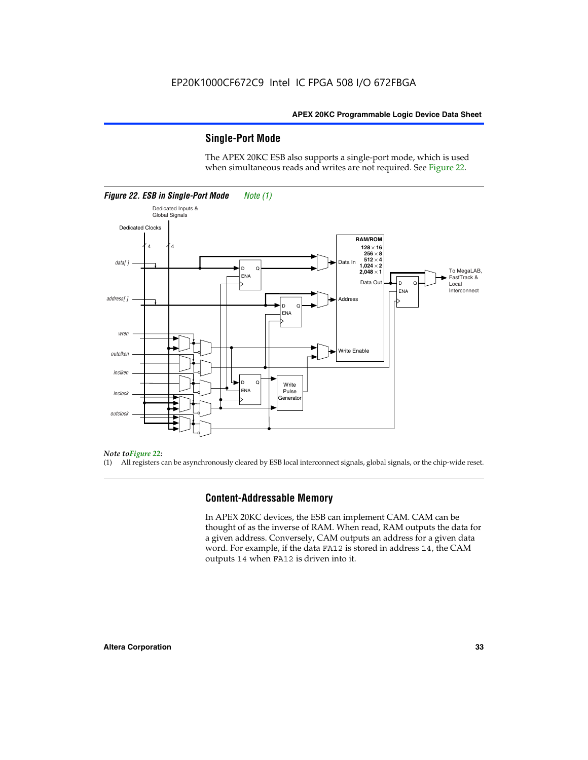## Single-Port Mode

The APEX 20KC ESB also supports a single-port mode, which is used when simultaneous reads and writes are not required. See Figure 22.

***Figure 22. ESB in Single-Port Mode*** *Note (1)*

*Note to Figure 22:*

(1) All registers can be asynchronously cleared by ESB local interconnect signals, global signals, or the chip-wide reset.

## Content-Addressable Memory

In APEX 20KC devices, the ESB can implement CAM. CAM can be thought of as the inverse of RAM. When read, RAM outputs the data for a given address. Conversely, CAM outputs an address for a given data word. For example, if the data `FA12` is stored in address `14`, the CAM outputs `14` when `FA12` is driven into it.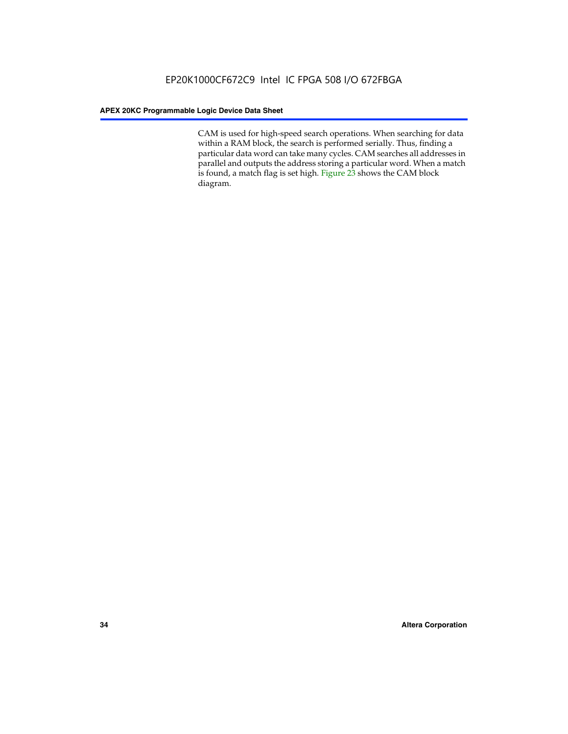CAM is used for high-speed search operations. When searching for data within a RAM block, the search is performed serially. Thus, finding a particular data word can take many cycles. CAM searches all addresses in parallel and outputs the address storing a particular word. When a match is found, a match flag is set high. Figure 23 shows the CAM block diagram.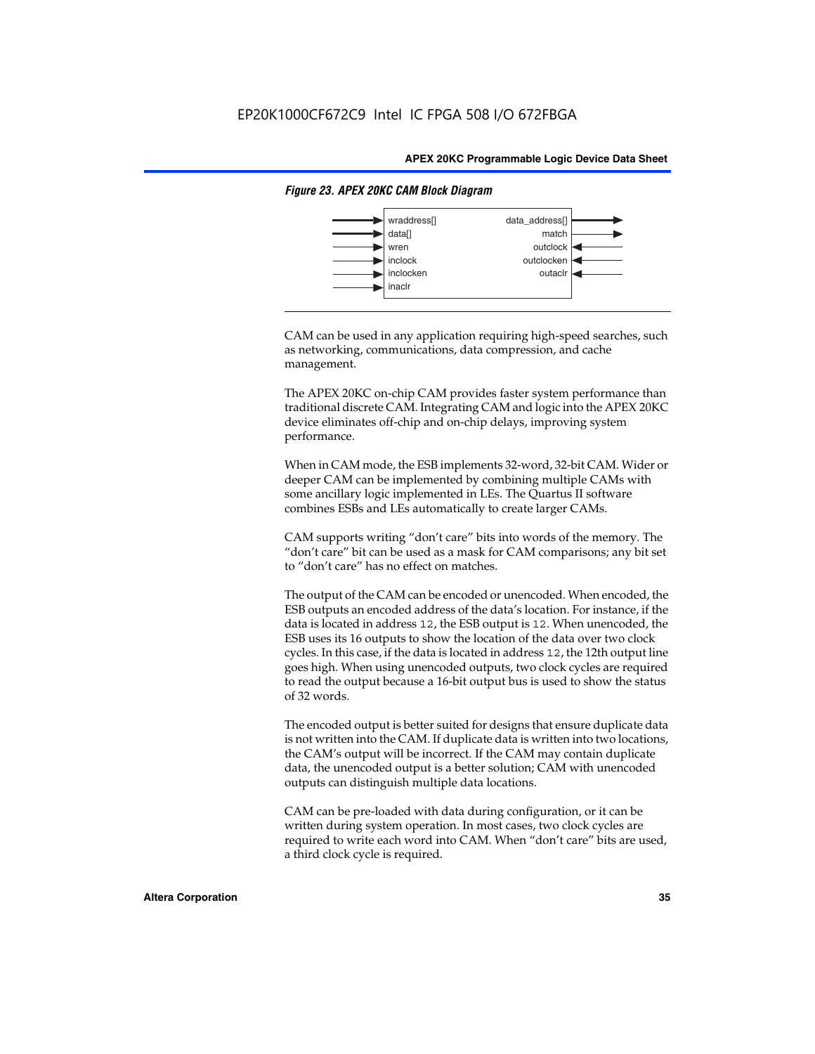*Figure 23. APEX 20KC CAM Block Diagram*

| Inputs | Outputs |
| --- | --- |
| wraddress[] | data_address[] |
| data[] | match |
| wren | outclock |
| inclock | outclocken |
| inclocken | outaclr |
| inaclr | |

CAM can be used in any application requiring high-speed searches, such as networking, communications, data compression, and cache management.

The APEX 20KC on-chip CAM provides faster system performance than traditional discrete CAM. Integrating CAM and logic into the APEX 20KC device eliminates off-chip and on-chip delays, improving system performance.

When in CAM mode, the ESB implements 32-word, 32-bit CAM. Wider or deeper CAM can be implemented by combining multiple CAMs with some ancillary logic implemented in LEs. The Quartus II software combines ESBs and LEs automatically to create larger CAMs.

CAM supports writing "don't care" bits into words of the memory. The "don't care" bit can be used as a mask for CAM comparisons; any bit set to "don't care" has no effect on matches.

The output of the CAM can be encoded or unencoded. When encoded, the ESB outputs an encoded address of the data's location. For instance, if the data is located in address `12`, the ESB output is `12`. When unencoded, the ESB uses its 16 outputs to show the location of the data over two clock cycles. In this case, if the data is located in address `12`, the 12th output line goes high. When using unencoded outputs, two clock cycles are required to read the output because a 16-bit output bus is used to show the status of 32 words.

The encoded output is better suited for designs that ensure duplicate data is not written into the CAM. If duplicate data is written into two locations, the CAM's output will be incorrect. If the CAM may contain duplicate data, the unencoded output is a better solution; CAM with unencoded outputs can distinguish multiple data locations.

CAM can be pre-loaded with data during configuration, or it can be written during system operation. In most cases, two clock cycles are required to write each word into CAM. When "don't care" bits are used, a third clock cycle is required.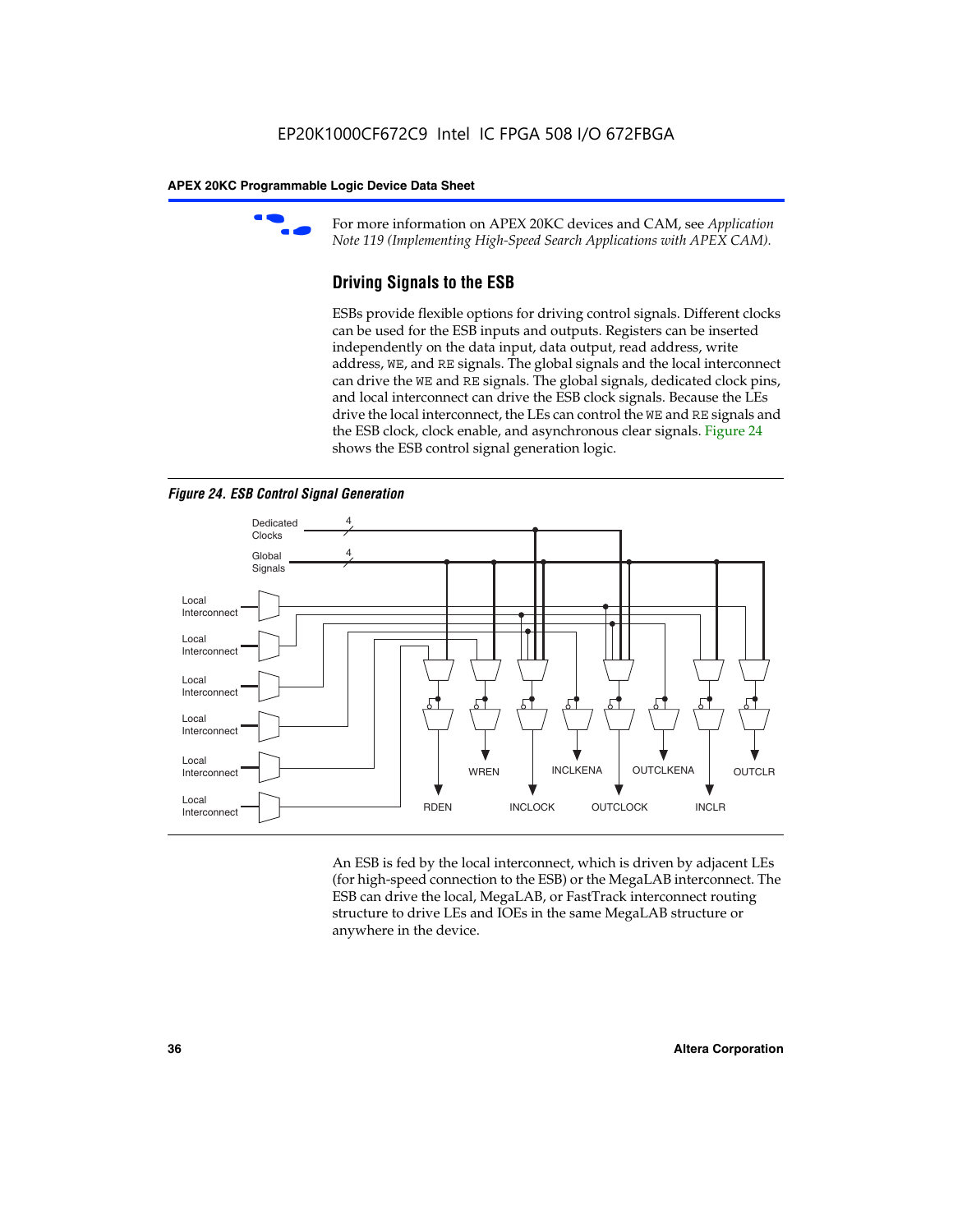For more information on APEX 20KC devices and CAM, see *Application Note 119 (Implementing High-Speed Search Applications with APEX CAM).*

## Driving Signals to the ESB

ESBs provide flexible options for driving control signals. Different clocks can be used for the ESB inputs and outputs. Registers can be inserted independently on the data input, data output, read address, write address, WE, and RE signals. The global signals and the local interconnect can drive the WE and RE signals. The global signals, dedicated clock pins, and local interconnect can drive the ESB clock signals. Because the LEs drive the local interconnect, the LEs can control the WE and RE signals and the ESB clock, clock enable, and asynchronous clear signals. Figure 24 shows the ESB control signal generation logic.

*Figure 24. ESB Control Signal Generation*

An ESB is fed by the local interconnect, which is driven by adjacent LEs (for high-speed connection to the ESB) or the MegaLAB interconnect. The ESB can drive the local, MegaLAB, or FastTrack interconnect routing structure to drive LEs and IOEs in the same MegaLAB structure or anywhere in the device.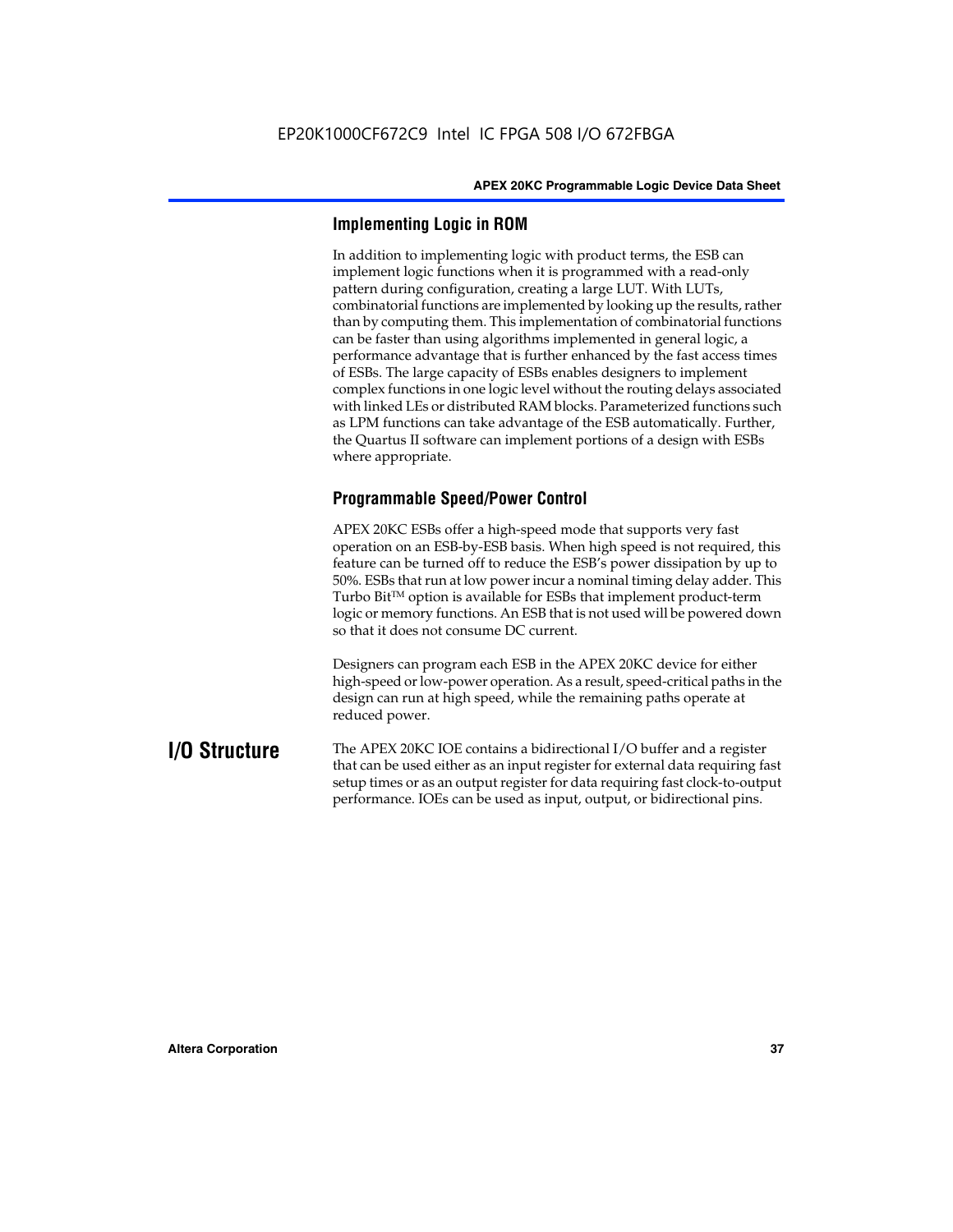### Implementing Logic in ROM

In addition to implementing logic with product terms, the ESB can implement logic functions when it is programmed with a read-only pattern during configuration, creating a large LUT. With LUTs, combinatorial functions are implemented by looking up the results, rather than by computing them. This implementation of combinatorial functions can be faster than using algorithms implemented in general logic, a performance advantage that is further enhanced by the fast access times of ESBs. The large capacity of ESBs enables designers to implement complex functions in one logic level without the routing delays associated with linked LEs or distributed RAM blocks. Parameterized functions such as LPM functions can take advantage of the ESB automatically. Further, the Quartus II software can implement portions of a design with ESBs where appropriate.

### Programmable Speed/Power Control

APEX 20KC ESBs offer a high-speed mode that supports very fast operation on an ESB-by-ESB basis. When high speed is not required, this feature can be turned off to reduce the ESB's power dissipation by up to 50%. ESBs that run at low power incur a nominal timing delay adder. This Turbo Bit™ option is available for ESBs that implement product-term logic or memory functions. An ESB that is not used will be powered down so that it does not consume DC current.

Designers can program each ESB in the APEX 20KC device for either high-speed or low-power operation. As a result, speed-critical paths in the design can run at high speed, while the remaining paths operate at reduced power.

## I/O Structure

The APEX 20KC IOE contains a bidirectional I/O buffer and a register that can be used either as an input register for external data requiring fast setup times or as an output register for data requiring fast clock-to-output performance. IOEs can be used as input, output, or bidirectional pins.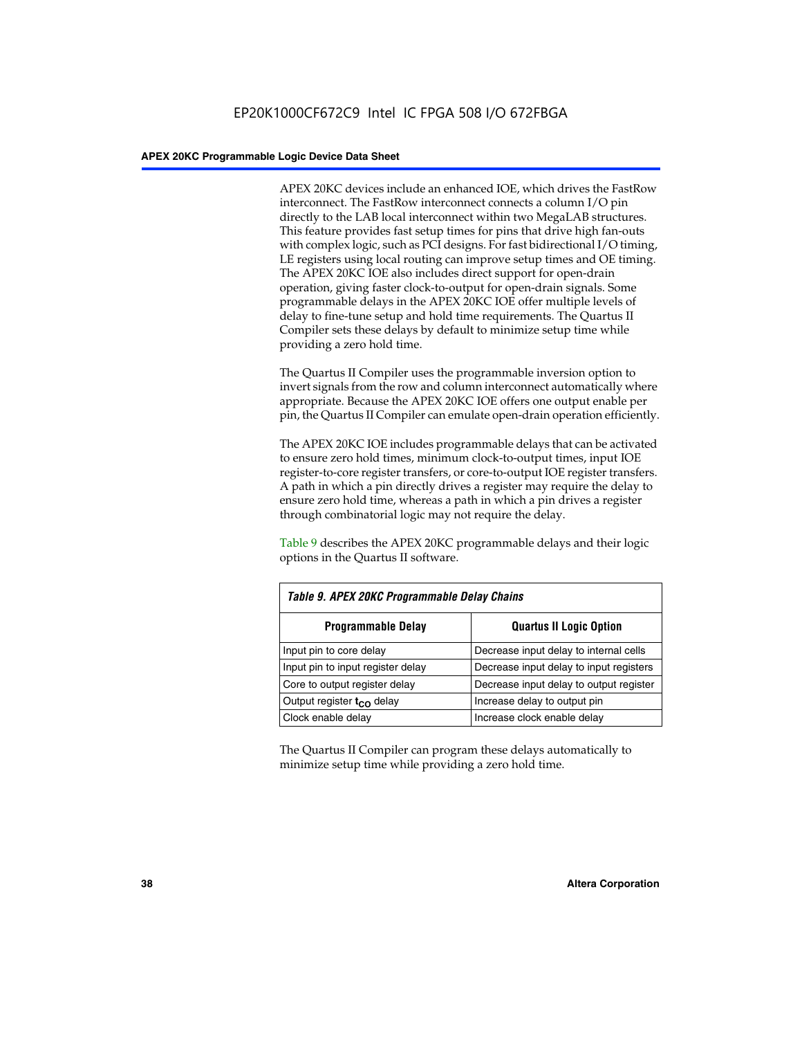APEX 20KC devices include an enhanced IOE, which drives the FastRow interconnect. The FastRow interconnect connects a column I/O pin directly to the LAB local interconnect within two MegaLAB structures. This feature provides fast setup times for pins that drive high fan-outs with complex logic, such as PCI designs. For fast bidirectional I/O timing, LE registers using local routing can improve setup times and OE timing. The APEX 20KC IOE also includes direct support for open-drain operation, giving faster clock-to-output for open-drain signals. Some programmable delays in the APEX 20KC IOE offer multiple levels of delay to fine-tune setup and hold time requirements. The Quartus II Compiler sets these delays by default to minimize setup time while providing a zero hold time.

The Quartus II Compiler uses the programmable inversion option to invert signals from the row and column interconnect automatically where appropriate. Because the APEX 20KC IOE offers one output enable per pin, the Quartus II Compiler can emulate open-drain operation efficiently.

The APEX 20KC IOE includes programmable delays that can be activated to ensure zero hold times, minimum clock-to-output times, input IOE register-to-core register transfers, or core-to-output IOE register transfers. A path in which a pin directly drives a register may require the delay to ensure zero hold time, whereas a path in which a pin drives a register through combinatorial logic may not require the delay.

Table 9 describes the APEX 20KC programmable delays and their logic options in the Quartus II software.

*Table 9. APEX 20KC Programmable Delay Chains*

| Programmable Delay | Quartus II Logic Option |
|---|---|
| Input pin to core delay | Decrease input delay to internal cells |
| Input pin to input register delay | Decrease input delay to input registers |
| Core to output register delay | Decrease input delay to output register |
| Output register $t_{CO}$ delay | Increase delay to output pin |
| Clock enable delay | Increase clock enable delay |

The Quartus II Compiler can program these delays automatically to minimize setup time while providing a zero hold time.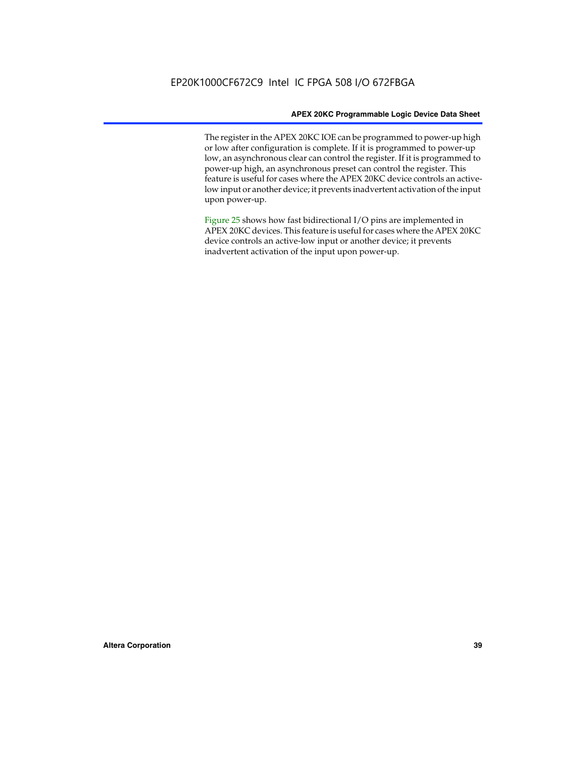The register in the APEX 20KC IOE can be programmed to power-up high or low after configuration is complete. If it is programmed to power-up low, an asynchronous clear can control the register. If it is programmed to power-up high, an asynchronous preset can control the register. This feature is useful for cases where the APEX 20KC device controls an active-low input or another device; it prevents inadvertent activation of the input upon power-up.

Figure 25 shows how fast bidirectional I/O pins are implemented in APEX 20KC devices. This feature is useful for cases where the APEX 20KC device controls an active-low input or another device; it prevents inadvertent activation of the input upon power-up.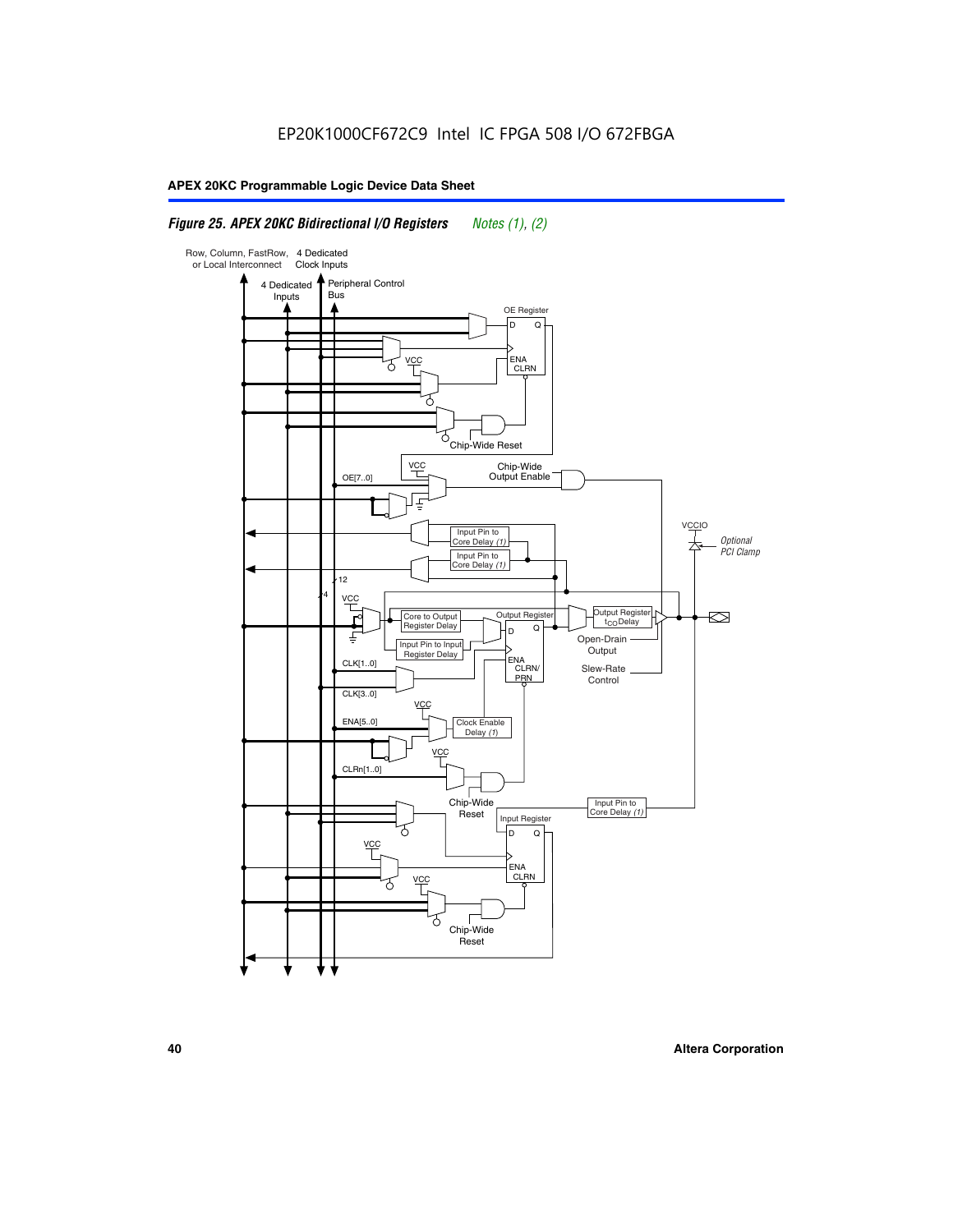EP20K1000CF672C9 Intel IC FPGA 508 I/O 672FBGA

**APEX 20KC Programmable Logic Device Data Sheet**

***Figure 25. APEX 20KC Bidirectional I/O Registers*** *Notes (1), (2)*

Row, Column, FastRow, or Local Interconnect

4 Dedicated Clock Inputs

4 Dedicated Inputs

Peripheral Control Bus

OE Register

D Q

ENA CLRN

VCC

Chip-Wide Reset

VCC

OE[7..0]

Chip-Wide Output Enable

Input Pin to Core Delay *(1)*

Input Pin to Core Delay *(1)*

VCCIO

*Optional PCI Clamp*

12

4

VCC

Core to Output Register Delay

Input Pin to Input Register Delay

Output Register

D Q

ENA CLRN/ PRN

Output Register $t_{CO}$ Delay

Open-Drain Output

Slew-Rate Control

CLK[1..0]

CLK[3..0]

VCC

ENA[5..0]

Clock Enable Delay *(1)*

VCC

CLRn[1..0]

Chip-Wide Reset

Input Pin to Core Delay *(1)*

Input Register

D Q

VCC

ENA CLRN

VCC

Chip-Wide Reset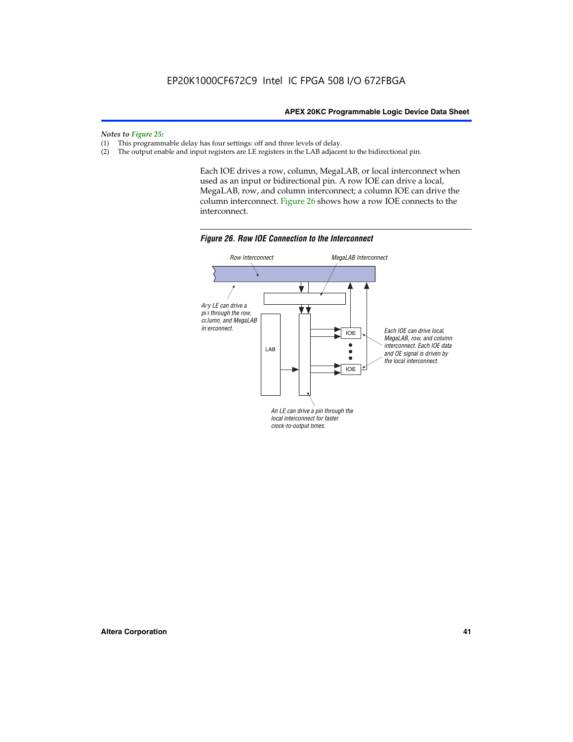*Notes to Figure 25:*

(1) This programmable delay has four settings: off and three levels of delay.
(2) The output enable and input registers are LE registers in the LAB adjacent to the bidirectional pin.

Each IOE drives a row, column, MegaLAB, or local interconnect when used as an input or bidirectional pin. A row IOE can drive a local, MegaLAB, row, and column interconnect; a column IOE can drive the column interconnect. Figure 26 shows how a row IOE connects to the interconnect.

***Figure 26. Row IOE Connection to the Interconnect***

*Row Interconnect*

*MegaLAB Interconnect*

*Any LE can drive a pin through the row, column, and MegaLAB interconnect.*

LAB

IOE

IOE

*Each IOE can drive local, MegaLAB, row, and column interconnect. Each IOE data and OE signal is driven by the local interconnect.*

*An LE can drive a pin through the local interconnect for faster clock-to-output times.*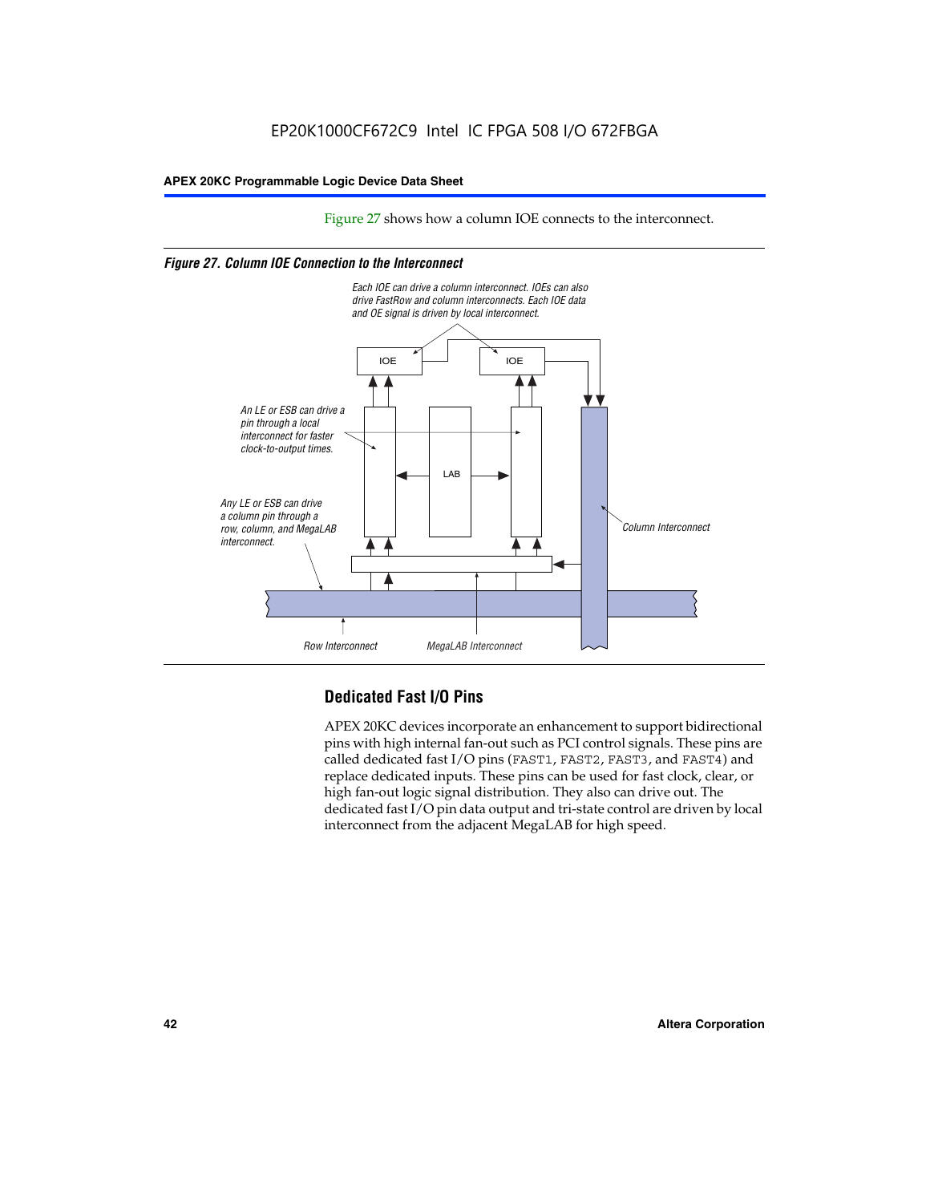Figure 27 shows how a column IOE connects to the interconnect.

*Figure 27. Column IOE Connection to the Interconnect*

Each IOE can drive a column interconnect. IOEs can also drive FastRow and column interconnects. Each IOE data and OE signal is driven by local interconnect.

IOE

IOE

An LE or ESB can drive a pin through a local interconnect for faster clock-to-output times.

LAB

Any LE or ESB can drive a column pin through a row, column, and MegaLAB interconnect.

Column Interconnect

Row Interconnect

MegaLAB Interconnect

## Dedicated Fast I/O Pins

APEX 20KC devices incorporate an enhancement to support bidirectional pins with high internal fan-out such as PCI control signals. These pins are called dedicated fast I/O pins (FAST1, FAST2, FAST3, and FAST4) and replace dedicated inputs. These pins can be used for fast clock, clear, or high fan-out logic signal distribution. They also can drive out. The dedicated fast I/O pin data output and tri-state control are driven by local interconnect from the adjacent MegaLAB for high speed.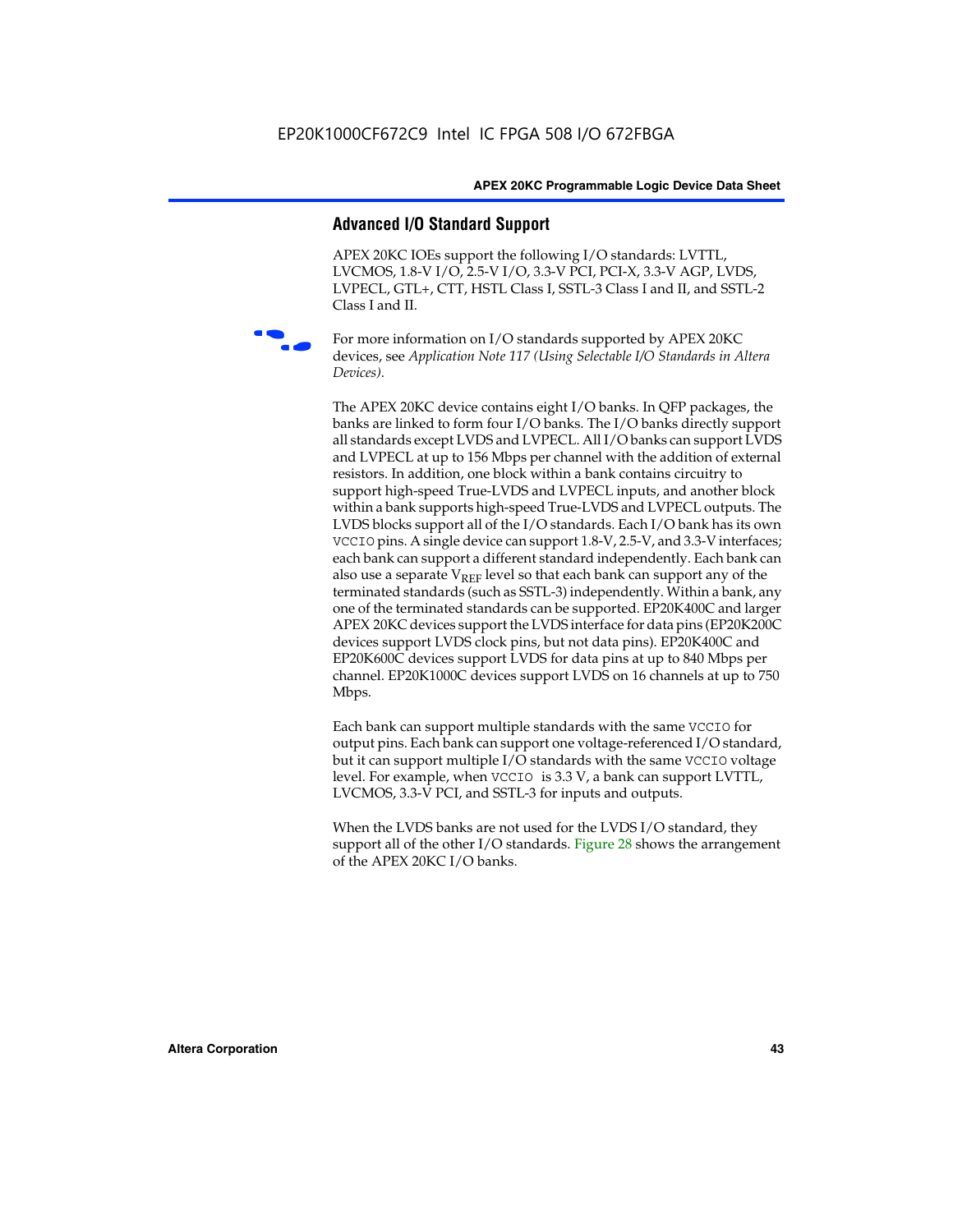## Advanced I/O Standard Support

APEX 20KC IOEs support the following I/O standards: LVTTL, LVCMOS, 1.8-V I/O, 2.5-V I/O, 3.3-V PCI, PCI-X, 3.3-V AGP, LVDS, LVPECL, GTL+, CTT, HSTL Class I, SSTL-3 Class I and II, and SSTL-2 Class I and II.

For more information on I/O standards supported by APEX 20KC devices, see *Application Note 117 (Using Selectable I/O Standards in Altera Devices)*.

The APEX 20KC device contains eight I/O banks. In QFP packages, the banks are linked to form four I/O banks. The I/O banks directly support all standards except LVDS and LVPECL. All I/O banks can support LVDS and LVPECL at up to 156 Mbps per channel with the addition of external resistors. In addition, one block within a bank contains circuitry to support high-speed True-LVDS and LVPECL inputs, and another block within a bank supports high-speed True-LVDS and LVPECL outputs. The LVDS blocks support all of the I/O standards. Each I/O bank has its own VCCIO pins. A single device can support 1.8-V, 2.5-V, and 3.3-V interfaces; each bank can support a different standard independently. Each bank can also use a separate $V_{REF}$ level so that each bank can support any of the terminated standards (such as SSTL-3) independently. Within a bank, any one of the terminated standards can be supported. EP20K400C and larger APEX 20KC devices support the LVDS interface for data pins (EP20K200C devices support LVDS clock pins, but not data pins). EP20K400C and EP20K600C devices support LVDS for data pins at up to 840 Mbps per channel. EP20K1000C devices support LVDS on 16 channels at up to 750 Mbps.

Each bank can support multiple standards with the same VCCIO for output pins. Each bank can support one voltage-referenced I/O standard, but it can support multiple I/O standards with the same VCCIO voltage level. For example, when VCCIO is 3.3 V, a bank can support LVTTL, LVCMOS, 3.3-V PCI, and SSTL-3 for inputs and outputs.

When the LVDS banks are not used for the LVDS I/O standard, they support all of the other I/O standards. Figure 28 shows the arrangement of the APEX 20KC I/O banks.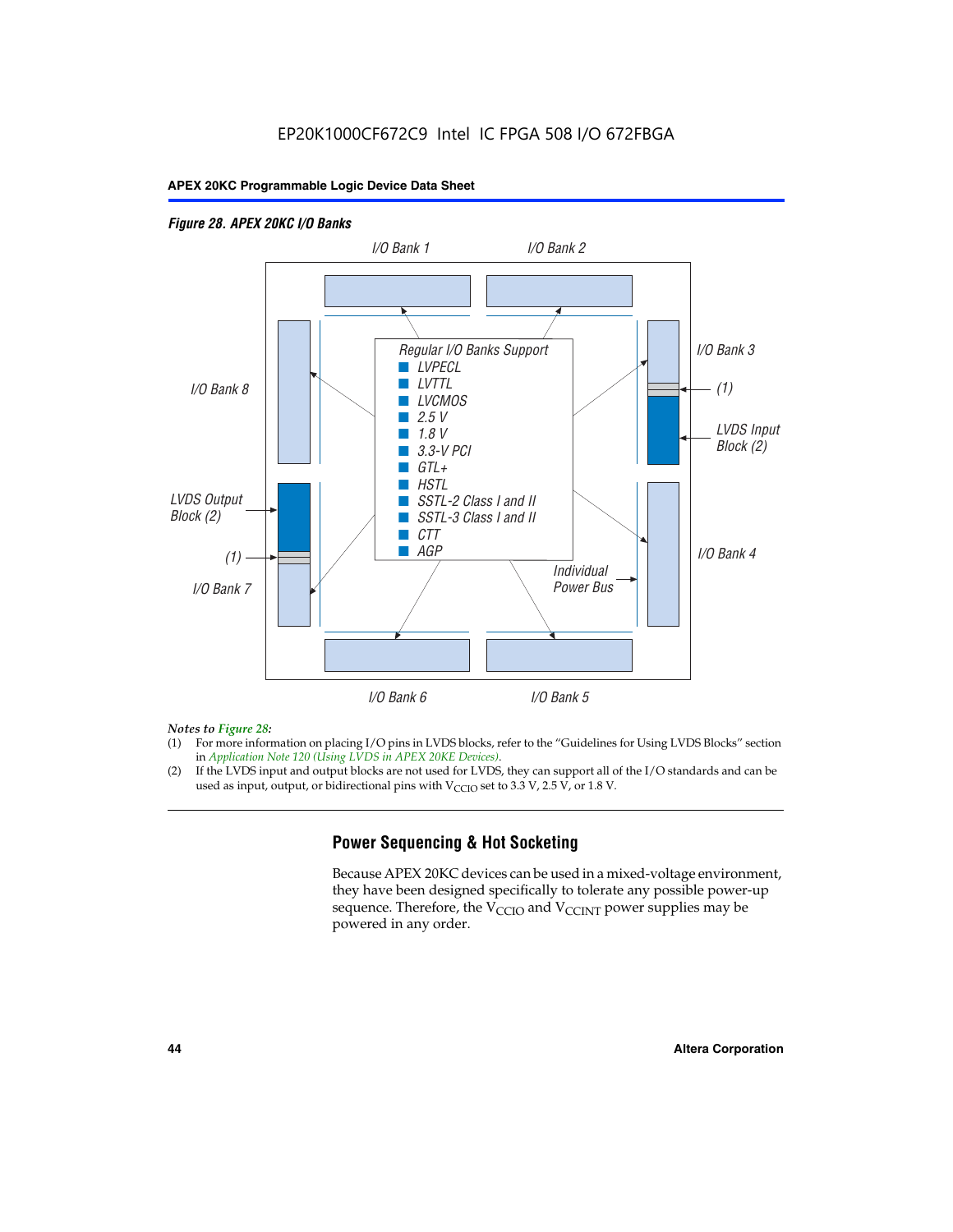EP20K1000CF672C9 Intel IC FPGA 508 I/O 672FBGA

*Figure 28. APEX 20KC I/O Banks*

I/O Bank 1 | I/O Bank 2 | I/O Bank 3 | I/O Bank 4 | I/O Bank 5 | I/O Bank 6 | I/O Bank 7 | I/O Bank 8

Regular I/O Banks Support
- LVPECL
- LVTTL
- LVCMOS
- 2.5 V
- 1.8 V
- 3.3-V PCI
- GTL+
- HSTL
- SSTL-2 Class I and II
- SSTL-3 Class I and II
- CTT
- AGP

LVDS Input Block (2) | LVDS Output Block (2) | (1) | Individual Power Bus

*Notes to Figure 28:*

(1) For more information on placing I/O pins in LVDS blocks, refer to the "Guidelines for Using LVDS Blocks" section in *Application Note 120 (Using LVDS in APEX 20KE Devices)*.

(2) If the LVDS input and output blocks are not used for LVDS, they can support all of the I/O standards and can be used as input, output, or bidirectional pins with $V_{CCIO}$ set to 3.3 V, 2.5 V, or 1.8 V.

## Power Sequencing & Hot Socketing

Because APEX 20KC devices can be used in a mixed-voltage environment, they have been designed specifically to tolerate any possible power-up sequence. Therefore, the $V_{CCIO}$ and $V_{CCINT}$ power supplies may be powered in any order.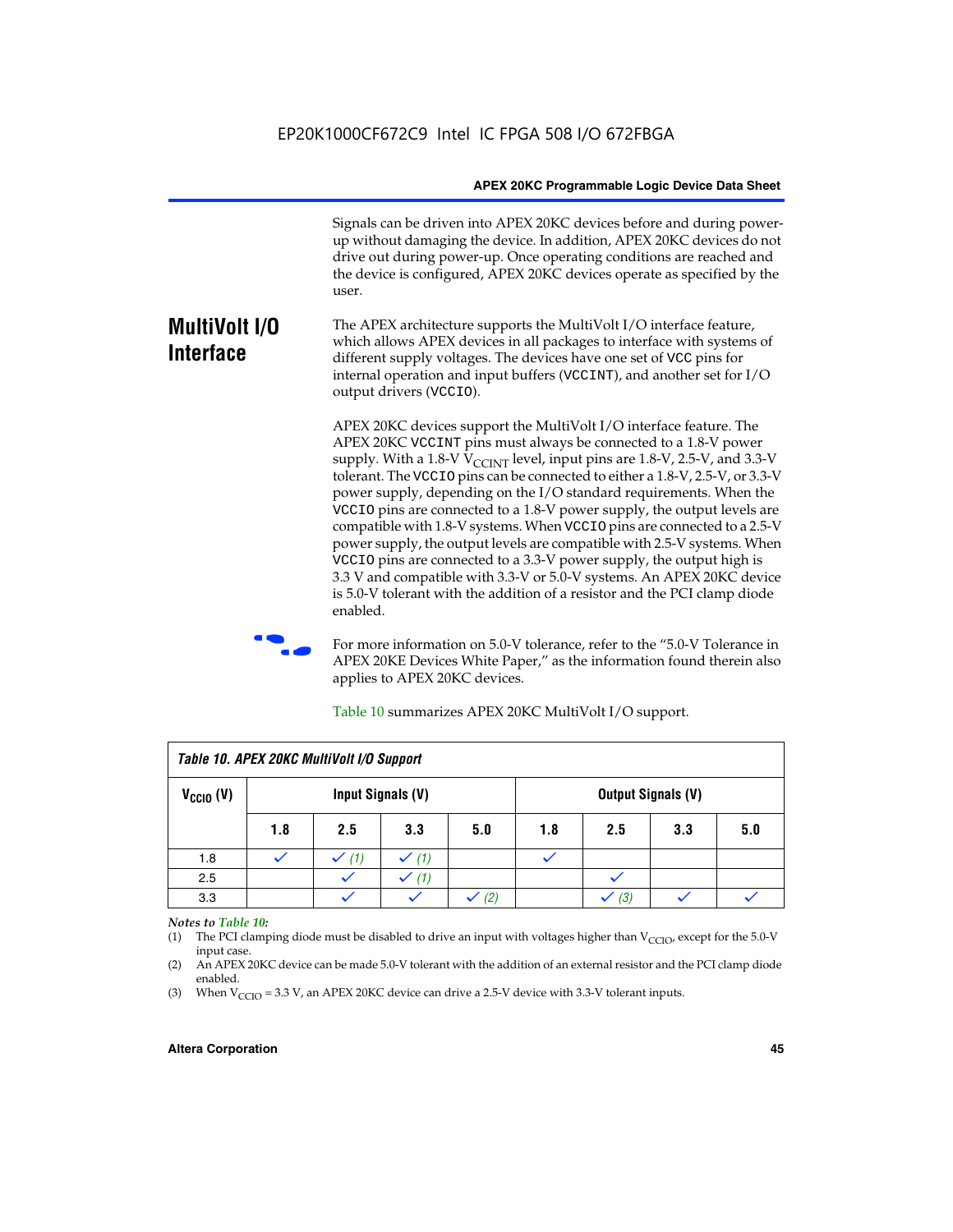Signals can be driven into APEX 20KC devices before and during power-up without damaging the device. In addition, APEX 20KC devices do not drive out during power-up. Once operating conditions are reached and the device is configured, APEX 20KC devices operate as specified by the user.

## MultiVolt I/O Interface

The APEX architecture supports the MultiVolt I/O interface feature, which allows APEX devices in all packages to interface with systems of different supply voltages. The devices have one set of `VCC` pins for internal operation and input buffers (`VCCINT`), and another set for I/O output drivers (`VCCIO`).

APEX 20KC devices support the MultiVolt I/O interface feature. The APEX 20KC `VCCINT` pins must always be connected to a 1.8-V power supply. With a 1.8-V $V_{CCINT}$ level, input pins are 1.8-V, 2.5-V, and 3.3-V tolerant. The `VCCIO` pins can be connected to either a 1.8-V, 2.5-V, or 3.3-V power supply, depending on the I/O standard requirements. When the `VCCIO` pins are connected to a 1.8-V power supply, the output levels are compatible with 1.8-V systems. When `VCCIO` pins are connected to a 2.5-V power supply, the output levels are compatible with 2.5-V systems. When `VCCIO` pins are connected to a 3.3-V power supply, the output high is 3.3 V and compatible with 3.3-V or 5.0-V systems. An APEX 20KC device is 5.0-V tolerant with the addition of a resistor and the PCI clamp diode enabled.

For more information on 5.0-V tolerance, refer to the "5.0-V Tolerance in APEX 20KE Devices White Paper," as the information found therein also applies to APEX 20KC devices.

Table 10 summarizes APEX 20KC MultiVolt I/O support.

*Table 10. APEX 20KC MultiVolt I/O Support*

| $V_{CCIO}$ (V) | Input Signals (V) | | | | Output Signals (V) | | | |
|---|---|---|---|---|---|---|---|---|
| | 1.8 | 2.5 | 3.3 | 5.0 | 1.8 | 2.5 | 3.3 | 5.0 |
| 1.8 | ✓ | ✓ *(1)* | ✓ *(1)* | | ✓ | | | |
| 2.5 | | ✓ | ✓ *(1)* | | | ✓ | | |
| 3.3 | | ✓ | ✓ | ✓ *(2)* | | ✓ *(3)* | ✓ | ✓ |

*Notes to Table 10:*

(1) The PCI clamping diode must be disabled to drive an input with voltages higher than $V_{CCIO}$, except for the 5.0-V input case.

(2) An APEX 20KC device can be made 5.0-V tolerant with the addition of an external resistor and the PCI clamp diode enabled.

(3) When $V_{CCIO}$ = 3.3 V, an APEX 20KC device can drive a 2.5-V device with 3.3-V tolerant inputs.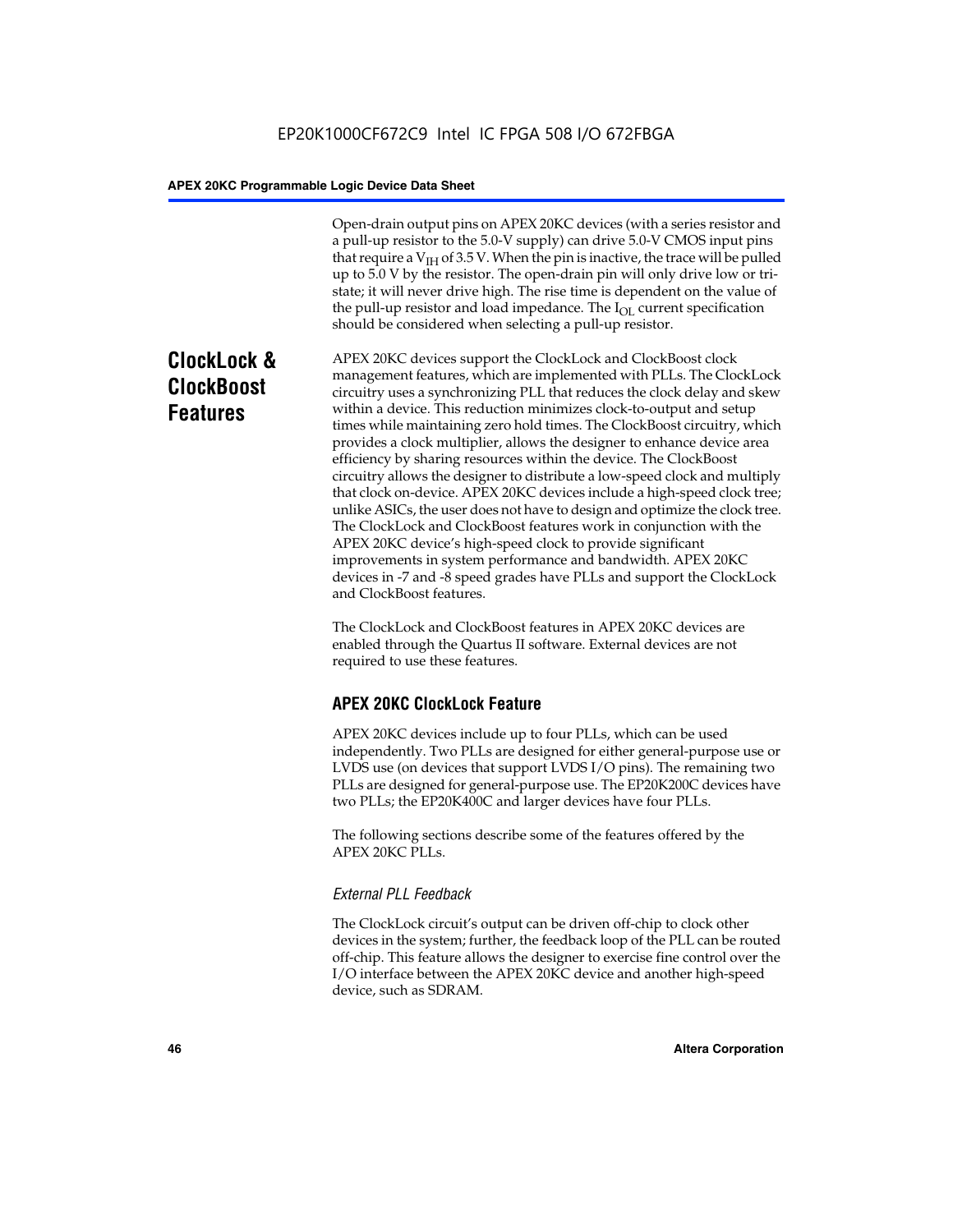Open-drain output pins on APEX 20KC devices (with a series resistor and a pull-up resistor to the 5.0-V supply) can drive 5.0-V CMOS input pins that require a $V_{IH}$ of 3.5 V. When the pin is inactive, the trace will be pulled up to 5.0 V by the resistor. The open-drain pin will only drive low or tri-state; it will never drive high. The rise time is dependent on the value of the pull-up resistor and load impedance. The $I_{OL}$ current specification should be considered when selecting a pull-up resistor.

# ClockLock & ClockBoost Features

APEX 20KC devices support the ClockLock and ClockBoost clock management features, which are implemented with PLLs. The ClockLock circuitry uses a synchronizing PLL that reduces the clock delay and skew within a device. This reduction minimizes clock-to-output and setup times while maintaining zero hold times. The ClockBoost circuitry, which provides a clock multiplier, allows the designer to enhance device area efficiency by sharing resources within the device. The ClockBoost circuitry allows the designer to distribute a low-speed clock and multiply that clock on-device. APEX 20KC devices include a high-speed clock tree; unlike ASICs, the user does not have to design and optimize the clock tree. The ClockLock and ClockBoost features work in conjunction with the APEX 20KC device's high-speed clock to provide significant improvements in system performance and bandwidth. APEX 20KC devices in -7 and -8 speed grades have PLLs and support the ClockLock and ClockBoost features.

The ClockLock and ClockBoost features in APEX 20KC devices are enabled through the Quartus II software. External devices are not required to use these features.

## APEX 20KC ClockLock Feature

APEX 20KC devices include up to four PLLs, which can be used independently. Two PLLs are designed for either general-purpose use or LVDS use (on devices that support LVDS I/O pins). The remaining two PLLs are designed for general-purpose use. The EP20K200C devices have two PLLs; the EP20K400C and larger devices have four PLLs.

The following sections describe some of the features offered by the APEX 20KC PLLs.

### *External PLL Feedback*

The ClockLock circuit's output can be driven off-chip to clock other devices in the system; further, the feedback loop of the PLL can be routed off-chip. This feature allows the designer to exercise fine control over the I/O interface between the APEX 20KC device and another high-speed device, such as SDRAM.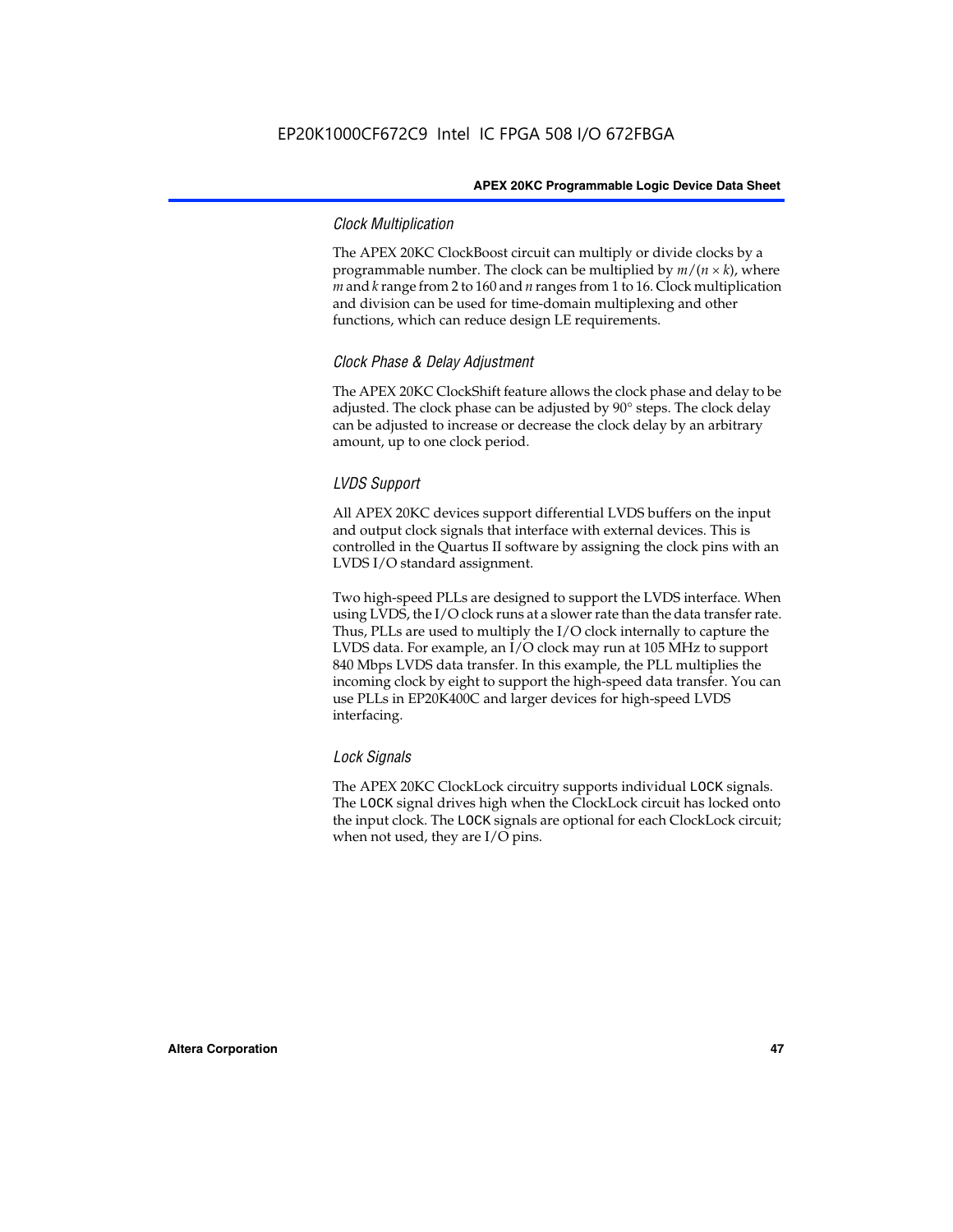### *Clock Multiplication*

The APEX 20KC ClockBoost circuit can multiply or divide clocks by a programmable number. The clock can be multiplied by $m/(n \times k)$, where $m$ and $k$ range from 2 to 160 and $n$ ranges from 1 to 16. Clock multiplication and division can be used for time-domain multiplexing and other functions, which can reduce design LE requirements.

### *Clock Phase & Delay Adjustment*

The APEX 20KC ClockShift feature allows the clock phase and delay to be adjusted. The clock phase can be adjusted by 90° steps. The clock delay can be adjusted to increase or decrease the clock delay by an arbitrary amount, up to one clock period.

### *LVDS Support*

All APEX 20KC devices support differential LVDS buffers on the input and output clock signals that interface with external devices. This is controlled in the Quartus II software by assigning the clock pins with an LVDS I/O standard assignment.

Two high-speed PLLs are designed to support the LVDS interface. When using LVDS, the I/O clock runs at a slower rate than the data transfer rate. Thus, PLLs are used to multiply the I/O clock internally to capture the LVDS data. For example, an I/O clock may run at 105 MHz to support 840 Mbps LVDS data transfer. In this example, the PLL multiplies the incoming clock by eight to support the high-speed data transfer. You can use PLLs in EP20K400C and larger devices for high-speed LVDS interfacing.

### *Lock Signals*

The APEX 20KC ClockLock circuitry supports individual `LOCK` signals. The `LOCK` signal drives high when the ClockLock circuit has locked onto the input clock. The `LOCK` signals are optional for each ClockLock circuit; when not used, they are I/O pins.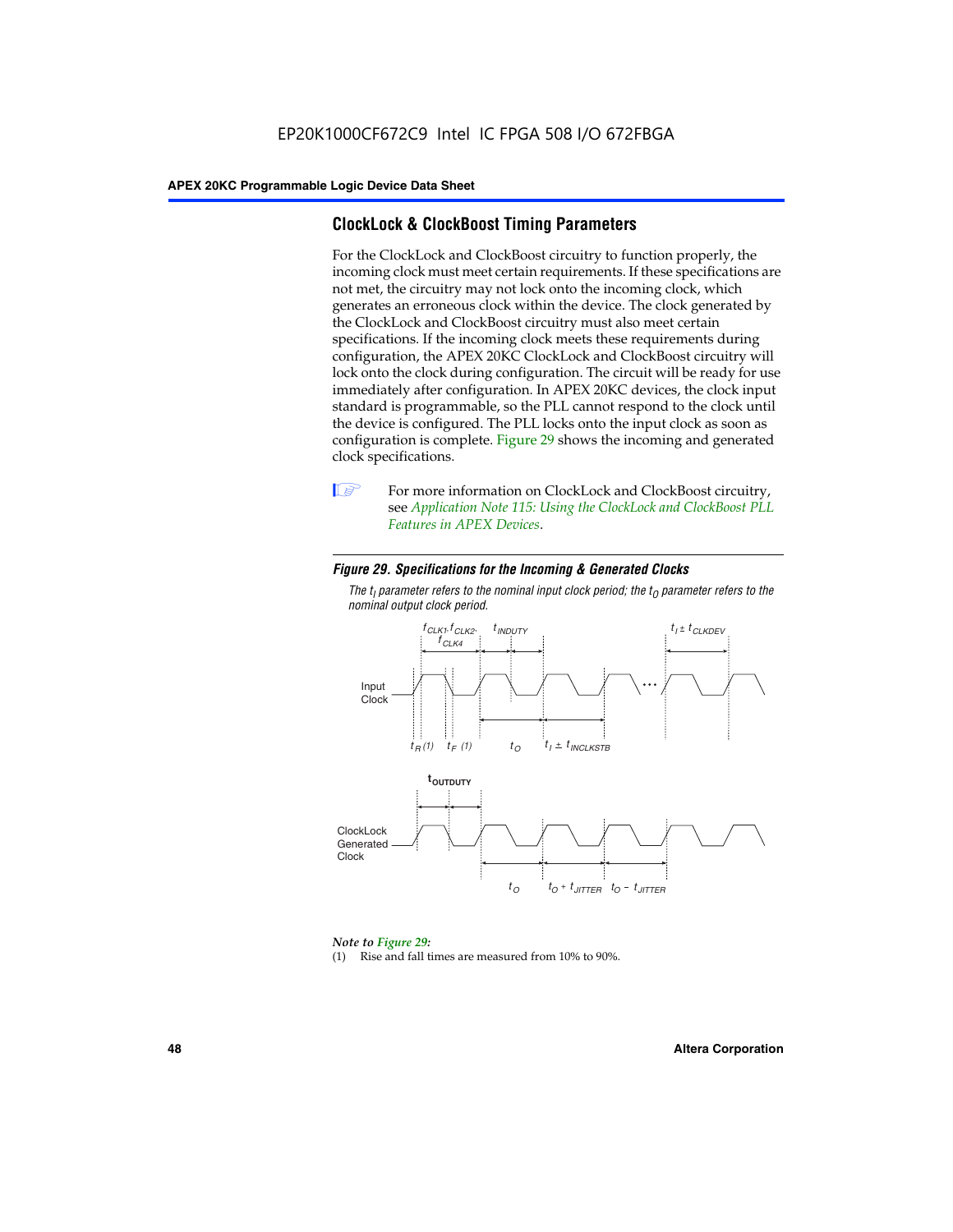## ClockLock & ClockBoost Timing Parameters

For the ClockLock and ClockBoost circuitry to function properly, the incoming clock must meet certain requirements. If these specifications are not met, the circuitry may not lock onto the incoming clock, which generates an erroneous clock within the device. The clock generated by the ClockLock and ClockBoost circuitry must also meet certain specifications. If the incoming clock meets these requirements during configuration, the APEX 20KC ClockLock and ClockBoost circuitry will lock onto the clock during configuration. The circuit will be ready for use immediately after configuration. In APEX 20KC devices, the clock input standard is programmable, so the PLL cannot respond to the clock until the device is configured. The PLL locks onto the input clock as soon as configuration is complete. Figure 29 shows the incoming and generated clock specifications.

For more information on ClockLock and ClockBoost circuitry, see *Application Note 115: Using the ClockLock and ClockBoost PLL Features in APEX Devices*.

***Figure 29. Specifications for the Incoming & Generated Clocks***

*The $t_I$ parameter refers to the nominal input clock period; the $t_O$ parameter refers to the nominal output clock period.*

*Note to Figure 29:*

(1) Rise and fall times are measured from 10% to 90%.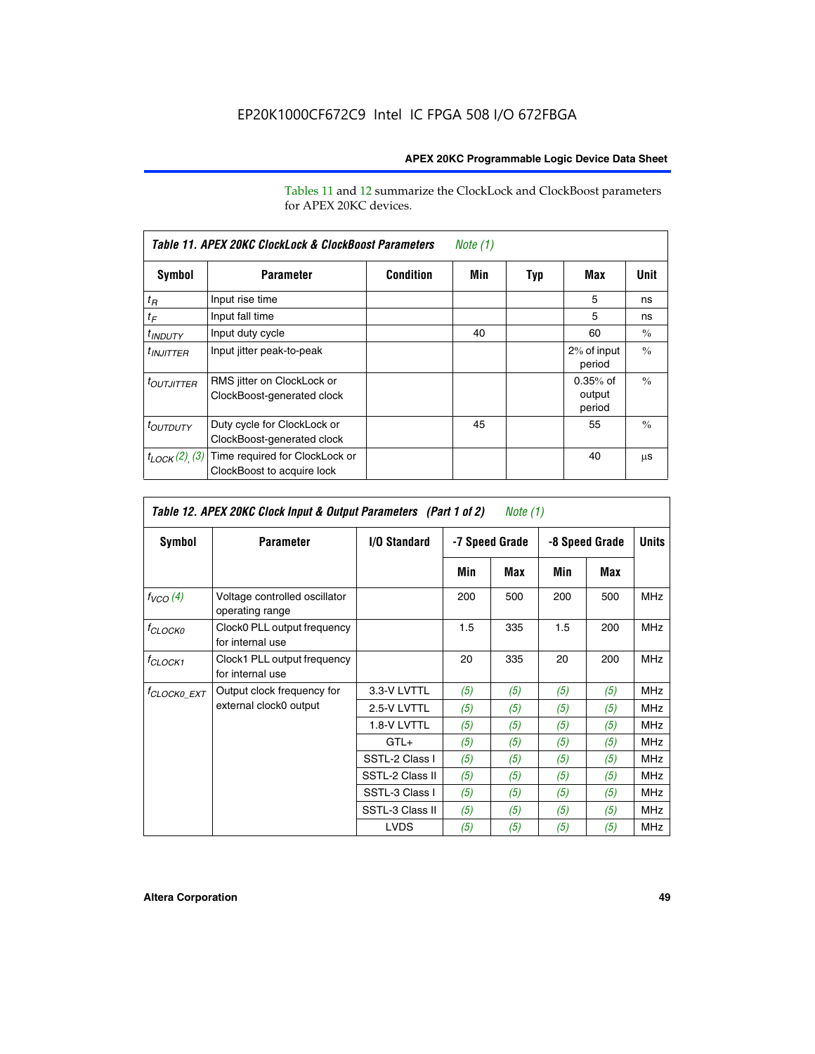Tables 11 and 12 summarize the ClockLock and ClockBoost parameters for APEX 20KC devices.

**Table 11. APEX 20KC ClockLock & ClockBoost Parameters** *Note (1)*

| Symbol | Parameter | Condition | Min | Typ | Max | Unit |
|---|---|---|---|---|---|---|
| $t_R$ | Input rise time | | | | 5 | ns |
| $t_F$ | Input fall time | | | | 5 | ns |
| $t_{INDUTY}$ | Input duty cycle | | 40 | | 60 | % |
| $t_{INJITTER}$ | Input jitter peak-to-peak | | | | 2% of input period | % |
| $t_{OUTJITTER}$ | RMS jitter on ClockLock or ClockBoost-generated clock | | | | 0.35% of output period | % |
| $t_{OUTDUTY}$ | Duty cycle for ClockLock or ClockBoost-generated clock | | 45 | | 55 | % |
| $t_{LOCK}$ *(2)*, *(3)* | Time required for ClockLock or ClockBoost to acquire lock | | | | 40 | µs |

**Table 12. APEX 20KC Clock Input & Output Parameters (Part 1 of 2)** *Note (1)*

| Symbol | Parameter | I/O Standard | -7 Speed Grade | | -8 Speed Grade | | Units |
|---|---|---|---|---|---|---|---|
| | | | Min | Max | Min | Max | |
| $f_{VCO}$ *(4)* | Voltage controlled oscillator operating range | | 200 | 500 | 200 | 500 | MHz |
| $f_{CLOCK0}$ | Clock0 PLL output frequency for internal use | | 1.5 | 335 | 1.5 | 200 | MHz |
| $f_{CLOCK1}$ | Clock1 PLL output frequency for internal use | | 20 | 335 | 20 | 200 | MHz |
| $f_{CLOCK0\_EXT}$ | Output clock frequency for external clock0 output | 3.3-V LVTTL | *(5)* | *(5)* | *(5)* | *(5)* | MHz |
| | | 2.5-V LVTTL | *(5)* | *(5)* | *(5)* | *(5)* | MHz |
| | | 1.8-V LVTTL | *(5)* | *(5)* | *(5)* | *(5)* | MHz |
| | | GTL+ | *(5)* | *(5)* | *(5)* | *(5)* | MHz |
| | | SSTL-2 Class I | *(5)* | *(5)* | *(5)* | *(5)* | MHz |
| | | SSTL-2 Class II | *(5)* | *(5)* | *(5)* | *(5)* | MHz |
| | | SSTL-3 Class I | *(5)* | *(5)* | *(5)* | *(5)* | MHz |
| | | SSTL-3 Class II | *(5)* | *(5)* | *(5)* | *(5)* | MHz |
| | | LVDS | *(5)* | *(5)* | *(5)* | *(5)* | MHz |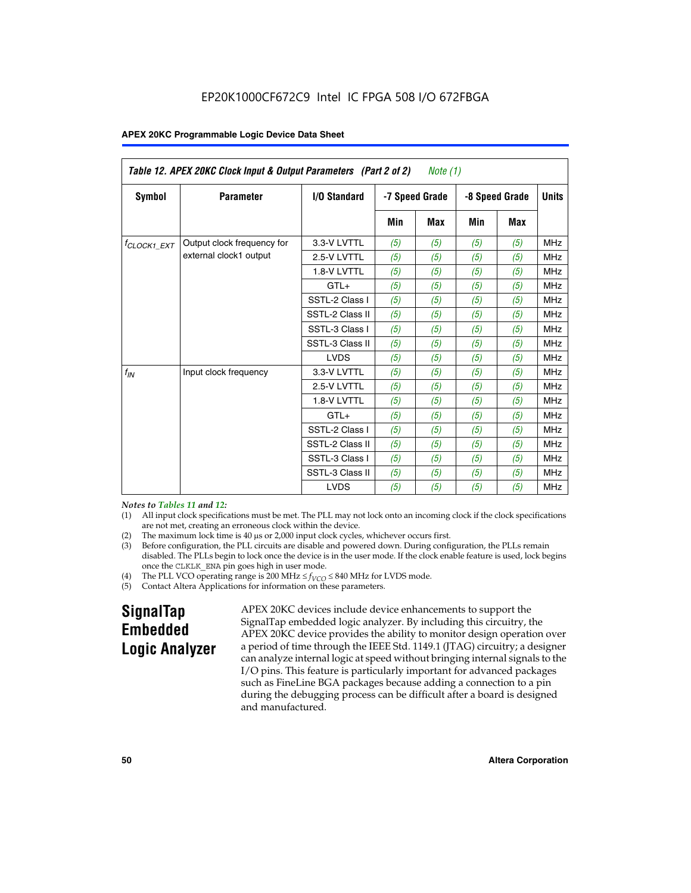EP20K1000CF672C9 Intel IC FPGA 508 I/O 672FBGA

**APEX 20KC Programmable Logic Device Data Sheet**

| *Table 12. APEX 20KC Clock Input & Output Parameters (Part 2 of 2) Note (1)* | | | | | | | |
|---|---|---|---|---|---|---|---|
| **Symbol** | **Parameter** | **I/O Standard** | **-7 Speed Grade** | | **-8 Speed Grade** | | **Units** |
| | | | **Min** | **Max** | **Min** | **Max** | |
| $f_{CLOCK1\_EXT}$ | Output clock frequency for external clock1 output | 3.3-V LVTTL | *(5)* | *(5)* | *(5)* | *(5)* | MHz |
| | | 2.5-V LVTTL | *(5)* | *(5)* | *(5)* | *(5)* | MHz |
| | | 1.8-V LVTTL | *(5)* | *(5)* | *(5)* | *(5)* | MHz |
| | | GTL+ | *(5)* | *(5)* | *(5)* | *(5)* | MHz |
| | | SSTL-2 Class I | *(5)* | *(5)* | *(5)* | *(5)* | MHz |
| | | SSTL-2 Class II | *(5)* | *(5)* | *(5)* | *(5)* | MHz |
| | | SSTL-3 Class I | *(5)* | *(5)* | *(5)* | *(5)* | MHz |
| | | SSTL-3 Class II | *(5)* | *(5)* | *(5)* | *(5)* | MHz |
| | | LVDS | *(5)* | *(5)* | *(5)* | *(5)* | MHz |
| $f_{IN}$ | Input clock frequency | 3.3-V LVTTL | *(5)* | *(5)* | *(5)* | *(5)* | MHz |
| | | 2.5-V LVTTL | *(5)* | *(5)* | *(5)* | *(5)* | MHz |
| | | 1.8-V LVTTL | *(5)* | *(5)* | *(5)* | *(5)* | MHz |
| | | GTL+ | *(5)* | *(5)* | *(5)* | *(5)* | MHz |
| | | SSTL-2 Class I | *(5)* | *(5)* | *(5)* | *(5)* | MHz |
| | | SSTL-2 Class II | *(5)* | *(5)* | *(5)* | *(5)* | MHz |
| | | SSTL-3 Class I | *(5)* | *(5)* | *(5)* | *(5)* | MHz |
| | | SSTL-3 Class II | *(5)* | *(5)* | *(5)* | *(5)* | MHz |
| | | LVDS | *(5)* | *(5)* | *(5)* | *(5)* | MHz |

*Notes to Tables 11 and 12:*

(1) All input clock specifications must be met. The PLL may not lock onto an incoming clock if the clock specifications are not met, creating an erroneous clock within the device.

(2) The maximum lock time is 40 µs or 2,000 input clock cycles, whichever occurs first.

(3) Before configuration, the PLL circuits are disable and powered down. During configuration, the PLLs remain disabled. The PLLs begin to lock once the device is in the user mode. If the clock enable feature is used, lock begins once the CLKLK_ENA pin goes high in user mode.

(4) The PLL VCO operating range is 200 MHz ≤ $f_{VCO}$ ≤ 840 MHz for LVDS mode.

(5) Contact Altera Applications for information on these parameters.

## SignalTap Embedded Logic Analyzer

APEX 20KC devices include device enhancements to support the SignalTap embedded logic analyzer. By including this circuitry, the APEX 20KC device provides the ability to monitor design operation over a period of time through the IEEE Std. 1149.1 (JTAG) circuitry; a designer can analyze internal logic at speed without bringing internal signals to the I/O pins. This feature is particularly important for advanced packages such as FineLine BGA packages because adding a connection to a pin during the debugging process can be difficult after a board is designed and manufactured.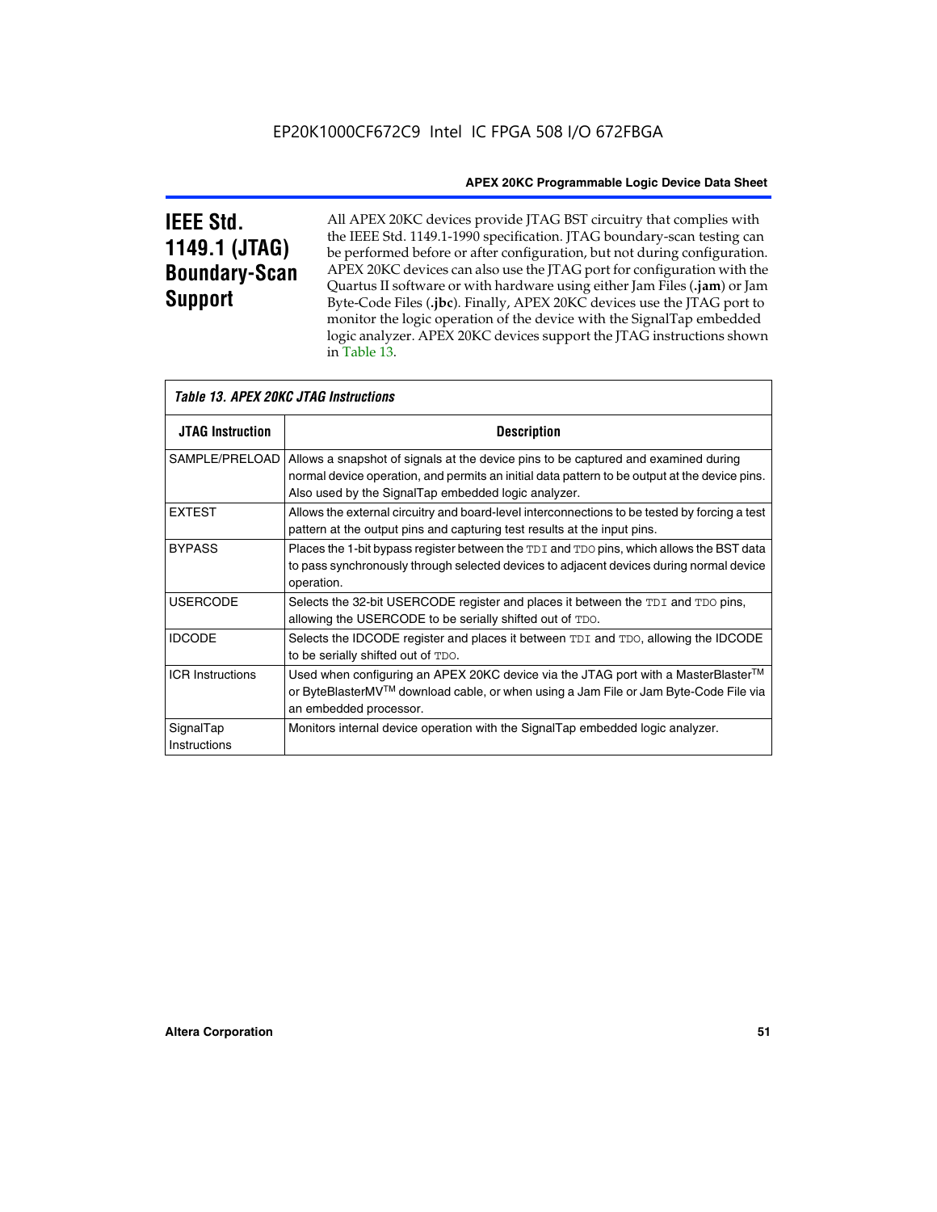## IEEE Std. 1149.1 (JTAG) Boundary-Scan Support

All APEX 20KC devices provide JTAG BST circuitry that complies with the IEEE Std. 1149.1-1990 specification. JTAG boundary-scan testing can be performed before or after configuration, but not during configuration. APEX 20KC devices can also use the JTAG port for configuration with the Quartus II software or with hardware using either Jam Files (**.jam**) or Jam Byte-Code Files (**.jbc**). Finally, APEX 20KC devices use the JTAG port to monitor the logic operation of the device with the SignalTap embedded logic analyzer. APEX 20KC devices support the JTAG instructions shown in Table 13.

*Table 13. APEX 20KC JTAG Instructions*

| JTAG Instruction | Description |
|---|---|
| SAMPLE/PRELOAD | Allows a snapshot of signals at the device pins to be captured and examined during normal device operation, and permits an initial data pattern to be output at the device pins. Also used by the SignalTap embedded logic analyzer. |
| EXTEST | Allows the external circuitry and board-level interconnections to be tested by forcing a test pattern at the output pins and capturing test results at the input pins. |
| BYPASS | Places the 1-bit bypass register between the TDI and TDO pins, which allows the BST data to pass synchronously through selected devices to adjacent devices during normal device operation. |
| USERCODE | Selects the 32-bit USERCODE register and places it between the TDI and TDO pins, allowing the USERCODE to be serially shifted out of TDO. |
| IDCODE | Selects the IDCODE register and places it between TDI and TDO, allowing the IDCODE to be serially shifted out of TDO. |
| ICR Instructions | Used when configuring an APEX 20KC device via the JTAG port with a MasterBlaster™ or ByteBlasterMV™ download cable, or when using a Jam File or Jam Byte-Code File via an embedded processor. |
| SignalTap Instructions | Monitors internal device operation with the SignalTap embedded logic analyzer. |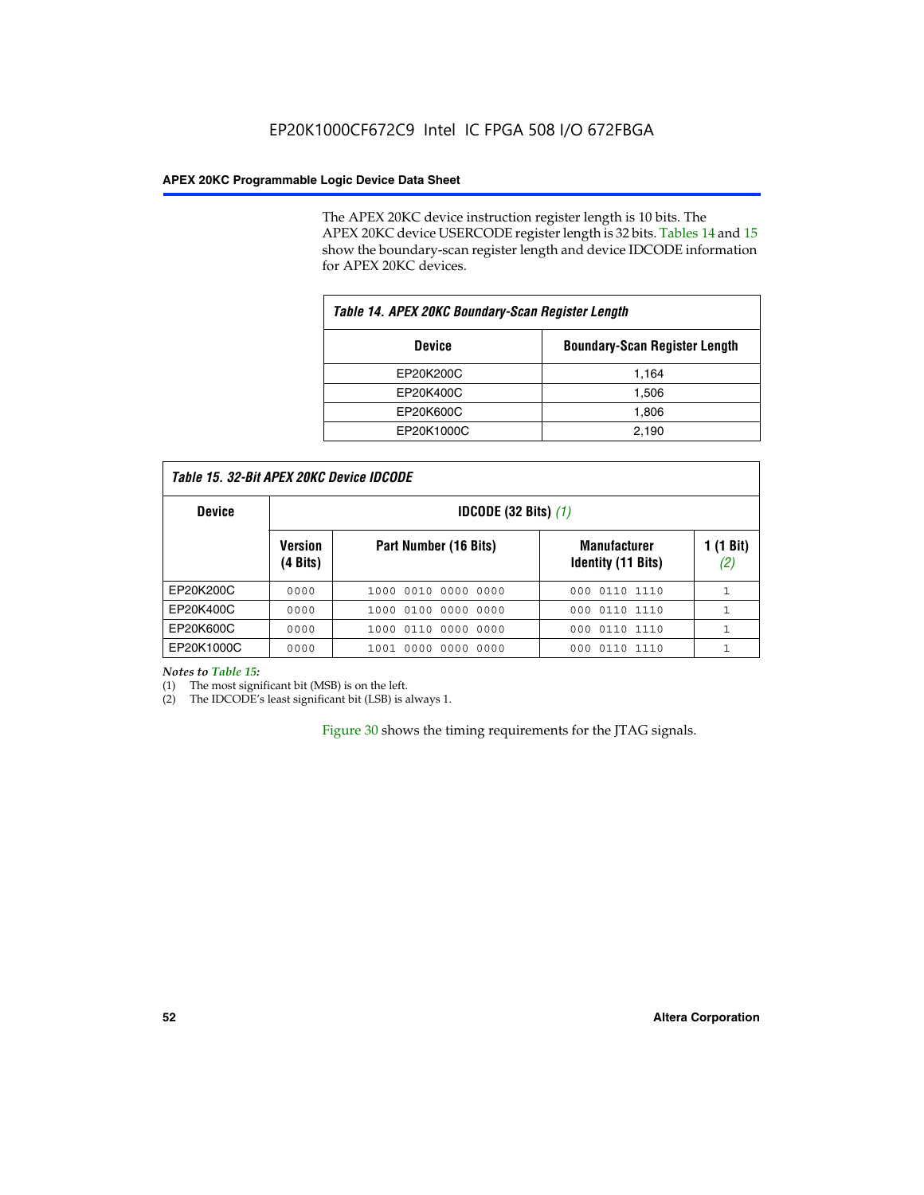The APEX 20KC device instruction register length is 10 bits. The APEX 20KC device USERCODE register length is 32 bits. Tables 14 and 15 show the boundary-scan register length and device IDCODE information for APEX 20KC devices.

*Table 14. APEX 20KC Boundary-Scan Register Length*

| Device | Boundary-Scan Register Length |
|---|---|
| EP20K200C | 1,164 |
| EP20K400C | 1,506 |
| EP20K600C | 1,806 |
| EP20K1000C | 2,190 |

*Table 15. 32-Bit APEX 20KC Device IDCODE*

| Device | IDCODE (32 Bits) *(1)* | | | |
|---|---|---|---|---|
| | Version (4 Bits) | Part Number (16 Bits) | Manufacturer Identity (11 Bits) | 1 (1 Bit) *(2)* |
| EP20K200C | 0000 | 1000 0010 0000 0000 | 000 0110 1110 | 1 |
| EP20K400C | 0000 | 1000 0100 0000 0000 | 000 0110 1110 | 1 |
| EP20K600C | 0000 | 1000 0110 0000 0000 | 000 0110 1110 | 1 |
| EP20K1000C | 0000 | 1001 0000 0000 0000 | 000 0110 1110 | 1 |

*Notes to Table 15:*

(1) The most significant bit (MSB) is on the left.

(2) The IDCODE's least significant bit (LSB) is always 1.

Figure 30 shows the timing requirements for the JTAG signals.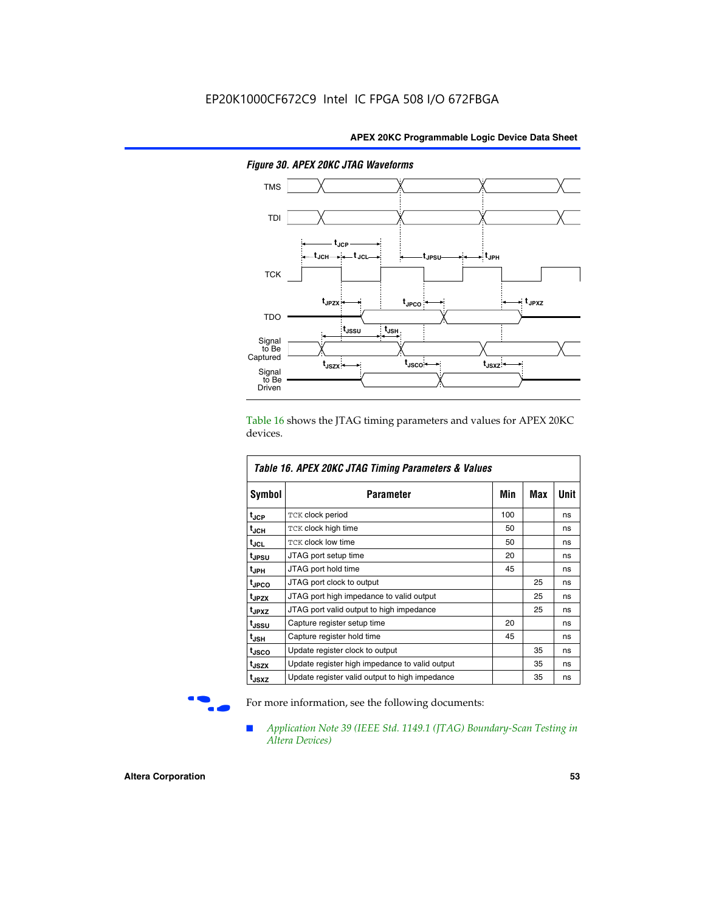*Figure 30. APEX 20KC JTAG Waveforms*

Table 16 shows the JTAG timing parameters and values for APEX 20KC devices.

*Table 16. APEX 20KC JTAG Timing Parameters & Values*

| Symbol | Parameter | Min | Max | Unit |
|---|---|---|---|---|
| $t_{JCP}$ | TCK clock period | 100 | | ns |
| $t_{JCH}$ | TCK clock high time | 50 | | ns |
| $t_{JCL}$ | TCK clock low time | 50 | | ns |
| $t_{JPSU}$ | JTAG port setup time | 20 | | ns |
| $t_{JPH}$ | JTAG port hold time | 45 | | ns |
| $t_{JPCO}$ | JTAG port clock to output | | 25 | ns |
| $t_{JPZX}$ | JTAG port high impedance to valid output | | 25 | ns |
| $t_{JPXZ}$ | JTAG port valid output to high impedance | | 25 | ns |
| $t_{JSSU}$ | Capture register setup time | 20 | | ns |
| $t_{JSH}$ | Capture register hold time | 45 | | ns |
| $t_{JSCO}$ | Update register clock to output | | 35 | ns |
| $t_{JSZX}$ | Update register high impedance to valid output | | 35 | ns |
| $t_{JSXZ}$ | Update register valid output to high impedance | | 35 | ns |

For more information, see the following documents:

- *Application Note 39 (IEEE Std. 1149.1 (JTAG) Boundary-Scan Testing in Altera Devices)*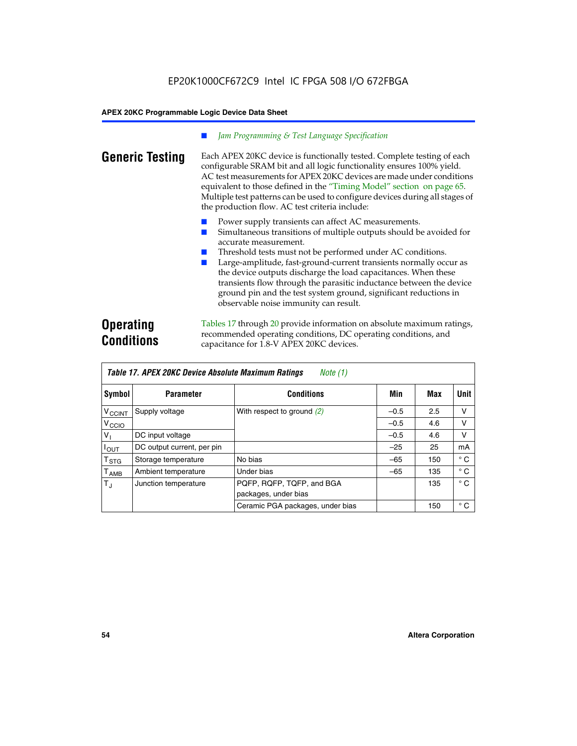■ *Jam Programming & Test Language Specification*

## Generic Testing

Each APEX 20KC device is functionally tested. Complete testing of each configurable SRAM bit and all logic functionality ensures 100% yield. AC test measurements for APEX 20KC devices are made under conditions equivalent to those defined in the "Timing Model" section on page 65. Multiple test patterns can be used to configure devices during all stages of the production flow. AC test criteria include:

- Power supply transients can affect AC measurements.
- Simultaneous transitions of multiple outputs should be avoided for accurate measurement.
- Threshold tests must not be performed under AC conditions.
- Large-amplitude, fast-ground-current transients normally occur as the device outputs discharge the load capacitances. When these transients flow through the parasitic inductance between the device ground pin and the test system ground, significant reductions in observable noise immunity can result.

## Operating Conditions

Tables 17 through 20 provide information on absolute maximum ratings, recommended operating conditions, DC operating conditions, and capacitance for 1.8-V APEX 20KC devices.

**Table 17. APEX 20KC Device Absolute Maximum Ratings** *Note (1)*

| Symbol | Parameter | Conditions | Min | Max | Unit |
|---|---|---|---|---|---|
| $V_{CCINT}$ | Supply voltage | With respect to ground *(2)* | –0.5 | 2.5 | V |
| $V_{CCIO}$ | | | –0.5 | 4.6 | V |
| $V_I$ | DC input voltage | | –0.5 | 4.6 | V |
| $I_{OUT}$ | DC output current, per pin | | –25 | 25 | mA |
| $T_{STG}$ | Storage temperature | No bias | –65 | 150 | ° C |
| $T_{AMB}$ | Ambient temperature | Under bias | –65 | 135 | ° C |
| $T_J$ | Junction temperature | PQFP, RQFP, TQFP, and BGA packages, under bias | | 135 | ° C |
| | | Ceramic PGA packages, under bias | | 150 | ° C |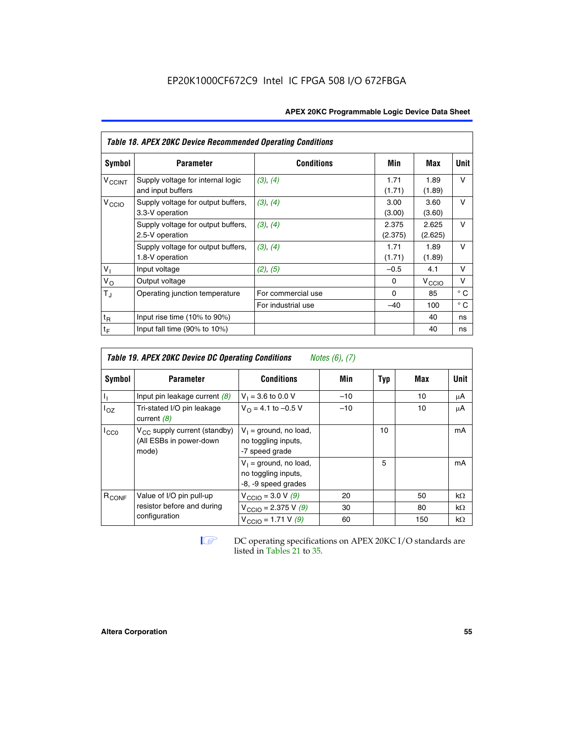**Table 18. APEX 20KC Device Recommended Operating Conditions**

| Symbol | Parameter | Conditions | Min | Max | Unit |
|---|---|---|---|---|---|
| $V_{CCINT}$ | Supply voltage for internal logic and input buffers | *(3)*, *(4)* | 1.71 (1.71) | 1.89 (1.89) | V |
| $V_{CCIO}$ | Supply voltage for output buffers, 3.3-V operation | *(3)*, *(4)* | 3.00 (3.00) | 3.60 (3.60) | V |
| | Supply voltage for output buffers, 2.5-V operation | *(3)*, *(4)* | 2.375 (2.375) | 2.625 (2.625) | V |
| | Supply voltage for output buffers, 1.8-V operation | *(3)*, *(4)* | 1.71 (1.71) | 1.89 (1.89) | V |
| $V_I$ | Input voltage | *(2)*, *(5)* | –0.5 | 4.1 | V |
| $V_O$ | Output voltage | | 0 | $V_{CCIO}$ | V |
| $T_J$ | Operating junction temperature | For commercial use | 0 | 85 | ° C |
| | | For industrial use | –40 | 100 | ° C |
| $t_R$ | Input rise time (10% to 90%) | | | 40 | ns |
| $t_F$ | Input fall time (90% to 10%) | | | 40 | ns |

**Table 19. APEX 20KC Device DC Operating Conditions** *Notes (6), (7)*

| Symbol | Parameter | Conditions | Min | Typ | Max | Unit |
|---|---|---|---|---|---|---|
| $I_I$ | Input pin leakage current *(8)* | $V_I$ = 3.6 to 0.0 V | –10 | | 10 | μA |
| $I_{OZ}$ | Tri-stated I/O pin leakage current *(8)* | $V_O$ = 4.1 to –0.5 V | –10 | | 10 | μA |
| $I_{CC0}$ | $V_{CC}$ supply current (standby) (All ESBs in power-down mode) | $V_I$ = ground, no load, no toggling inputs, -7 speed grade | | 10 | | mA |
| | | $V_I$ = ground, no load, no toggling inputs, -8, -9 speed grades | | 5 | | mA |
| $R_{CONF}$ | Value of I/O pin pull-up resistor before and during configuration | $V_{CCIO}$ = 3.0 V *(9)* | 20 | | 50 | kΩ |
| | | $V_{CCIO}$ = 2.375 V *(9)* | 30 | | 80 | kΩ |
| | | $V_{CCIO}$ = 1.71 V *(9)* | 60 | | 150 | kΩ |

DC operating specifications on APEX 20KC I/O standards are listed in Tables 21 to 35.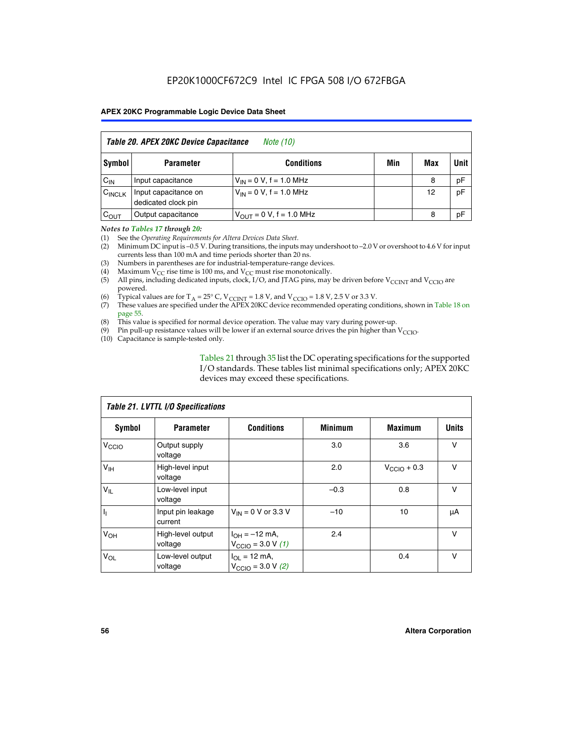| *Table 20. APEX 20KC Device Capacitance* *Note (10)* | | | | | |
|---|---|---|---|---|---|
| **Symbol** | **Parameter** | **Conditions** | **Min** | **Max** | **Unit** |
| $C_{IN}$ | Input capacitance | $V_{IN}$ = 0 V, f = 1.0 MHz | | 8 | pF |
| $C_{INCLK}$ | Input capacitance on dedicated clock pin | $V_{IN}$ = 0 V, f = 1.0 MHz | | 12 | pF |
| $C_{OUT}$ | Output capacitance | $V_{OUT}$ = 0 V, f = 1.0 MHz | | 8 | pF |

*Notes to Tables 17 through 20:*

(1) See the *Operating Requirements for Altera Devices Data Sheet*.
(2) Minimum DC input is –0.5 V. During transitions, the inputs may undershoot to –2.0 V or overshoot to 4.6 V for input currents less than 100 mA and time periods shorter than 20 ns.
(3) Numbers in parentheses are for industrial-temperature-range devices.
(4) Maximum $V_{CC}$ rise time is 100 ms, and $V_{CC}$ must rise monotonically.
(5) All pins, including dedicated inputs, clock, I/O, and JTAG pins, may be driven before $V_{CCINT}$ and $V_{CCIO}$ are powered.
(6) Typical values are for $T_A$ = 25° C, $V_{CCINT}$ = 1.8 V, and $V_{CCIO}$ = 1.8 V, 2.5 V or 3.3 V.
(7) These values are specified under the APEX 20KC device recommended operating conditions, shown in Table 18 on page 55.
(8) This value is specified for normal device operation. The value may vary during power-up.
(9) Pin pull-up resistance values will be lower if an external source drives the pin higher than $V_{CCIO}$.
(10) Capacitance is sample-tested only.

Tables 21 through 35 list the DC operating specifications for the supported I/O standards. These tables list minimal specifications only; APEX 20KC devices may exceed these specifications.

| *Table 21. LVTTL I/O Specifications* | | | | | |
|---|---|---|---|---|---|
| **Symbol** | **Parameter** | **Conditions** | **Minimum** | **Maximum** | **Units** |
| $V_{CCIO}$ | Output supply voltage | | 3.0 | 3.6 | V |
| $V_{IH}$ | High-level input voltage | | 2.0 | $V_{CCIO}$ + 0.3 | V |
| $V_{IL}$ | Low-level input voltage | | –0.3 | 0.8 | V |
| $I_I$ | Input pin leakage current | $V_{IN}$ = 0 V or 3.3 V | –10 | 10 | µA |
| $V_{OH}$ | High-level output voltage | $I_{OH}$ = –12 mA, $V_{CCIO}$ = 3.0 V *(1)* | 2.4 | | V |
| $V_{OL}$ | Low-level output voltage | $I_{OL}$ = 12 mA, $V_{CCIO}$ = 3.0 V *(2)* | | 0.4 | V |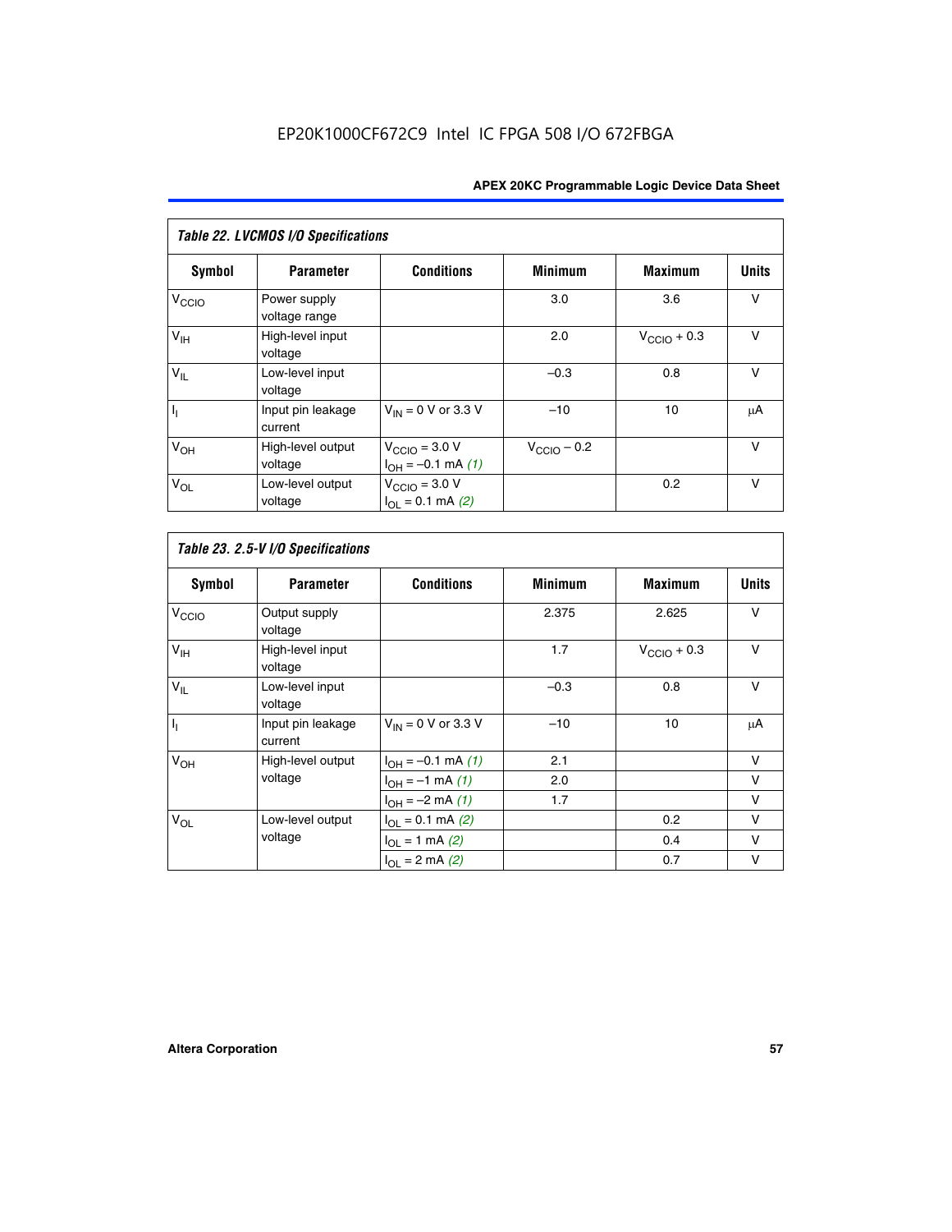EP20K1000CF672C9 Intel IC FPGA 508 I/O 672FBGA

| *Table 22. LVCMOS I/O Specifications* | | | | | |
|---|---|---|---|---|---|
| **Symbol** | **Parameter** | **Conditions** | **Minimum** | **Maximum** | **Units** |
| $V_{CCIO}$ | Power supply voltage range | | 3.0 | 3.6 | V |
| $V_{IH}$ | High-level input voltage | | 2.0 | $V_{CCIO}$ + 0.3 | V |
| $V_{IL}$ | Low-level input voltage | | –0.3 | 0.8 | V |
| $I_I$ | Input pin leakage current | $V_{IN}$ = 0 V or 3.3 V | –10 | 10 | μA |
| $V_{OH}$ | High-level output voltage | $V_{CCIO}$ = 3.0 V $I_{OH}$ = –0.1 mA *(1)* | $V_{CCIO}$ – 0.2 | | V |
| $V_{OL}$ | Low-level output voltage | $V_{CCIO}$ = 3.0 V $I_{OL}$ = 0.1 mA *(2)* | | 0.2 | V |

| *Table 23. 2.5-V I/O Specifications* | | | | | |
|---|---|---|---|---|---|
| **Symbol** | **Parameter** | **Conditions** | **Minimum** | **Maximum** | **Units** |
| $V_{CCIO}$ | Output supply voltage | | 2.375 | 2.625 | V |
| $V_{IH}$ | High-level input voltage | | 1.7 | $V_{CCIO}$ + 0.3 | V |
| $V_{IL}$ | Low-level input voltage | | –0.3 | 0.8 | V |
| $I_I$ | Input pin leakage current | $V_{IN}$ = 0 V or 3.3 V | –10 | 10 | μA |
| $V_{OH}$ | High-level output voltage | $I_{OH}$ = –0.1 mA *(1)* | 2.1 | | V |
| | | $I_{OH}$ = –1 mA *(1)* | 2.0 | | V |
| | | $I_{OH}$ = –2 mA *(1)* | 1.7 | | V |
| $V_{OL}$ | Low-level output voltage | $I_{OL}$ = 0.1 mA *(2)* | | 0.2 | V |
| | | $I_{OL}$ = 1 mA *(2)* | | 0.4 | V |
| | | $I_{OL}$ = 2 mA *(2)* | | 0.7 | V |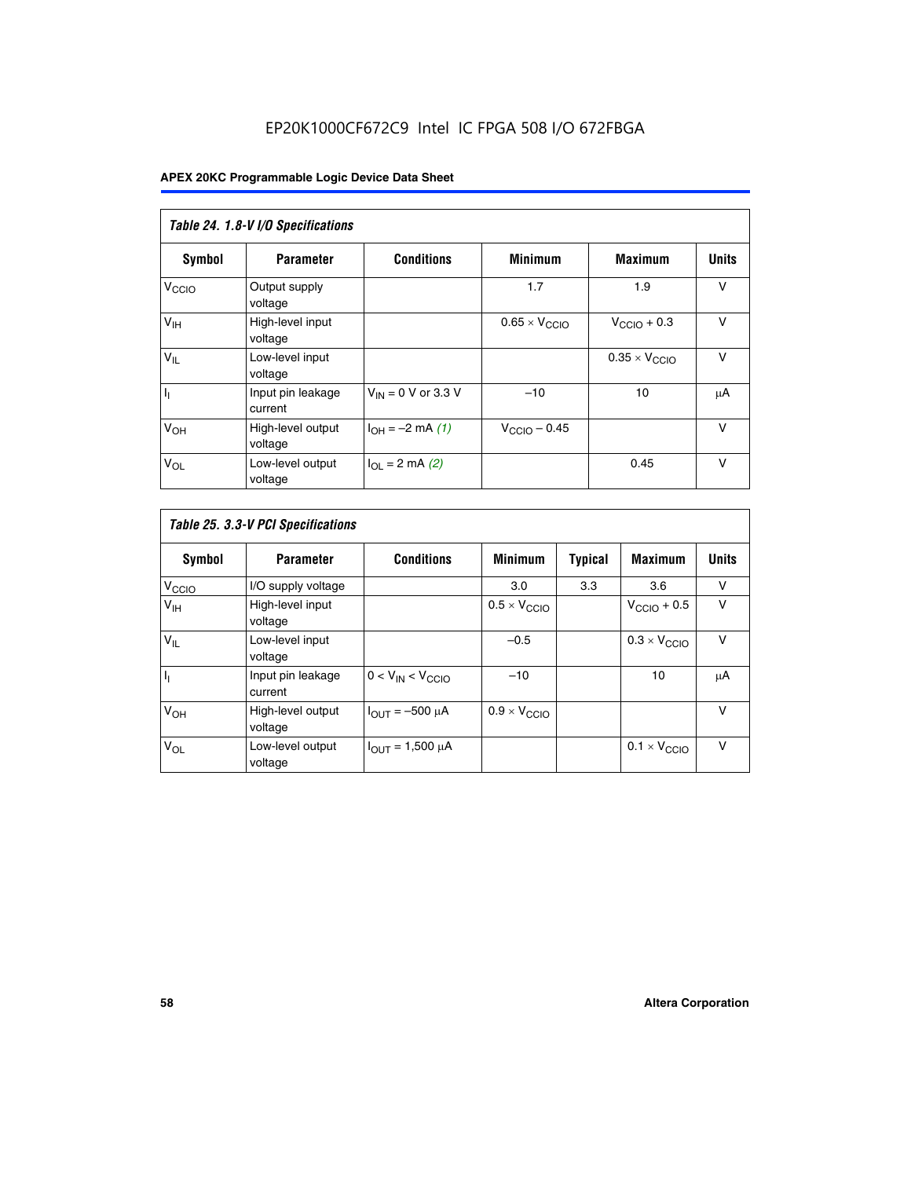**Table 24. 1.8-V I/O Specifications**

| Symbol | Parameter | Conditions | Minimum | Maximum | Units |
|---|---|---|---|---|---|
| $V_{CCIO}$ | Output supply voltage | | 1.7 | 1.9 | V |
| $V_{IH}$ | High-level input voltage | | $0.65 \times V_{CCIO}$ | $V_{CCIO} + 0.3$ | V |
| $V_{IL}$ | Low-level input voltage | | | $0.35 \times V_{CCIO}$ | V |
| $I_I$ | Input pin leakage current | $V_{IN}$ = 0 V or 3.3 V | –10 | 10 | μA |
| $V_{OH}$ | High-level output voltage | $I_{OH}$ = –2 mA *(1)* | $V_{CCIO} - 0.45$ | | V |
| $V_{OL}$ | Low-level output voltage | $I_{OL}$ = 2 mA *(2)* | | 0.45 | V |

**Table 25. 3.3-V PCI Specifications**

| Symbol | Parameter | Conditions | Minimum | Typical | Maximum | Units |
|---|---|---|---|---|---|---|
| $V_{CCIO}$ | I/O supply voltage | | 3.0 | 3.3 | 3.6 | V |
| $V_{IH}$ | High-level input voltage | | $0.5 \times V_{CCIO}$ | | $V_{CCIO} + 0.5$ | V |
| $V_{IL}$ | Low-level input voltage | | –0.5 | | $0.3 \times V_{CCIO}$ | V |
| $I_I$ | Input pin leakage current | $0 < V_{IN} < V_{CCIO}$ | –10 | | 10 | μA |
| $V_{OH}$ | High-level output voltage | $I_{OUT}$ = –500 μA | $0.9 \times V_{CCIO}$ | | | V |
| $V_{OL}$ | Low-level output voltage | $I_{OUT}$ = 1,500 μA | | | $0.1 \times V_{CCIO}$ | V |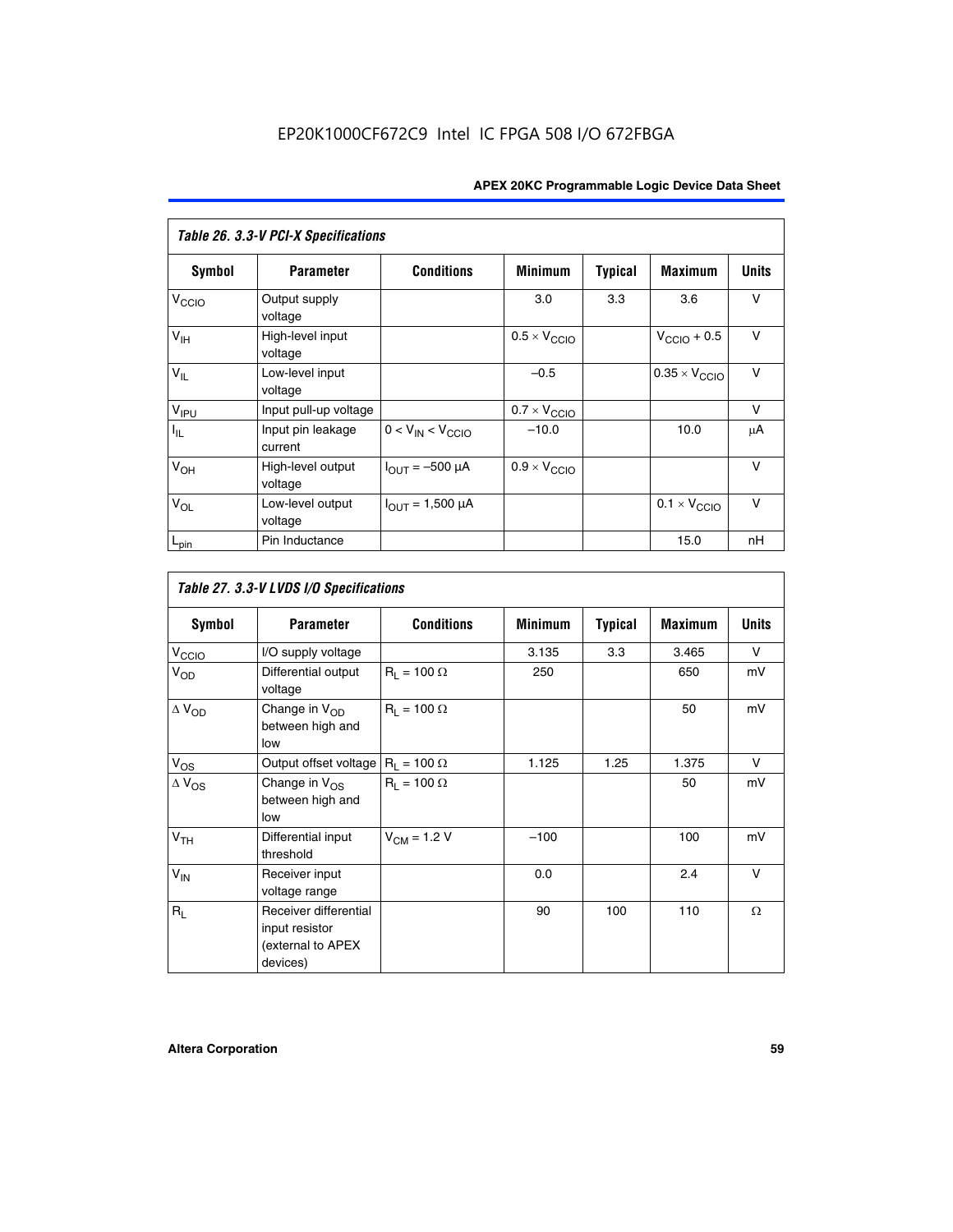*Table 26. 3.3-V PCI-X Specifications*

| Symbol | Parameter | Conditions | Minimum | Typical | Maximum | Units |
|---|---|---|---|---|---|---|
| $V_{CCIO}$ | Output supply voltage | | 3.0 | 3.3 | 3.6 | V |
| $V_{IH}$ | High-level input voltage | | $0.5 \times V_{CCIO}$ | | $V_{CCIO} + 0.5$ | V |
| $V_{IL}$ | Low-level input voltage | | –0.5 | | $0.35 \times V_{CCIO}$ | V |
| $V_{IPU}$ | Input pull-up voltage | | $0.7 \times V_{CCIO}$ | | | V |
| $I_{IL}$ | Input pin leakage current | $0 < V_{IN} < V_{CCIO}$ | –10.0 | | 10.0 | μA |
| $V_{OH}$ | High-level output voltage | $I_{OUT} = -500$ μA | $0.9 \times V_{CCIO}$ | | | V |
| $V_{OL}$ | Low-level output voltage | $I_{OUT} = 1,500$ μA | | | $0.1 \times V_{CCIO}$ | V |
| $L_{pin}$ | Pin Inductance | | | | 15.0 | nH |

*Table 27. 3.3-V LVDS I/O Specifications*

| Symbol | Parameter | Conditions | Minimum | Typical | Maximum | Units |
|---|---|---|---|---|---|---|
| $V_{CCIO}$ | I/O supply voltage | | 3.135 | 3.3 | 3.465 | V |
| $V_{OD}$ | Differential output voltage | $R_L = 100\ \Omega$ | 250 | | 650 | mV |
| $\Delta V_{OD}$ | Change in $V_{OD}$ between high and low | $R_L = 100\ \Omega$ | | | 50 | mV |
| $V_{OS}$ | Output offset voltage | $R_L = 100\ \Omega$ | 1.125 | 1.25 | 1.375 | V |
| $\Delta V_{OS}$ | Change in $V_{OS}$ between high and low | $R_L = 100\ \Omega$ | | | 50 | mV |
| $V_{TH}$ | Differential input threshold | $V_{CM} = 1.2$ V | –100 | | 100 | mV |
| $V_{IN}$ | Receiver input voltage range | | 0.0 | | 2.4 | V |
| $R_L$ | Receiver differential input resistor (external to APEX devices) | | 90 | 100 | 110 | Ω |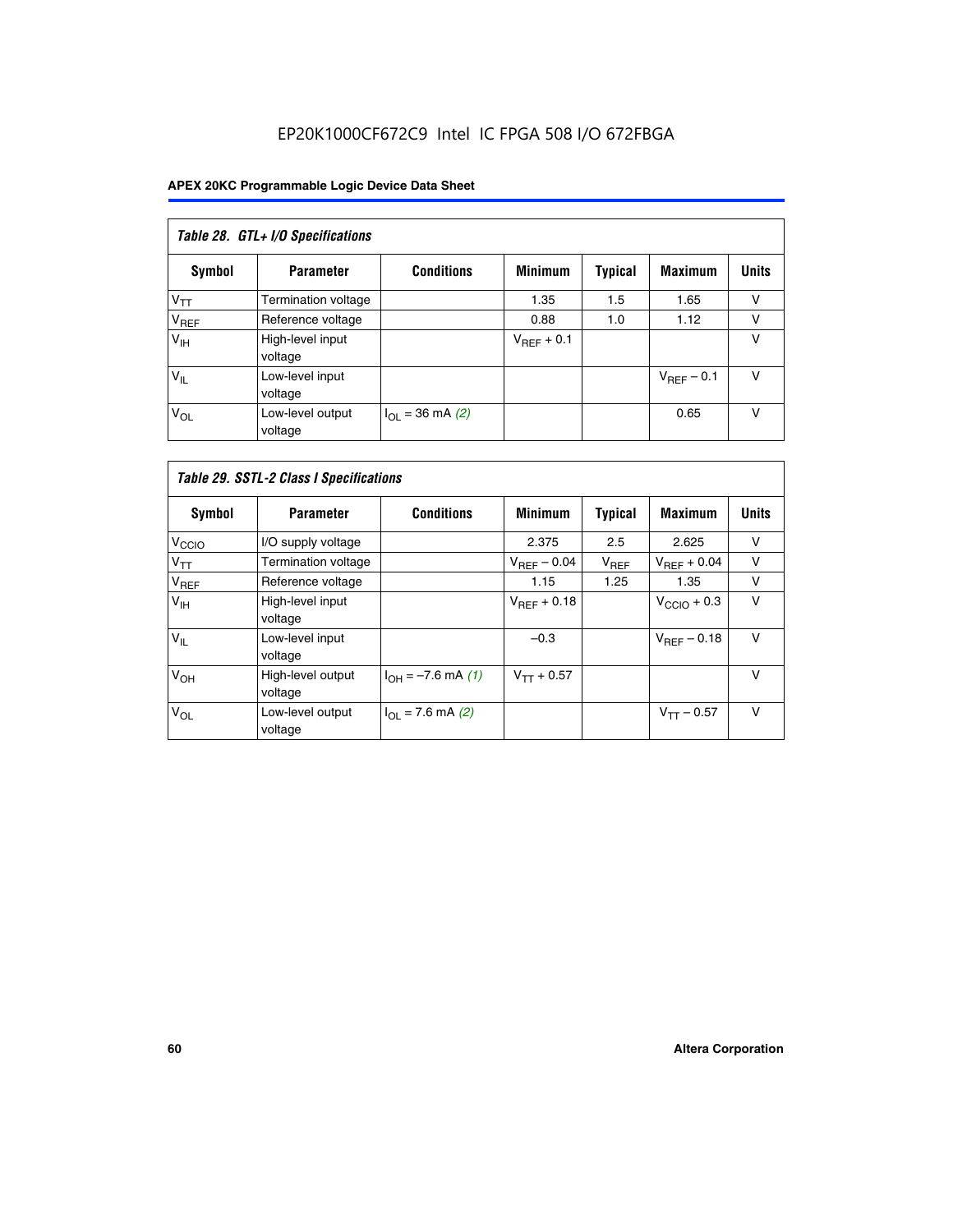Table 28. GTL+ I/O Specifications

| Symbol | Parameter | Conditions | Minimum | Typical | Maximum | Units |
|---|---|---|---|---|---|---|
| $V_{TT}$ | Termination voltage | | 1.35 | 1.5 | 1.65 | V |
| $V_{REF}$ | Reference voltage | | 0.88 | 1.0 | 1.12 | V |
| $V_{IH}$ | High-level input voltage | | $V_{REF}$ + 0.1 | | | V |
| $V_{IL}$ | Low-level input voltage | | | | $V_{REF}$ – 0.1 | V |
| $V_{OL}$ | Low-level output voltage | $I_{OL}$ = 36 mA *(2)* | | | 0.65 | V |

Table 29. SSTL-2 Class I Specifications

| Symbol | Parameter | Conditions | Minimum | Typical | Maximum | Units |
|---|---|---|---|---|---|---|
| $V_{CCIO}$ | I/O supply voltage | | 2.375 | 2.5 | 2.625 | V |
| $V_{TT}$ | Termination voltage | | $V_{REF}$ – 0.04 | $V_{REF}$ | $V_{REF}$ + 0.04 | V |
| $V_{REF}$ | Reference voltage | | 1.15 | 1.25 | 1.35 | V |
| $V_{IH}$ | High-level input voltage | | $V_{REF}$ + 0.18 | | $V_{CCIO}$ + 0.3 | V |
| $V_{IL}$ | Low-level input voltage | | –0.3 | | $V_{REF}$ – 0.18 | V |
| $V_{OH}$ | High-level output voltage | $I_{OH}$ = –7.6 mA *(1)* | $V_{TT}$ + 0.57 | | | V |
| $V_{OL}$ | Low-level output voltage | $I_{OL}$ = 7.6 mA *(2)* | | | $V_{TT}$ – 0.57 | V |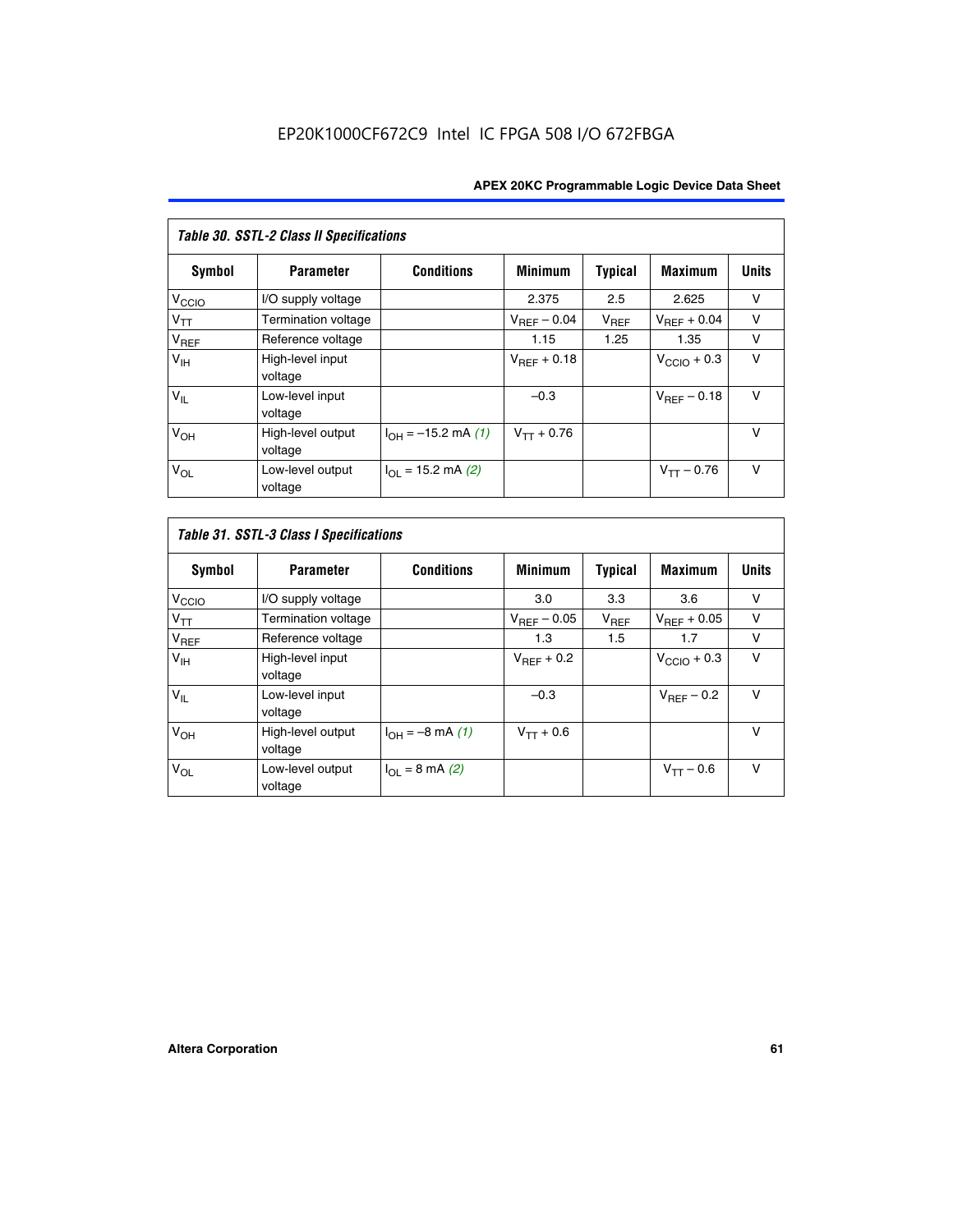*Table 30. SSTL-2 Class II Specifications*

| Symbol | Parameter | Conditions | Minimum | Typical | Maximum | Units |
|---|---|---|---|---|---|---|
| $V_{CCIO}$ | I/O supply voltage | | 2.375 | 2.5 | 2.625 | V |
| $V_{TT}$ | Termination voltage | | $V_{REF}$ – 0.04 | $V_{REF}$ | $V_{REF}$ + 0.04 | V |
| $V_{REF}$ | Reference voltage | | 1.15 | 1.25 | 1.35 | V |
| $V_{IH}$ | High-level input voltage | | $V_{REF}$ + 0.18 | | $V_{CCIO}$ + 0.3 | V |
| $V_{IL}$ | Low-level input voltage | | –0.3 | | $V_{REF}$ – 0.18 | V |
| $V_{OH}$ | High-level output voltage | $I_{OH}$ = –15.2 mA *(1)* | $V_{TT}$ + 0.76 | | | V |
| $V_{OL}$ | Low-level output voltage | $I_{OL}$ = 15.2 mA *(2)* | | | $V_{TT}$ – 0.76 | V |

*Table 31. SSTL-3 Class I Specifications*

| Symbol | Parameter | Conditions | Minimum | Typical | Maximum | Units |
|---|---|---|---|---|---|---|
| $V_{CCIO}$ | I/O supply voltage | | 3.0 | 3.3 | 3.6 | V |
| $V_{TT}$ | Termination voltage | | $V_{REF}$ – 0.05 | $V_{REF}$ | $V_{REF}$ + 0.05 | V |
| $V_{REF}$ | Reference voltage | | 1.3 | 1.5 | 1.7 | V |
| $V_{IH}$ | High-level input voltage | | $V_{REF}$ + 0.2 | | $V_{CCIO}$ + 0.3 | V |
| $V_{IL}$ | Low-level input voltage | | –0.3 | | $V_{REF}$ – 0.2 | V |
| $V_{OH}$ | High-level output voltage | $I_{OH}$ = –8 mA *(1)* | $V_{TT}$ + 0.6 | | | V |
| $V_{OL}$ | Low-level output voltage | $I_{OL}$ = 8 mA *(2)* | | | $V_{TT}$ – 0.6 | V |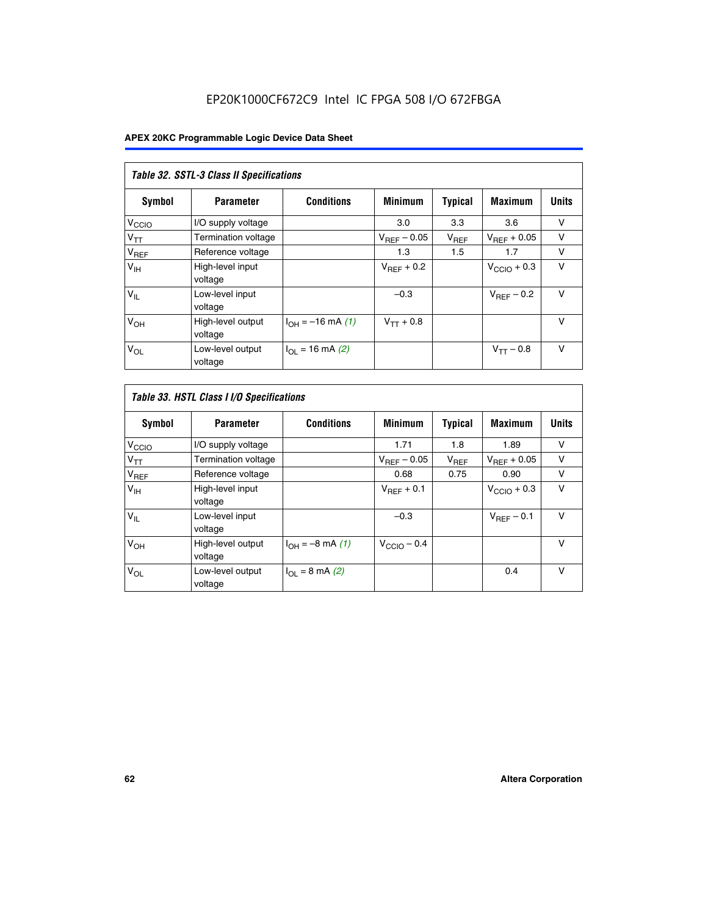*Table 32. SSTL-3 Class II Specifications*

| Symbol | Parameter | Conditions | Minimum | Typical | Maximum | Units |
|---|---|---|---|---|---|---|
| $V_{CCIO}$ | I/O supply voltage | | 3.0 | 3.3 | 3.6 | V |
| $V_{TT}$ | Termination voltage | | $V_{REF} - 0.05$ | $V_{REF}$ | $V_{REF} + 0.05$ | V |
| $V_{REF}$ | Reference voltage | | 1.3 | 1.5 | 1.7 | V |
| $V_{IH}$ | High-level input voltage | | $V_{REF} + 0.2$ | | $V_{CCIO} + 0.3$ | V |
| $V_{IL}$ | Low-level input voltage | | –0.3 | | $V_{REF} - 0.2$ | V |
| $V_{OH}$ | High-level output voltage | $I_{OH}$ = –16 mA *(1)* | $V_{TT} + 0.8$ | | | V |
| $V_{OL}$ | Low-level output voltage | $I_{OL}$ = 16 mA *(2)* | | | $V_{TT} - 0.8$ | V |

*Table 33. HSTL Class I I/O Specifications*

| Symbol | Parameter | Conditions | Minimum | Typical | Maximum | Units |
|---|---|---|---|---|---|---|
| $V_{CCIO}$ | I/O supply voltage | | 1.71 | 1.8 | 1.89 | V |
| $V_{TT}$ | Termination voltage | | $V_{REF} - 0.05$ | $V_{REF}$ | $V_{REF} + 0.05$ | V |
| $V_{REF}$ | Reference voltage | | 0.68 | 0.75 | 0.90 | V |
| $V_{IH}$ | High-level input voltage | | $V_{REF} + 0.1$ | | $V_{CCIO} + 0.3$ | V |
| $V_{IL}$ | Low-level input voltage | | –0.3 | | $V_{REF} - 0.1$ | V |
| $V_{OH}$ | High-level output voltage | $I_{OH}$ = –8 mA *(1)* | $V_{CCIO} - 0.4$ | | | V |
| $V_{OL}$ | Low-level output voltage | $I_{OL}$ = 8 mA *(2)* | | | 0.4 | V |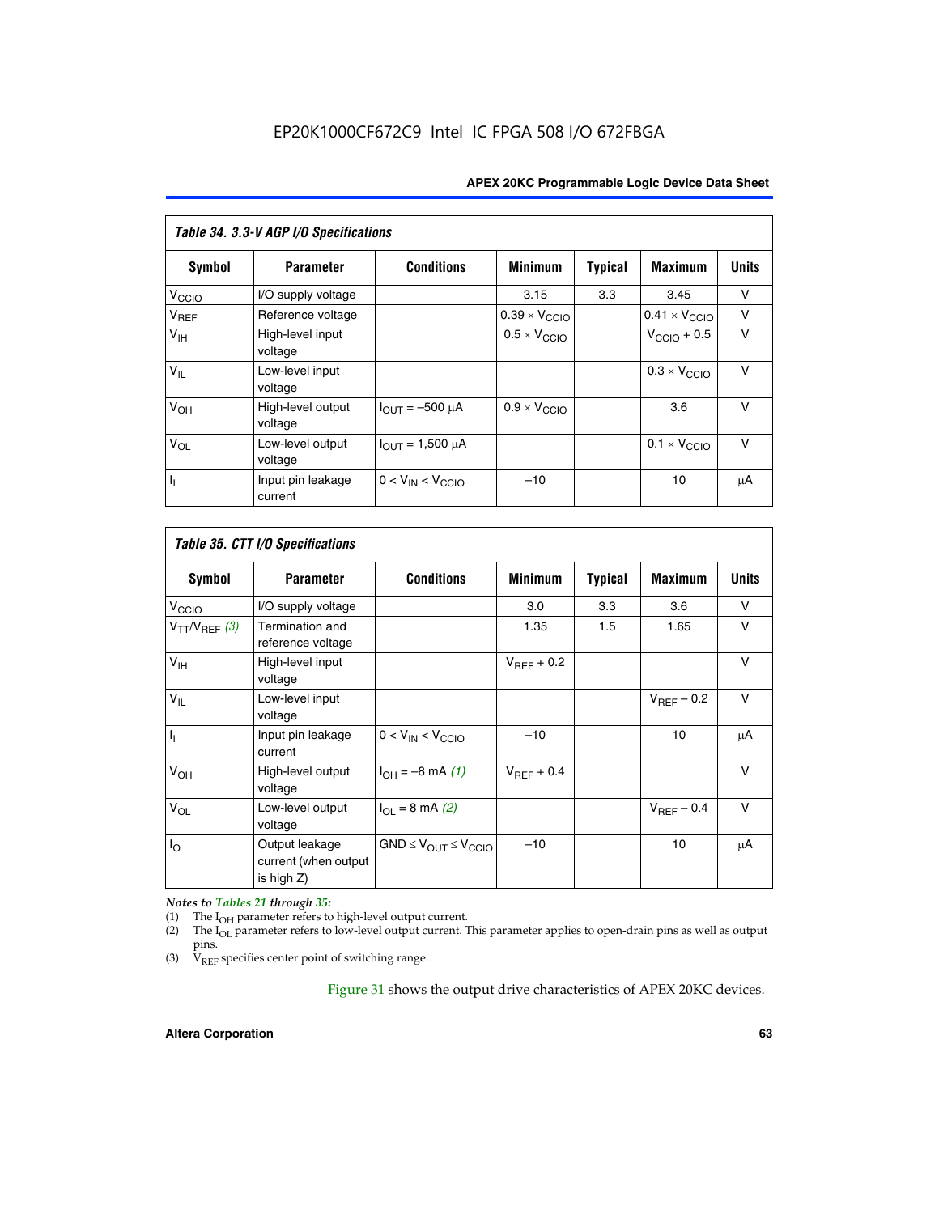**Table 34. 3.3-V AGP I/O Specifications**

| Symbol | Parameter | Conditions | Minimum | Typical | Maximum | Units |
|---|---|---|---|---|---|---|
| $V_{CCIO}$ | I/O supply voltage | | 3.15 | 3.3 | 3.45 | V |
| $V_{REF}$ | Reference voltage | | $0.39 \times V_{CCIO}$ | | $0.41 \times V_{CCIO}$ | V |
| $V_{IH}$ | High-level input voltage | | $0.5 \times V_{CCIO}$ | | $V_{CCIO} + 0.5$ | V |
| $V_{IL}$ | Low-level input voltage | | | | $0.3 \times V_{CCIO}$ | V |
| $V_{OH}$ | High-level output voltage | $I_{OUT} = -500\ \mu A$ | $0.9 \times V_{CCIO}$ | | 3.6 | V |
| $V_{OL}$ | Low-level output voltage | $I_{OUT} = 1{,}500\ \mu A$ | | | $0.1 \times V_{CCIO}$ | V |
| $I_I$ | Input pin leakage current | $0 < V_{IN} < V_{CCIO}$ | –10 | | 10 | μA |

**Table 35. CTT I/O Specifications**

| Symbol | Parameter | Conditions | Minimum | Typical | Maximum | Units |
|---|---|---|---|---|---|---|
| $V_{CCIO}$ | I/O supply voltage | | 3.0 | 3.3 | 3.6 | V |
| $V_{TT}/V_{REF}$ *(3)* | Termination and reference voltage | | 1.35 | 1.5 | 1.65 | V |
| $V_{IH}$ | High-level input voltage | | $V_{REF} + 0.2$ | | | V |
| $V_{IL}$ | Low-level input voltage | | | | $V_{REF} - 0.2$ | V |
| $I_I$ | Input pin leakage current | $0 < V_{IN} < V_{CCIO}$ | –10 | | 10 | μA |
| $V_{OH}$ | High-level output voltage | $I_{OH} = -8$ mA *(1)* | $V_{REF} + 0.4$ | | | V |
| $V_{OL}$ | Low-level output voltage | $I_{OL} = 8$ mA *(2)* | | | $V_{REF} - 0.4$ | V |
| $I_O$ | Output leakage current (when output is high Z) | $GND \leq V_{OUT} \leq V_{CCIO}$ | –10 | | 10 | μA |

*Notes to Tables 21 through 35:*

(1) The $I_{OH}$ parameter refers to high-level output current.

(2) The $I_{OL}$ parameter refers to low-level output current. This parameter applies to open-drain pins as well as output pins.

(3) $V_{REF}$ specifies center point of switching range.

Figure 31 shows the output drive characteristics of APEX 20KC devices.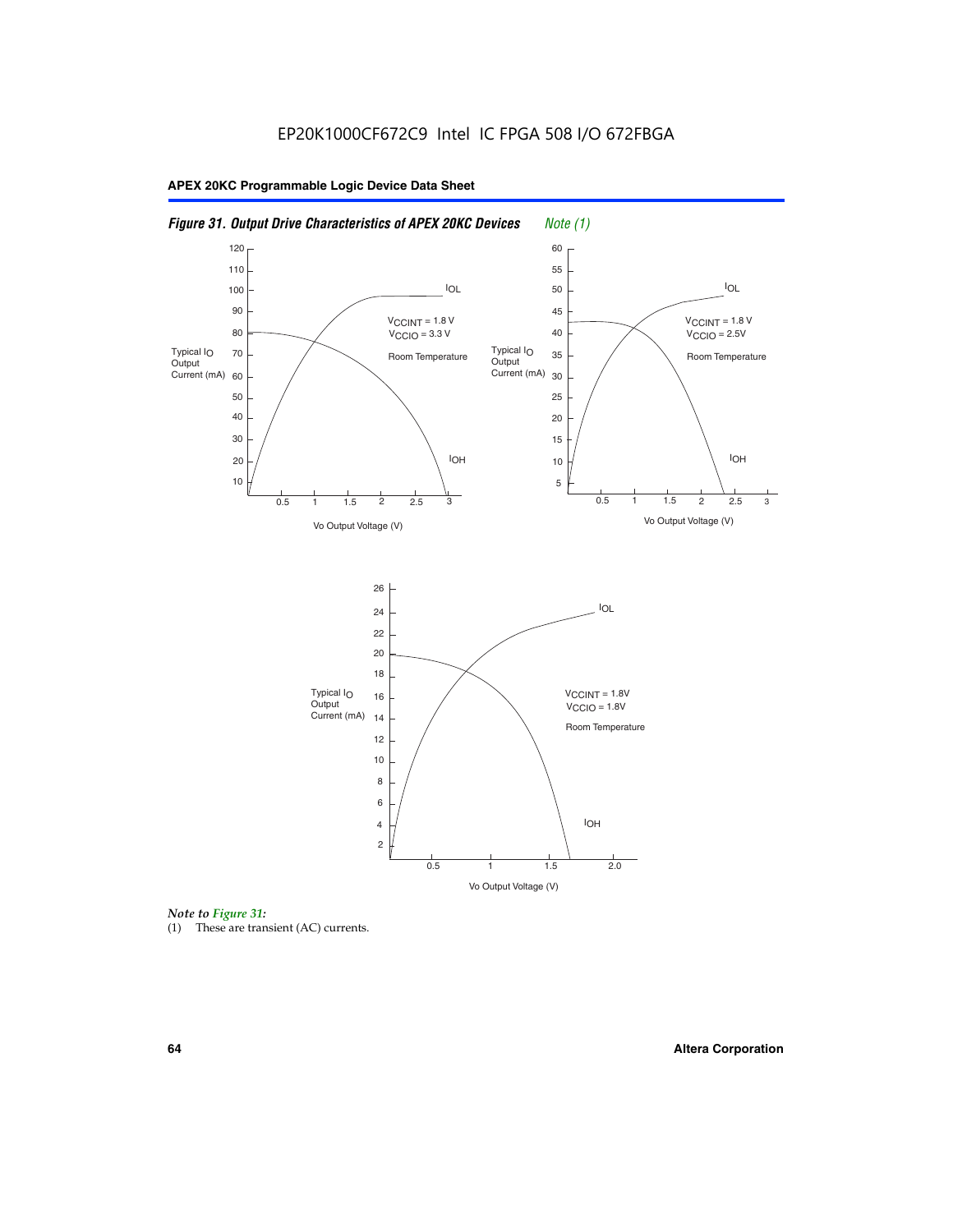EP20K1000CF672C9 Intel IC FPGA 508 I/O 672FBGA

*Figure 31. Output Drive Characteristics of APEX 20KC Devices* *Note (1)*

*Note to Figure 31:*

(1) These are transient (AC) currents.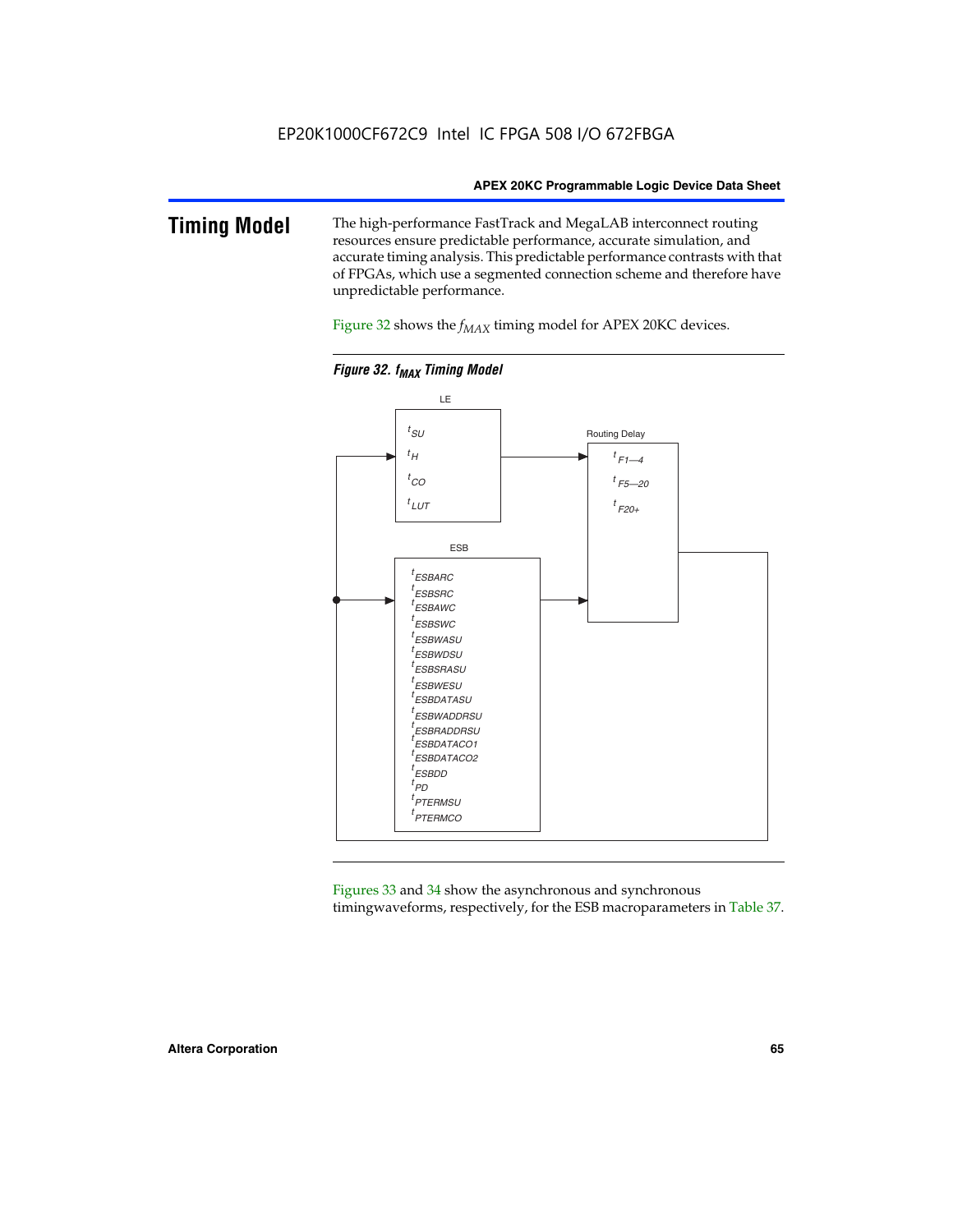# Timing Model

The high-performance FastTrack and MegaLAB interconnect routing resources ensure predictable performance, accurate simulation, and accurate timing analysis. This predictable performance contrasts with that of FPGAs, which use a segmented connection scheme and therefore have unpredictable performance.

Figure 32 shows the $f_{MAX}$ timing model for APEX 20KC devices.

***Figure 32. $f_{MAX}$ Timing Model***

LE

$t_{SU}$
$t_{H}$
$t_{CO}$
$t_{LUT}$

Routing Delay

$t_{F1-4}$
$t_{F5-20}$
$t_{F20+}$

ESB

$t_{ESBARC}$
$t_{ESBSRC}$
$t_{ESBAWC}$
$t_{ESBSWC}$
$t_{ESBWASU}$
$t_{ESBWDSU}$
$t_{ESBSRASU}$
$t_{ESBWESU}$
$t_{ESBDATASU}$
$t_{ESBWADDRSU}$
$t_{ESBRADDRSU}$
$t_{ESBDATACO1}$
$t_{ESBDATACO2}$
$t_{ESBDD}$
$t_{PD}$
$t_{PTERMSU}$
$t_{PTERMCO}$

Figures 33 and 34 show the asynchronous and synchronous timingwaveforms, respectively, for the ESB macroparameters in Table 37.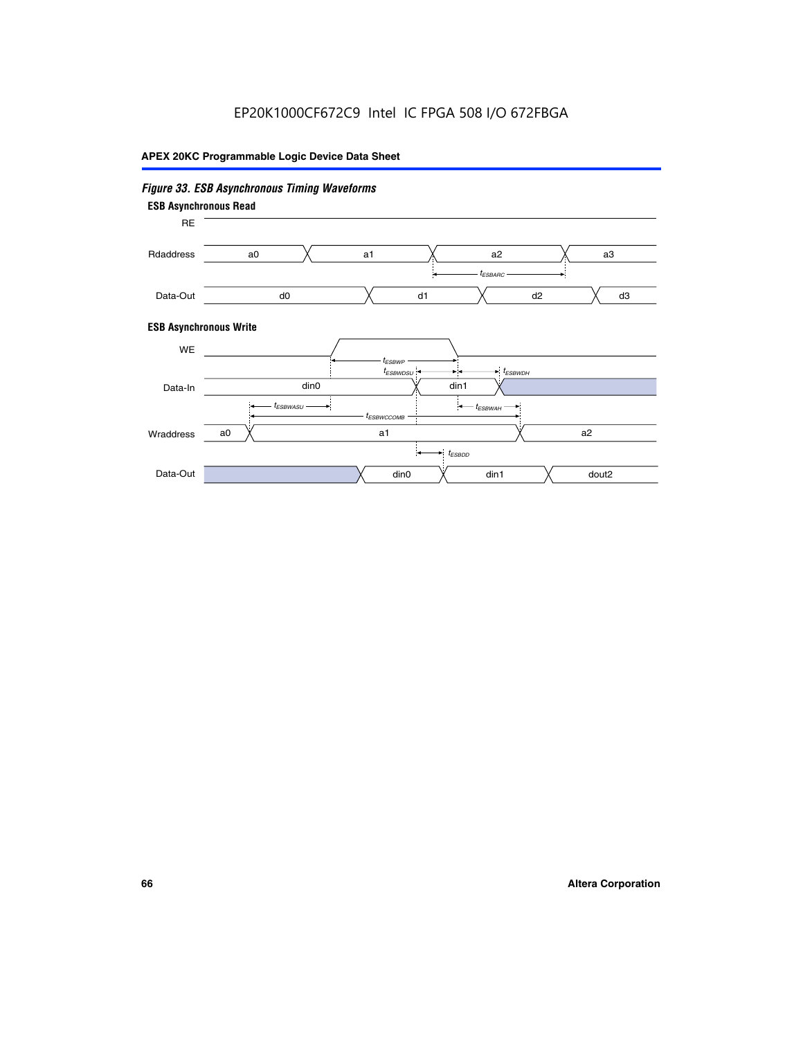*Figure 33. ESB Asynchronous Timing Waveforms*

**ESB Asynchronous Read**

RE

Rdaddress: a0, a1, a2, a3

$t_{ESBARC}$

Data-Out: d0, d1, d2, d3

**ESB Asynchronous Write**

WE

$t_{ESBWP}$

$t_{ESBWDSU}$ $t_{ESBWDH}$

Data-In: din0, din1

$t_{ESBWASU}$ $t_{ESBWAH}$

$t_{ESBWCCOMB}$

Wraddress: a0, a1, a2

$t_{ESBDD}$

Data-Out: din0, din1, dout2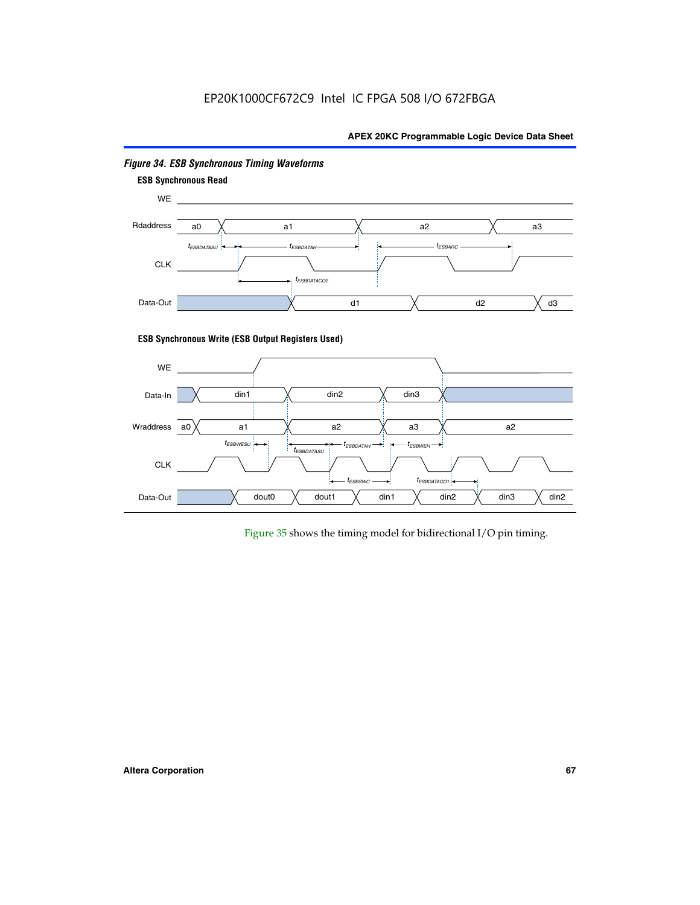*Figure 34. ESB Synchronous Timing Waveforms*

**ESB Synchronous Read**

WE

Rdaddress: a0, a1, a2, a3

$t_{ESBDATASU}$ $t_{ESBDATAH}$ $t_{ESBARC}$

CLK

$t_{ESBDATACO2}$

Data-Out: d1, d2, d3

**ESB Synchronous Write (ESB Output Registers Used)**

WE

Data-In: din1, din2, din3

Wraddress: a0, a1, a2, a3, a2

$t_{ESBWESU}$ $t_{ESBDATASU}$ $t_{ESBDATAH}$ $t_{ESBWEH}$

CLK

$t_{ESBSWC}$ $t_{ESBDATACO1}$

Data-Out: dout0, dout1, din1, din2, din3, din2

Figure 35 shows the timing model for bidirectional I/O pin timing.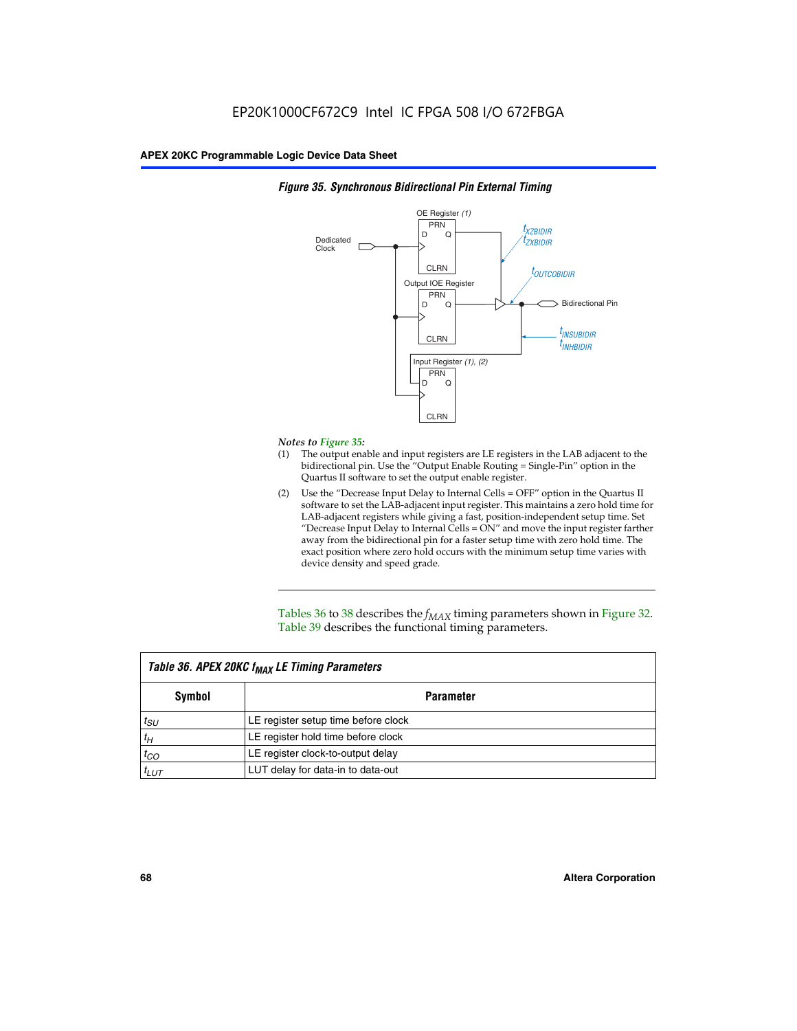*Figure 35. Synchronous Bidirectional Pin External Timing*

OE Register (1)

Dedicated Clock

Output IOE Register

Input Register (1), (2)

$t_{XZBIDIR}$
$t_{ZXBIDIR}$
$t_{OUTCOBIDIR}$
Bidirectional Pin
$t_{INSUBIDIR}$
$t_{INHBIDIR}$

*Notes to Figure 35:*

(1) The output enable and input registers are LE registers in the LAB adjacent to the bidirectional pin. Use the "Output Enable Routing = Single-Pin" option in the Quartus II software to set the output enable register.

(2) Use the "Decrease Input Delay to Internal Cells = OFF" option in the Quartus II software to set the LAB-adjacent input register. This maintains a zero hold time for LAB-adjacent registers while giving a fast, position-independent setup time. Set "Decrease Input Delay to Internal Cells = ON" and move the input register farther away from the bidirectional pin for a faster setup time with zero hold time. The exact position where zero hold occurs with the minimum setup time varies with device density and speed grade.

Tables 36 to 38 describes the $f_{MAX}$ timing parameters shown in Figure 32. Table 39 describes the functional timing parameters.

*Table 36. APEX 20KC $f_{MAX}$ LE Timing Parameters*

| Symbol | Parameter |
|---|---|
| $t_{SU}$ | LE register setup time before clock |
| $t_H$ | LE register hold time before clock |
| $t_{CO}$ | LE register clock-to-output delay |
| $t_{LUT}$ | LUT delay for data-in to data-out |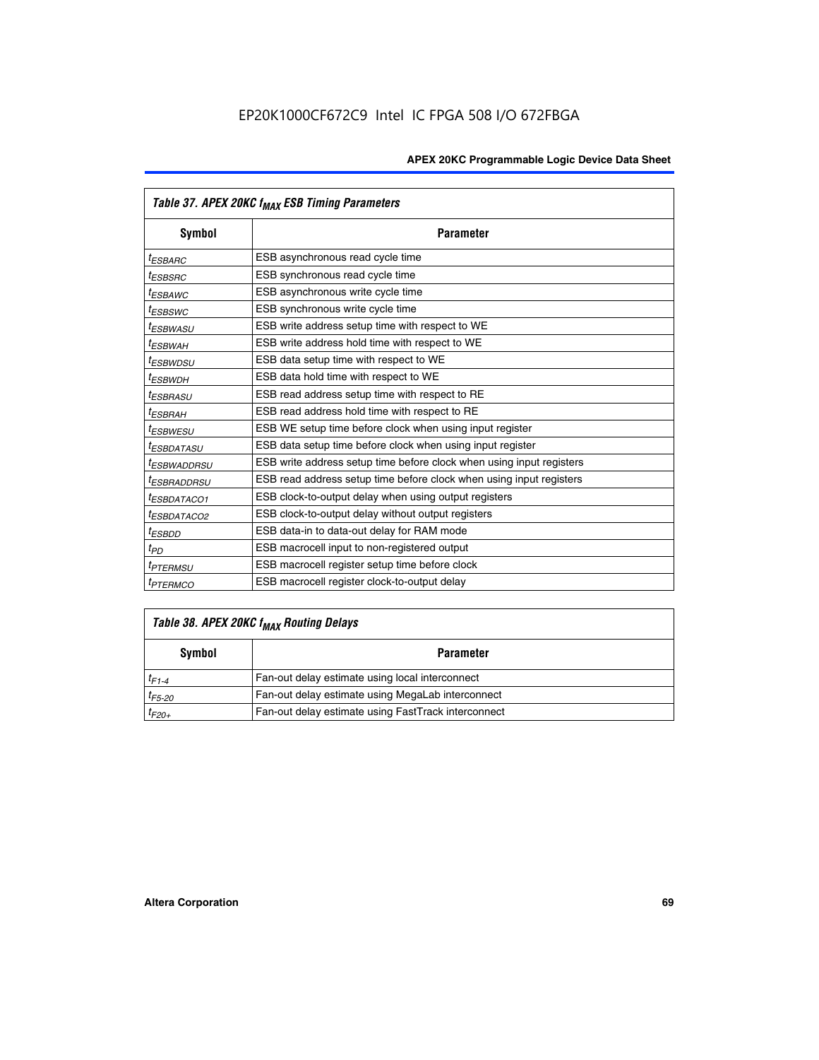| Table 37. APEX 20KC $f_{MAX}$ ESB Timing Parameters | |
|---|---|
| **Symbol** | **Parameter** |
| $t_{ESBARC}$ | ESB asynchronous read cycle time |
| $t_{ESBSRC}$ | ESB synchronous read cycle time |
| $t_{ESBAWC}$ | ESB asynchronous write cycle time |
| $t_{ESBSWC}$ | ESB synchronous write cycle time |
| $t_{ESBWASU}$ | ESB write address setup time with respect to WE |
| $t_{ESBWAH}$ | ESB write address hold time with respect to WE |
| $t_{ESBWDSU}$ | ESB data setup time with respect to WE |
| $t_{ESBWDH}$ | ESB data hold time with respect to WE |
| $t_{ESBRASU}$ | ESB read address setup time with respect to RE |
| $t_{ESBRAH}$ | ESB read address hold time with respect to RE |
| $t_{ESBWESU}$ | ESB WE setup time before clock when using input register |
| $t_{ESBDATASU}$ | ESB data setup time before clock when using input register |
| $t_{ESBWADDRSU}$ | ESB write address setup time before clock when using input registers |
| $t_{ESBRADDRSU}$ | ESB read address setup time before clock when using input registers |
| $t_{ESBDATACO1}$ | ESB clock-to-output delay when using output registers |
| $t_{ESBDATACO2}$ | ESB clock-to-output delay without output registers |
| $t_{ESBDD}$ | ESB data-in to data-out delay for RAM mode |
| $t_{PD}$ | ESB macrocell input to non-registered output |
| $t_{PTERMSU}$ | ESB macrocell register setup time before clock |
| $t_{PTERMCO}$ | ESB macrocell register clock-to-output delay |

| Table 38. APEX 20KC $f_{MAX}$ Routing Delays | |
|---|---|
| **Symbol** | **Parameter** |
| $t_{F1-4}$ | Fan-out delay estimate using local interconnect |
| $t_{F5-20}$ | Fan-out delay estimate using MegaLab interconnect |
| $t_{F20+}$ | Fan-out delay estimate using FastTrack interconnect |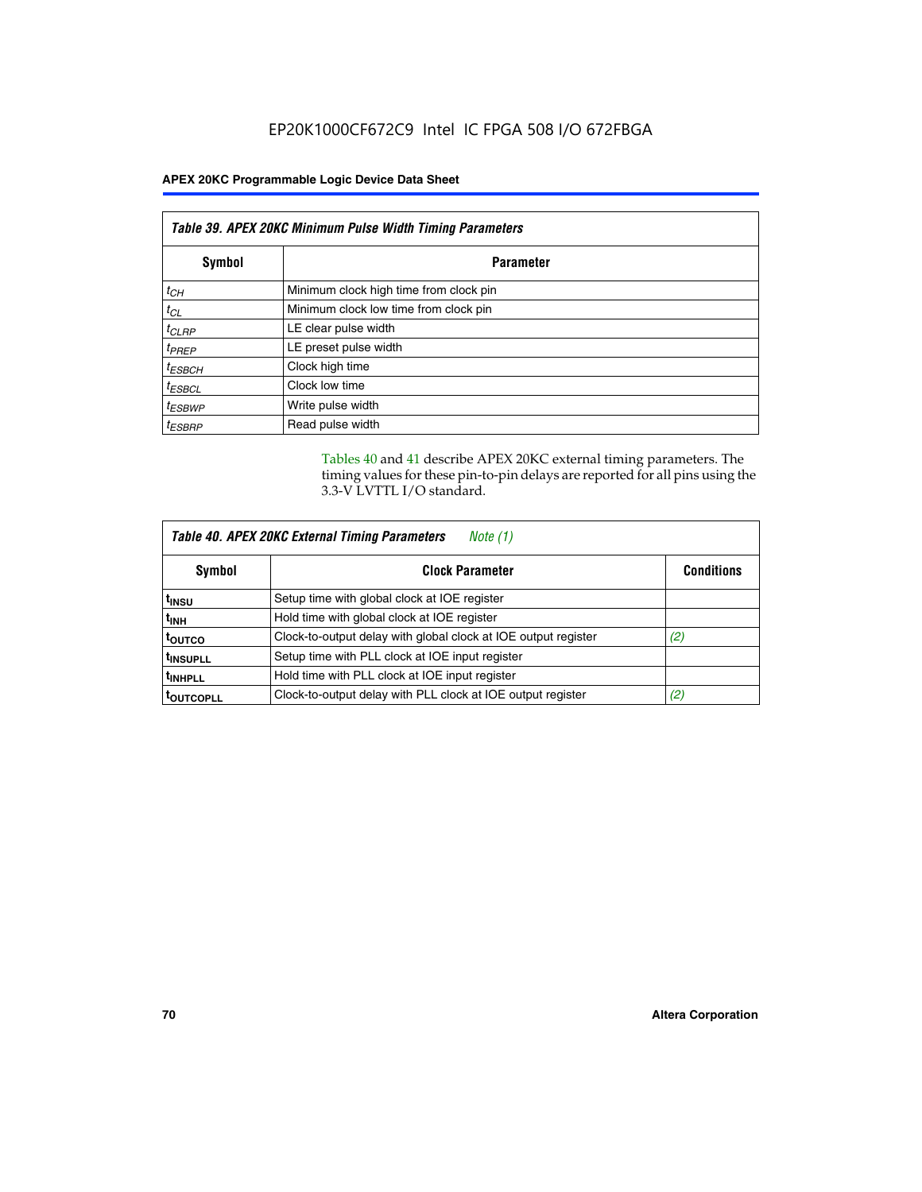**Table 39. APEX 20KC Minimum Pulse Width Timing Parameters**

| Symbol | Parameter |
|---|---|
| $t_{CH}$ | Minimum clock high time from clock pin |
| $t_{CL}$ | Minimum clock low time from clock pin |
| $t_{CLRP}$ | LE clear pulse width |
| $t_{PREP}$ | LE preset pulse width |
| $t_{ESBCH}$ | Clock high time |
| $t_{ESBCL}$ | Clock low time |
| $t_{ESBWP}$ | Write pulse width |
| $t_{ESBRP}$ | Read pulse width |

Tables 40 and 41 describe APEX 20KC external timing parameters. The timing values for these pin-to-pin delays are reported for all pins using the 3.3-V LVTTL I/O standard.

**Table 40. APEX 20KC External Timing Parameters** *Note (1)*

| Symbol | Clock Parameter | Conditions |
|---|---|---|
| $t_{INSU}$ | Setup time with global clock at IOE register | |
| $t_{INH}$ | Hold time with global clock at IOE register | |
| $t_{OUTCO}$ | Clock-to-output delay with global clock at IOE output register | *(2)* |
| $t_{INSUPLL}$ | Setup time with PLL clock at IOE input register | |
| $t_{INHPLL}$ | Hold time with PLL clock at IOE input register | |
| $t_{OUTCOPLL}$ | Clock-to-output delay with PLL clock at IOE output register | *(2)* |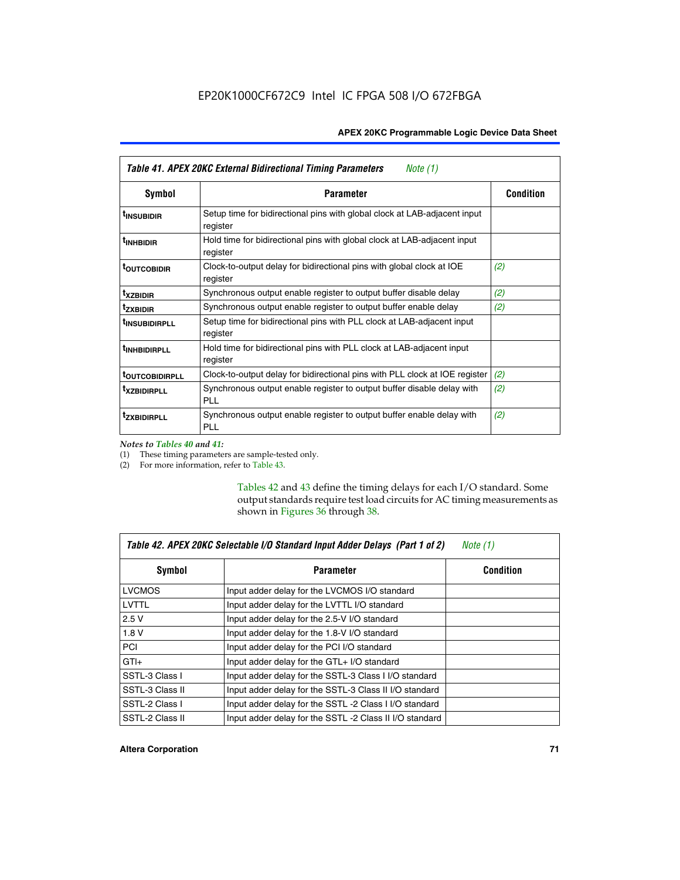| *Table 41. APEX 20KC External Bidirectional Timing Parameters Note (1)* | | |
|---|---|---|
| **Symbol** | **Parameter** | **Condition** |
| $t_{INSUBIDIR}$ | Setup time for bidirectional pins with global clock at LAB-adjacent input register | |
| $t_{INHBIDIR}$ | Hold time for bidirectional pins with global clock at LAB-adjacent input register | |
| $t_{OUTCOBIDIR}$ | Clock-to-output delay for bidirectional pins with global clock at IOE register | (2) |
| $t_{XZBIDIR}$ | Synchronous output enable register to output buffer disable delay | (2) |
| $t_{ZXBIDIR}$ | Synchronous output enable register to output buffer enable delay | (2) |
| $t_{INSUBIDIRPLL}$ | Setup time for bidirectional pins with PLL clock at LAB-adjacent input register | |
| $t_{INHBIDIRPLL}$ | Hold time for bidirectional pins with PLL clock at LAB-adjacent input register | |
| $t_{OUTCOBIDIRPLL}$ | Clock-to-output delay for bidirectional pins with PLL clock at IOE register | (2) |
| $t_{XZBIDIRPLL}$ | Synchronous output enable register to output buffer disable delay with PLL | (2) |
| $t_{ZXBIDIRPLL}$ | Synchronous output enable register to output buffer enable delay with PLL | (2) |

*Notes to Tables 40 and 41:*

(1) These timing parameters are sample-tested only.

(2) For more information, refer to Table 43.

Tables 42 and 43 define the timing delays for each I/O standard. Some output standards require test load circuits for AC timing measurements as shown in Figures 36 through 38.

| *Table 42. APEX 20KC Selectable I/O Standard Input Adder Delays (Part 1 of 2) Note (1)* | | |
|---|---|---|
| **Symbol** | **Parameter** | **Condition** |
| LVCMOS | Input adder delay for the LVCMOS I/O standard | |
| LVTTL | Input adder delay for the LVTTL I/O standard | |
| 2.5 V | Input adder delay for the 2.5-V I/O standard | |
| 1.8 V | Input adder delay for the 1.8-V I/O standard | |
| PCI | Input adder delay for the PCI I/O standard | |
| GTL+ | Input adder delay for the GTL+ I/O standard | |
| SSTL-3 Class I | Input adder delay for the SSTL-3 Class I I/O standard | |
| SSTL-3 Class II | Input adder delay for the SSTL-3 Class II I/O standard | |
| SSTL-2 Class I | Input adder delay for the SSTL -2 Class I I/O standard | |
| SSTL-2 Class II | Input adder delay for the SSTL -2 Class II I/O standard | |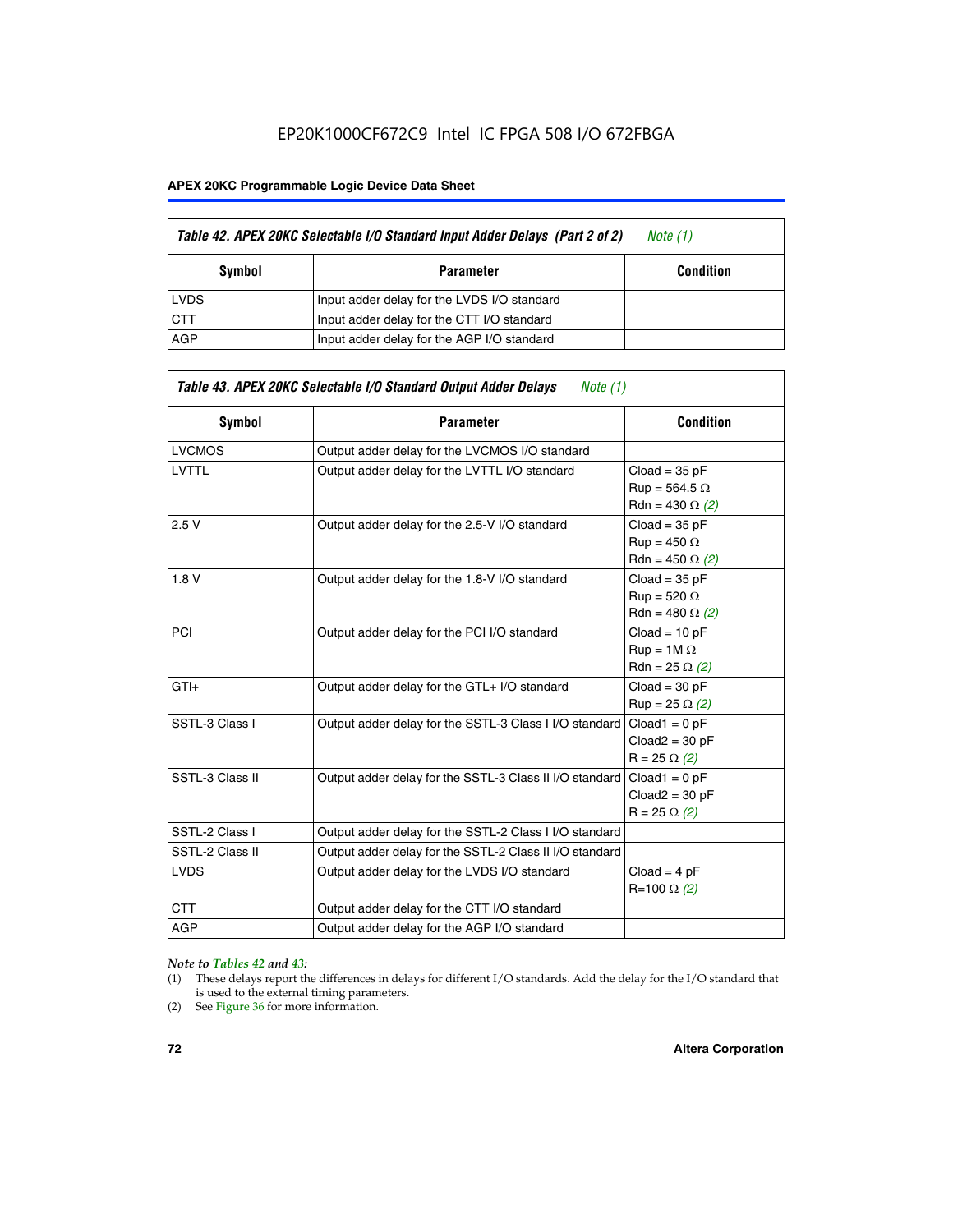EP20K1000CF672C9 Intel IC FPGA 508 I/O 672FBGA

**APEX 20KC Programmable Logic Device Data Sheet**

*Table 42. APEX 20KC Selectable I/O Standard Input Adder Delays (Part 2 of 2) Note (1)*

| Symbol | Parameter | Condition |
|---|---|---|
| LVDS | Input adder delay for the LVDS I/O standard | |
| CTT | Input adder delay for the CTT I/O standard | |
| AGP | Input adder delay for the AGP I/O standard | |

*Table 43. APEX 20KC Selectable I/O Standard Output Adder Delays Note (1)*

| Symbol | Parameter | Condition |
|---|---|---|
| LVCMOS | Output adder delay for the LVCMOS I/O standard | |
| LVTTL | Output adder delay for the LVTTL I/O standard | Cload = 35 pF<br>Rup = 564.5 Ω<br>Rdn = 430 Ω *(2)* |
| 2.5 V | Output adder delay for the 2.5-V I/O standard | Cload = 35 pF<br>Rup = 450 Ω<br>Rdn = 450 Ω *(2)* |
| 1.8 V | Output adder delay for the 1.8-V I/O standard | Cload = 35 pF<br>Rup = 520 Ω<br>Rdn = 480 Ω *(2)* |
| PCI | Output adder delay for the PCI I/O standard | Cload = 10 pF<br>Rup = 1M Ω<br>Rdn = 25 Ω *(2)* |
| GTl+ | Output adder delay for the GTL+ I/O standard | Cload = 30 pF<br>Rup = 25 Ω *(2)* |
| SSTL-3 Class I | Output adder delay for the SSTL-3 Class I I/O standard | Cload1 = 0 pF<br>Cload2 = 30 pF<br>R = 25 Ω *(2)* |
| SSTL-3 Class II | Output adder delay for the SSTL-3 Class II I/O standard | Cload1 = 0 pF<br>Cload2 = 30 pF<br>R = 25 Ω *(2)* |
| SSTL-2 Class I | Output adder delay for the SSTL-2 Class I I/O standard | |
| SSTL-2 Class II | Output adder delay for the SSTL-2 Class II I/O standard | |
| LVDS | Output adder delay for the LVDS I/O standard | Cload = 4 pF<br>R=100 Ω *(2)* |
| CTT | Output adder delay for the CTT I/O standard | |
| AGP | Output adder delay for the AGP I/O standard | |

*Note to Tables 42 and 43:*

(1) These delays report the differences in delays for different I/O standards. Add the delay for the I/O standard that is used to the external timing parameters.

(2) See Figure 36 for more information.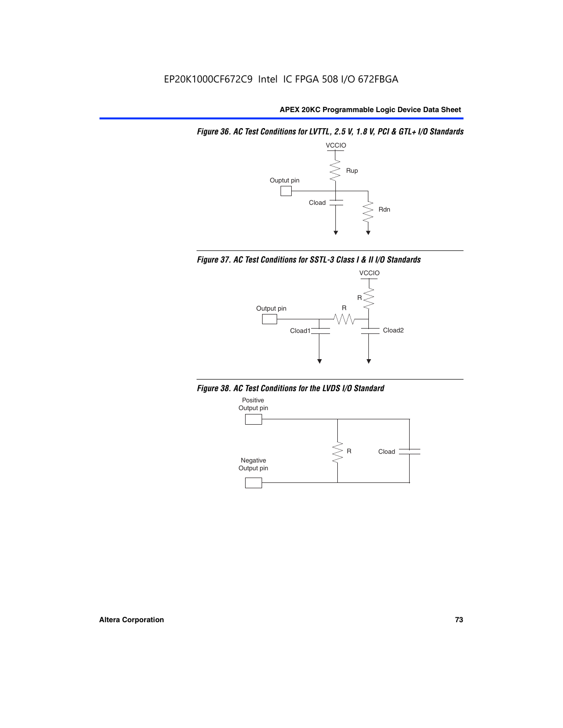*Figure 36. AC Test Conditions for LVTTL, 2.5 V, 1.8 V, PCI & GTL+ I/O Standards*

VCCIO

Rup

Ouptut pin

Cload

Rdn

*Figure 37. AC Test Conditions for SSTL-3 Class I & II I/O Standards*

VCCIO

R

Output pin

R

Cload1

Cload2

*Figure 38. AC Test Conditions for the LVDS I/O Standard*

Positive Output pin

R

Cload

Negative Output pin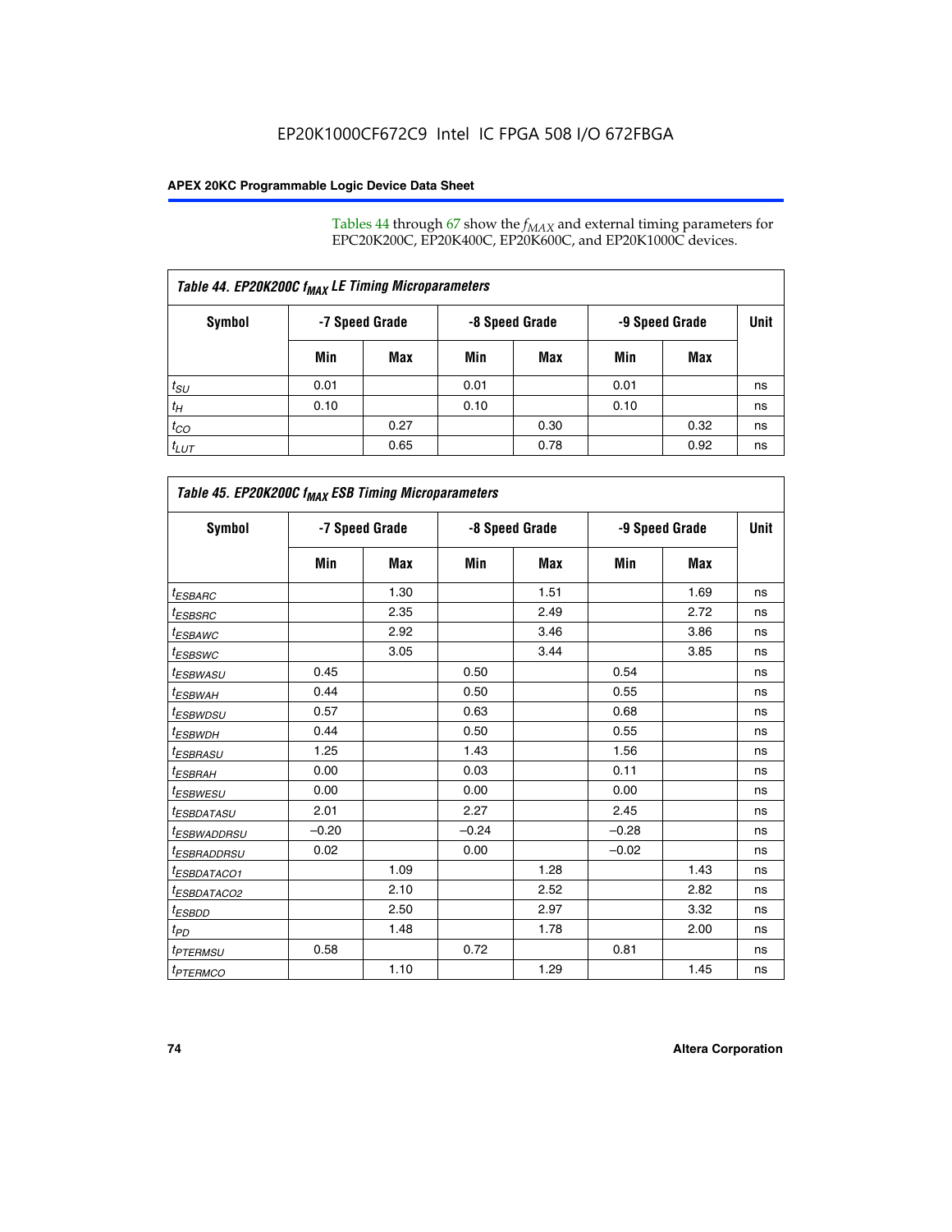Tables 44 through 67 show the $f_{MAX}$ and external timing parameters for EPC20K200C, EP20K400C, EP20K600C, and EP20K1000C devices.

| Table 44. EP20K200C $f_{MAX}$ LE Timing Microparameters | | | | | | | |
|---|---|---|---|---|---|---|---|
| Symbol | -7 Speed Grade | | -8 Speed Grade | | -9 Speed Grade | | Unit |
| | Min | Max | Min | Max | Min | Max | |
| $t_{SU}$ | 0.01 | | 0.01 | | 0.01 | | ns |
| $t_H$ | 0.10 | | 0.10 | | 0.10 | | ns |
| $t_{CO}$ | | 0.27 | | 0.30 | | 0.32 | ns |
| $t_{LUT}$ | | 0.65 | | 0.78 | | 0.92 | ns |

| Table 45. EP20K200C $f_{MAX}$ ESB Timing Microparameters | | | | | | | |
|---|---|---|---|---|---|---|---|
| Symbol | -7 Speed Grade | | -8 Speed Grade | | -9 Speed Grade | | Unit |
| | Min | Max | Min | Max | Min | Max | |
| $t_{ESBARC}$ | | 1.30 | | 1.51 | | 1.69 | ns |
| $t_{ESBSRC}$ | | 2.35 | | 2.49 | | 2.72 | ns |
| $t_{ESBAWC}$ | | 2.92 | | 3.46 | | 3.86 | ns |
| $t_{ESBSWC}$ | | 3.05 | | 3.44 | | 3.85 | ns |
| $t_{ESBWASU}$ | 0.45 | | 0.50 | | 0.54 | | ns |
| $t_{ESBWAH}$ | 0.44 | | 0.50 | | 0.55 | | ns |
| $t_{ESBWDSU}$ | 0.57 | | 0.63 | | 0.68 | | ns |
| $t_{ESBWDH}$ | 0.44 | | 0.50 | | 0.55 | | ns |
| $t_{ESBRASU}$ | 1.25 | | 1.43 | | 1.56 | | ns |
| $t_{ESBRAH}$ | 0.00 | | 0.03 | | 0.11 | | ns |
| $t_{ESBWESU}$ | 0.00 | | 0.00 | | 0.00 | | ns |
| $t_{ESBDATASU}$ | 2.01 | | 2.27 | | 2.45 | | ns |
| $t_{ESBWADDRSU}$ | −0.20 | | −0.24 | | −0.28 | | ns |
| $t_{ESBRADDRSU}$ | 0.02 | | 0.00 | | −0.02 | | ns |
| $t_{ESBDATACO1}$ | | 1.09 | | 1.28 | | 1.43 | ns |
| $t_{ESBDATACO2}$ | | 2.10 | | 2.52 | | 2.82 | ns |
| $t_{ESBDD}$ | | 2.50 | | 2.97 | | 3.32 | ns |
| $t_{PD}$ | | 1.48 | | 1.78 | | 2.00 | ns |
| $t_{PTERMSU}$ | 0.58 | | 0.72 | | 0.81 | | ns |
| $t_{PTERMCO}$ | | 1.10 | | 1.29 | | 1.45 | ns |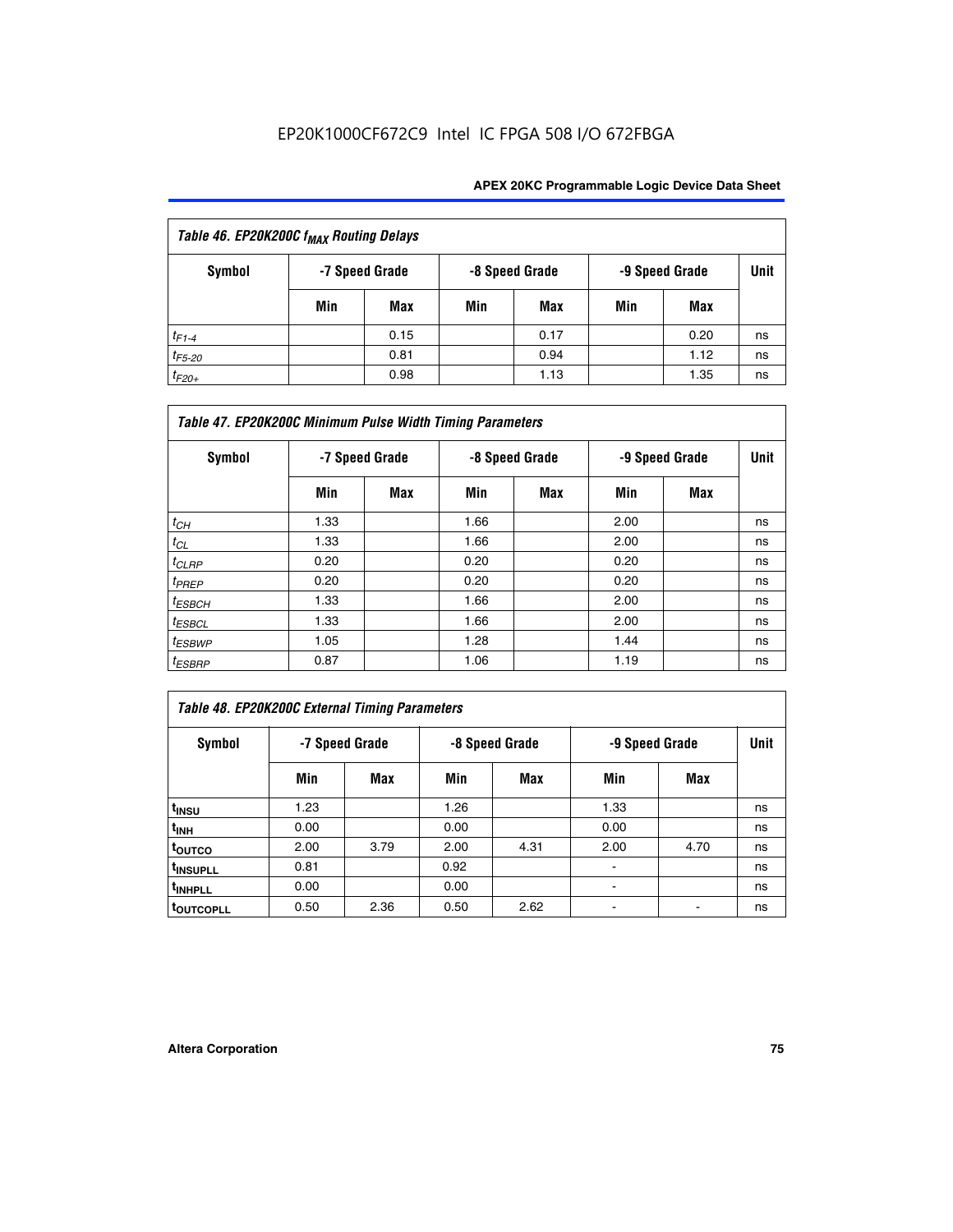| Table 46. EP20K200C $f_{MAX}$ Routing Delays | | | | | | | |
|---|---|---|---|---|---|---|---|
| Symbol | -7 Speed Grade | | -8 Speed Grade | | -9 Speed Grade | | Unit |
| | Min | Max | Min | Max | Min | Max | |
| $t_{F1-4}$ | | 0.15 | | 0.17 | | 0.20 | ns |
| $t_{F5-20}$ | | 0.81 | | 0.94 | | 1.12 | ns |
| $t_{F20+}$ | | 0.98 | | 1.13 | | 1.35 | ns |

| Table 47. EP20K200C Minimum Pulse Width Timing Parameters | | | | | | | |
|---|---|---|---|---|---|---|---|
| Symbol | -7 Speed Grade | | -8 Speed Grade | | -9 Speed Grade | | Unit |
| | Min | Max | Min | Max | Min | Max | |
| $t_{CH}$ | 1.33 | | 1.66 | | 2.00 | | ns |
| $t_{CL}$ | 1.33 | | 1.66 | | 2.00 | | ns |
| $t_{CLRP}$ | 0.20 | | 0.20 | | 0.20 | | ns |
| $t_{PREP}$ | 0.20 | | 0.20 | | 0.20 | | ns |
| $t_{ESBCH}$ | 1.33 | | 1.66 | | 2.00 | | ns |
| $t_{ESBCL}$ | 1.33 | | 1.66 | | 2.00 | | ns |
| $t_{ESBWP}$ | 1.05 | | 1.28 | | 1.44 | | ns |
| $t_{ESBRP}$ | 0.87 | | 1.06 | | 1.19 | | ns |

| Table 48. EP20K200C External Timing Parameters | | | | | | | |
|---|---|---|---|---|---|---|---|
| Symbol | -7 Speed Grade | | -8 Speed Grade | | -9 Speed Grade | | Unit |
| | Min | Max | Min | Max | Min | Max | |
| $t_{INSU}$ | 1.23 | | 1.26 | | 1.33 | | ns |
| $t_{INH}$ | 0.00 | | 0.00 | | 0.00 | | ns |
| $t_{OUTCO}$ | 2.00 | 3.79 | 2.00 | 4.31 | 2.00 | 4.70 | ns |
| $t_{INSUPLL}$ | 0.81 | | 0.92 | | - | | ns |
| $t_{INHPLL}$ | 0.00 | | 0.00 | | - | | ns |
| $t_{OUTCOPLL}$ | 0.50 | 2.36 | 0.50 | 2.62 | - | - | ns |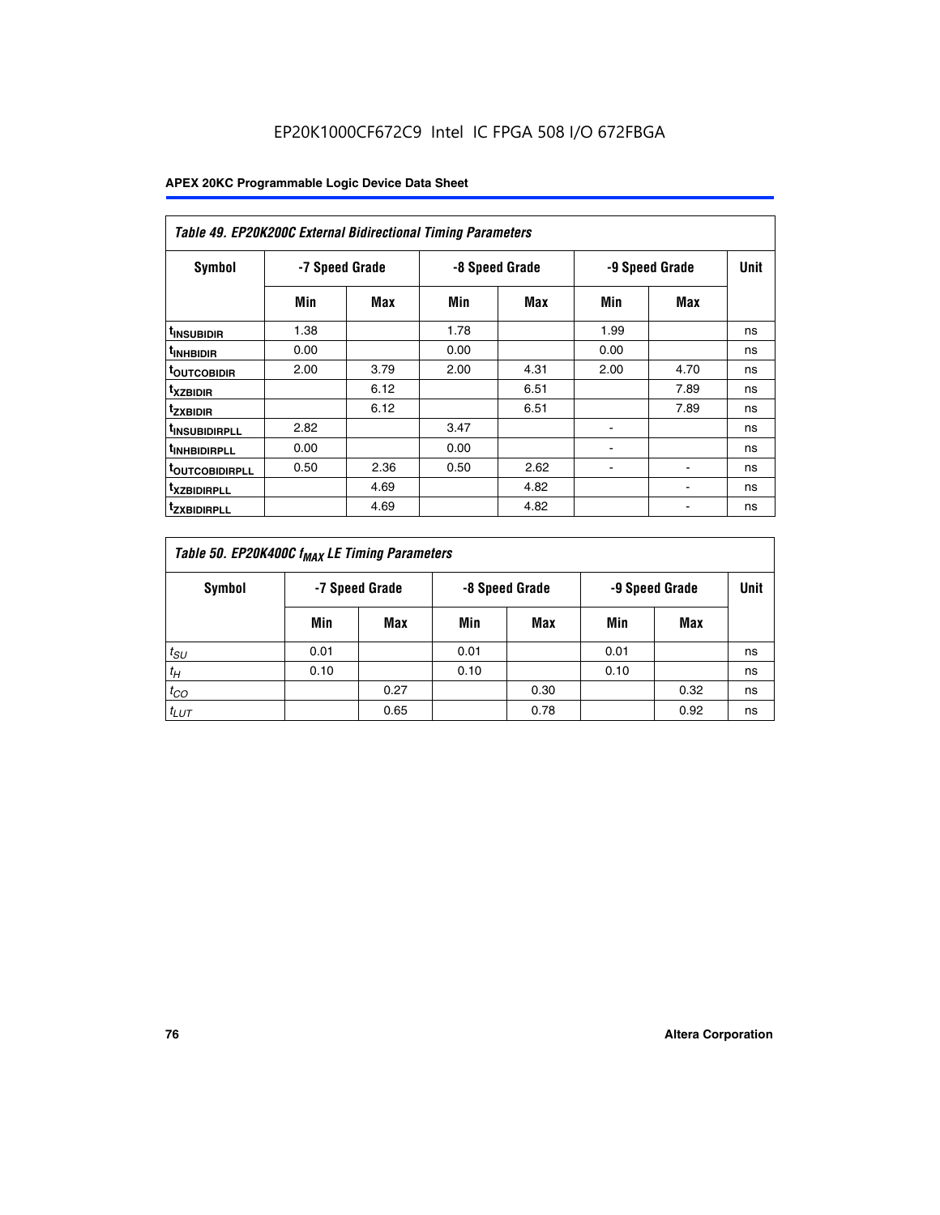| Table 49. EP20K200C External Bidirectional Timing Parameters | | | | | | | |
|---|---|---|---|---|---|---|---|
| Symbol | -7 Speed Grade | | -8 Speed Grade | | -9 Speed Grade | | Unit |
| | Min | Max | Min | Max | Min | Max | |
| $t_{INSUBIDIR}$ | 1.38 | | 1.78 | | 1.99 | | ns |
| $t_{INHBIDIR}$ | 0.00 | | 0.00 | | 0.00 | | ns |
| $t_{OUTCOBIDIR}$ | 2.00 | 3.79 | 2.00 | 4.31 | 2.00 | 4.70 | ns |
| $t_{XZBIDIR}$ | | 6.12 | | 6.51 | | 7.89 | ns |
| $t_{ZXBIDIR}$ | | 6.12 | | 6.51 | | 7.89 | ns |
| $t_{INSUBIDIRPLL}$ | 2.82 | | 3.47 | | - | | ns |
| $t_{INHBIDIRPLL}$ | 0.00 | | 0.00 | | - | | ns |
| $t_{OUTCOBIDIRPLL}$ | 0.50 | 2.36 | 0.50 | 2.62 | - | - | ns |
| $t_{XZBIDIRPLL}$ | | 4.69 | | 4.82 | | - | ns |
| $t_{ZXBIDIRPLL}$ | | 4.69 | | 4.82 | | - | ns |

| Table 50. EP20K400C $f_{MAX}$ LE Timing Parameters | | | | | | | |
|---|---|---|---|---|---|---|---|
| Symbol | -7 Speed Grade | | -8 Speed Grade | | -9 Speed Grade | | Unit |
| | Min | Max | Min | Max | Min | Max | |
| $t_{SU}$ | 0.01 | | 0.01 | | 0.01 | | ns |
| $t_H$ | 0.10 | | 0.10 | | 0.10 | | ns |
| $t_{CO}$ | | 0.27 | | 0.30 | | 0.32 | ns |
| $t_{LUT}$ | | 0.65 | | 0.78 | | 0.92 | ns |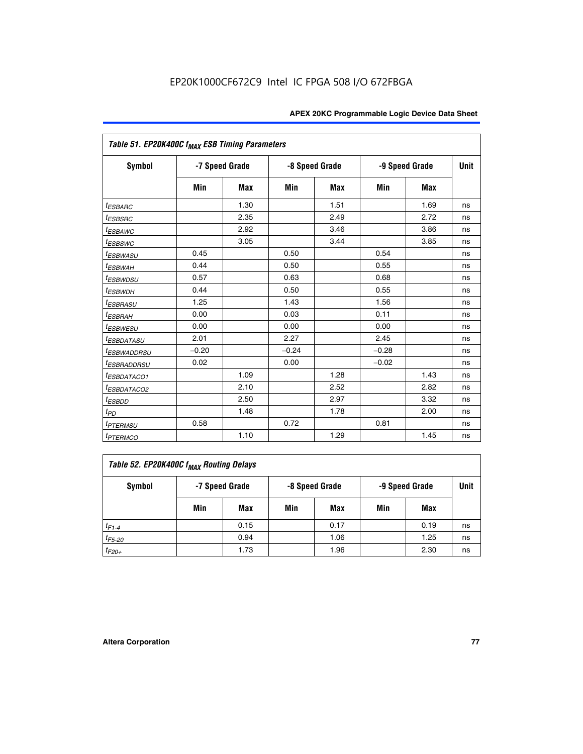Table 51. EP20K400C $f_{MAX}$ ESB Timing Parameters

| Symbol | -7 Speed Grade | | -8 Speed Grade | | -9 Speed Grade | | Unit |
|---|---|---|---|---|---|---|---|
| | Min | Max | Min | Max | Min | Max | |
| $t_{ESBARC}$ | | 1.30 | | 1.51 | | 1.69 | ns |
| $t_{ESBSRC}$ | | 2.35 | | 2.49 | | 2.72 | ns |
| $t_{ESBAWC}$ | | 2.92 | | 3.46 | | 3.86 | ns |
| $t_{ESBSWC}$ | | 3.05 | | 3.44 | | 3.85 | ns |
| $t_{ESBWASU}$ | 0.45 | | 0.50 | | 0.54 | | ns |
| $t_{ESBWAH}$ | 0.44 | | 0.50 | | 0.55 | | ns |
| $t_{ESBWDSU}$ | 0.57 | | 0.63 | | 0.68 | | ns |
| $t_{ESBWDH}$ | 0.44 | | 0.50 | | 0.55 | | ns |
| $t_{ESBRASU}$ | 1.25 | | 1.43 | | 1.56 | | ns |
| $t_{ESBRAH}$ | 0.00 | | 0.03 | | 0.11 | | ns |
| $t_{ESBWESU}$ | 0.00 | | 0.00 | | 0.00 | | ns |
| $t_{ESBDATASU}$ | 2.01 | | 2.27 | | 2.45 | | ns |
| $t_{ESBWADDRSU}$ | −0.20 | | −0.24 | | −0.28 | | ns |
| $t_{ESBRADDRSU}$ | 0.02 | | 0.00 | | −0.02 | | ns |
| $t_{ESBDATACO1}$ | | 1.09 | | 1.28 | | 1.43 | ns |
| $t_{ESBDATACO2}$ | | 2.10 | | 2.52 | | 2.82 | ns |
| $t_{ESBDD}$ | | 2.50 | | 2.97 | | 3.32 | ns |
| $t_{PD}$ | | 1.48 | | 1.78 | | 2.00 | ns |
| $t_{PTERMSU}$ | 0.58 | | 0.72 | | 0.81 | | ns |
| $t_{PTERMCO}$ | | 1.10 | | 1.29 | | 1.45 | ns |

Table 52. EP20K400C $f_{MAX}$ Routing Delays

| Symbol | -7 Speed Grade | | -8 Speed Grade | | -9 Speed Grade | | Unit |
|---|---|---|---|---|---|---|---|
| | Min | Max | Min | Max | Min | Max | |
| $t_{F1-4}$ | | 0.15 | | 0.17 | | 0.19 | ns |
| $t_{F5-20}$ | | 0.94 | | 1.06 | | 1.25 | ns |
| $t_{F20+}$ | | 1.73 | | 1.96 | | 2.30 | ns |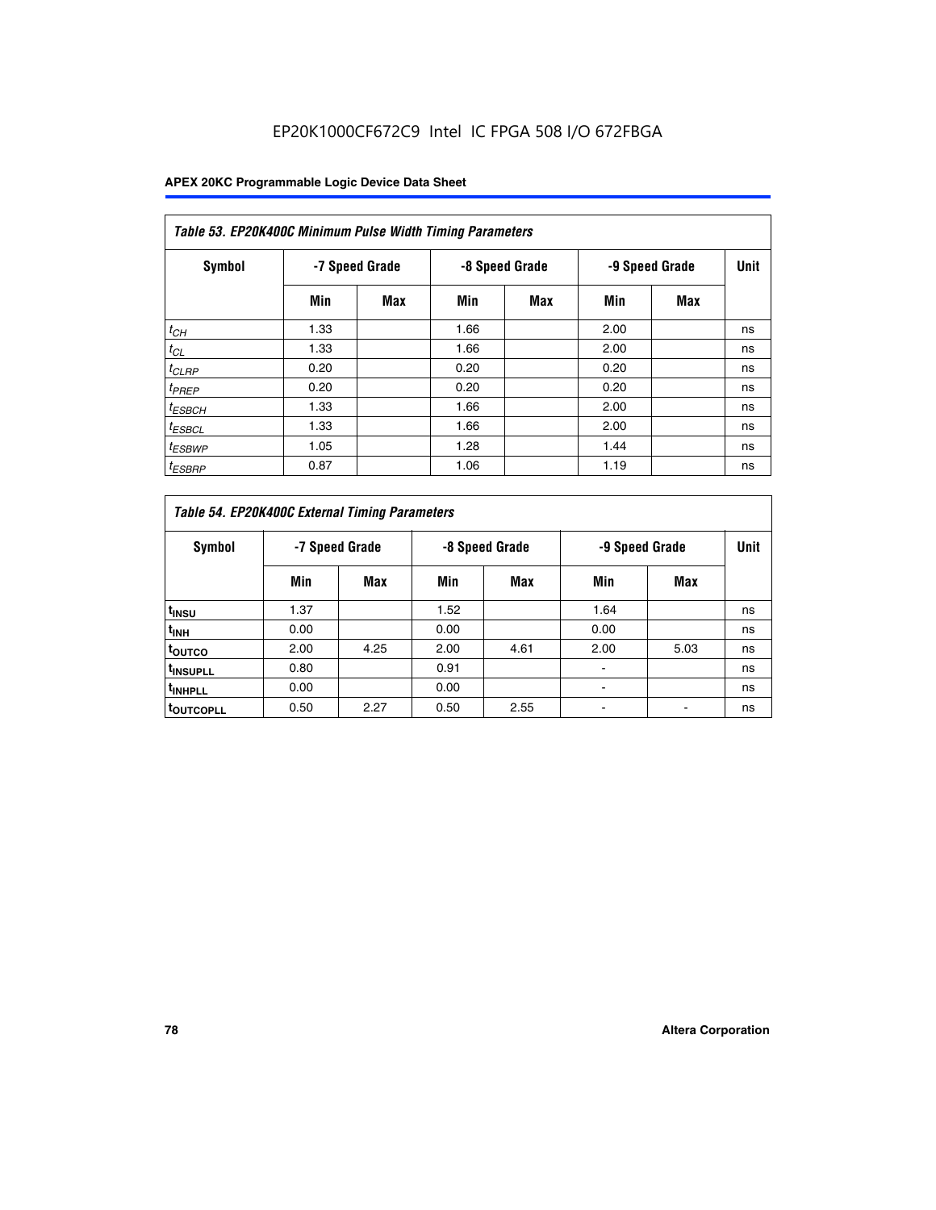EP20K1000CF672C9 Intel IC FPGA 508 I/O 672FBGA

| *Table 53. EP20K400C Minimum Pulse Width Timing Parameters* | | | | | | | |
|---|---|---|---|---|---|---|---|
| **Symbol** | **-7 Speed Grade** | | **-8 Speed Grade** | | **-9 Speed Grade** | | **Unit** |
| | **Min** | **Max** | **Min** | **Max** | **Min** | **Max** | |
| $t_{CH}$ | 1.33 | | 1.66 | | 2.00 | | ns |
| $t_{CL}$ | 1.33 | | 1.66 | | 2.00 | | ns |
| $t_{CLRP}$ | 0.20 | | 0.20 | | 0.20 | | ns |
| $t_{PREP}$ | 0.20 | | 0.20 | | 0.20 | | ns |
| $t_{ESBCH}$ | 1.33 | | 1.66 | | 2.00 | | ns |
| $t_{ESBCL}$ | 1.33 | | 1.66 | | 2.00 | | ns |
| $t_{ESBWP}$ | 1.05 | | 1.28 | | 1.44 | | ns |
| $t_{ESBRP}$ | 0.87 | | 1.06 | | 1.19 | | ns |

| *Table 54. EP20K400C External Timing Parameters* | | | | | | | |
|---|---|---|---|---|---|---|---|
| **Symbol** | **-7 Speed Grade** | | **-8 Speed Grade** | | **-9 Speed Grade** | | **Unit** |
| | **Min** | **Max** | **Min** | **Max** | **Min** | **Max** | |
| $t_{INSU}$ | 1.37 | | 1.52 | | 1.64 | | ns |
| $t_{INH}$ | 0.00 | | 0.00 | | 0.00 | | ns |
| $t_{OUTCO}$ | 2.00 | 4.25 | 2.00 | 4.61 | 2.00 | 5.03 | ns |
| $t_{INSUPLL}$ | 0.80 | | 0.91 | | - | | ns |
| $t_{INHPLL}$ | 0.00 | | 0.00 | | - | | ns |
| $t_{OUTCOPLL}$ | 0.50 | 2.27 | 0.50 | 2.55 | - | - | ns |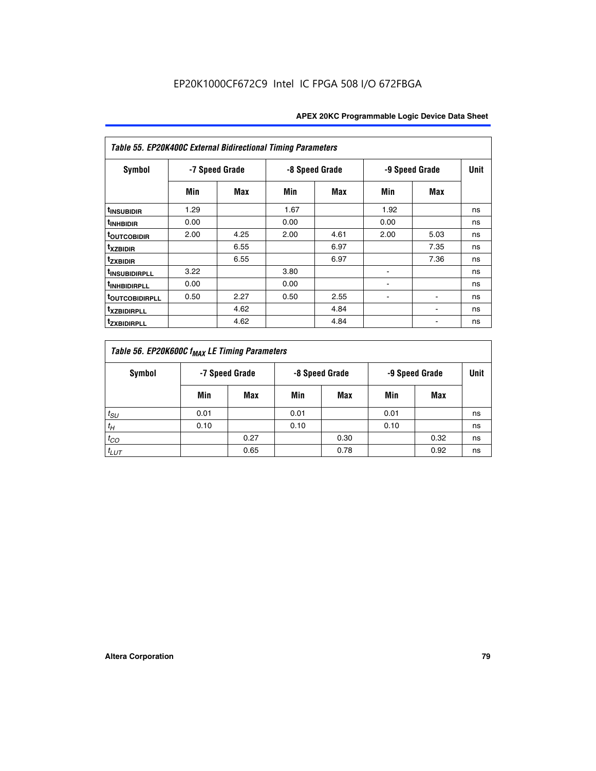| Table 55. EP20K400C External Bidirectional Timing Parameters | | | | | | | |
|---|---|---|---|---|---|---|---|
| Symbol | -7 Speed Grade | | -8 Speed Grade | | -9 Speed Grade | | Unit |
| | Min | Max | Min | Max | Min | Max | |
| $t_{INSUBIDIR}$ | 1.29 | | 1.67 | | 1.92 | | ns |
| $t_{INHBIDIR}$ | 0.00 | | 0.00 | | 0.00 | | ns |
| $t_{OUTCOBIDIR}$ | 2.00 | 4.25 | 2.00 | 4.61 | 2.00 | 5.03 | ns |
| $t_{XZBIDIR}$ | | 6.55 | | 6.97 | | 7.35 | ns |
| $t_{ZXBIDIR}$ | | 6.55 | | 6.97 | | 7.36 | ns |
| $t_{INSUBIDIRPLL}$ | 3.22 | | 3.80 | | - | | ns |
| $t_{INHBIDIRPLL}$ | 0.00 | | 0.00 | | - | | ns |
| $t_{OUTCOBIDIRPLL}$ | 0.50 | 2.27 | 0.50 | 2.55 | - | - | ns |
| $t_{XZBIDIRPLL}$ | | 4.62 | | 4.84 | | - | ns |
| $t_{ZXBIDIRPLL}$ | | 4.62 | | 4.84 | | - | ns |

| Table 56. EP20K600C $f_{MAX}$ LE Timing Parameters | | | | | | | |
|---|---|---|---|---|---|---|---|
| Symbol | -7 Speed Grade | | -8 Speed Grade | | -9 Speed Grade | | Unit |
| | Min | Max | Min | Max | Min | Max | |
| $t_{SU}$ | 0.01 | | 0.01 | | 0.01 | | ns |
| $t_H$ | 0.10 | | 0.10 | | 0.10 | | ns |
| $t_{CO}$ | | 0.27 | | 0.30 | | 0.32 | ns |
| $t_{LUT}$ | | 0.65 | | 0.78 | | 0.92 | ns |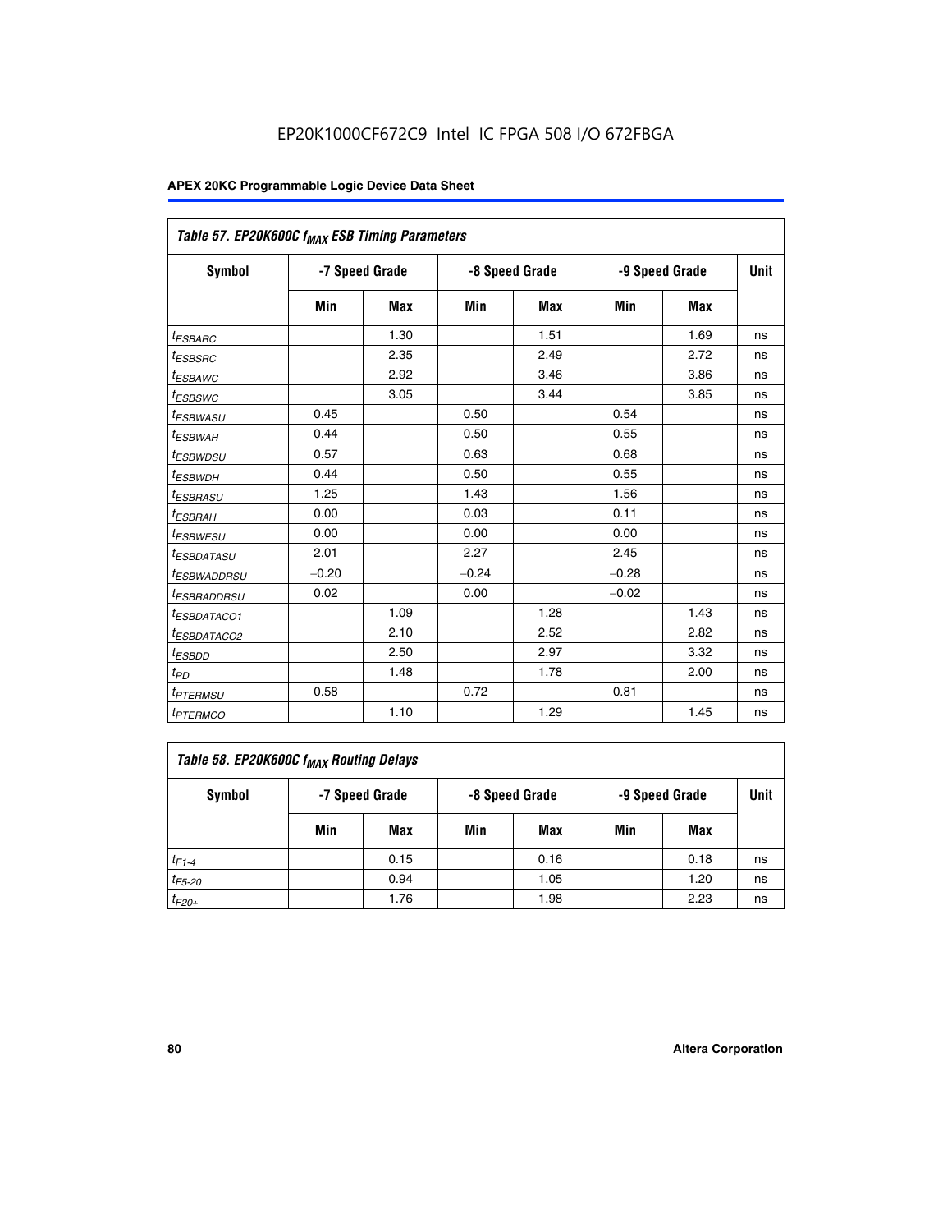EP20K1000CF672C9 Intel IC FPGA 508 I/O 672FBGA

**APEX 20KC Programmable Logic Device Data Sheet**

| Table 57. EP20K600C $f_{MAX}$ ESB Timing Parameters | | | | | | | |
|---|---|---|---|---|---|---|---|
| Symbol | -7 Speed Grade | | -8 Speed Grade | | -9 Speed Grade | | Unit |
| | Min | Max | Min | Max | Min | Max | |
| $t_{ESBARC}$ | | 1.30 | | 1.51 | | 1.69 | ns |
| $t_{ESBSRC}$ | | 2.35 | | 2.49 | | 2.72 | ns |
| $t_{ESBAWC}$ | | 2.92 | | 3.46 | | 3.86 | ns |
| $t_{ESBSWC}$ | | 3.05 | | 3.44 | | 3.85 | ns |
| $t_{ESBWASU}$ | 0.45 | | 0.50 | | 0.54 | | ns |
| $t_{ESBWAH}$ | 0.44 | | 0.50 | | 0.55 | | ns |
| $t_{ESBWDSU}$ | 0.57 | | 0.63 | | 0.68 | | ns |
| $t_{ESBWDH}$ | 0.44 | | 0.50 | | 0.55 | | ns |
| $t_{ESBRASU}$ | 1.25 | | 1.43 | | 1.56 | | ns |
| $t_{ESBRAH}$ | 0.00 | | 0.03 | | 0.11 | | ns |
| $t_{ESBWESU}$ | 0.00 | | 0.00 | | 0.00 | | ns |
| $t_{ESBDATASU}$ | 2.01 | | 2.27 | | 2.45 | | ns |
| $t_{ESBWADDRSU}$ | −0.20 | | −0.24 | | −0.28 | | ns |
| $t_{ESBRADDRSU}$ | 0.02 | | 0.00 | | −0.02 | | ns |
| $t_{ESBDATACO1}$ | | 1.09 | | 1.28 | | 1.43 | ns |
| $t_{ESBDATACO2}$ | | 2.10 | | 2.52 | | 2.82 | ns |
| $t_{ESBDD}$ | | 2.50 | | 2.97 | | 3.32 | ns |
| $t_{PD}$ | | 1.48 | | 1.78 | | 2.00 | ns |
| $t_{PTERMSU}$ | 0.58 | | 0.72 | | 0.81 | | ns |
| $t_{PTERMCO}$ | | 1.10 | | 1.29 | | 1.45 | ns |

| Table 58. EP20K600C $f_{MAX}$ Routing Delays | | | | | | | |
|---|---|---|---|---|---|---|---|
| Symbol | -7 Speed Grade | | -8 Speed Grade | | -9 Speed Grade | | Unit |
| | Min | Max | Min | Max | Min | Max | |
| $t_{F1-4}$ | | 0.15 | | 0.16 | | 0.18 | ns |
| $t_{F5-20}$ | | 0.94 | | 1.05 | | 1.20 | ns |
| $t_{F20+}$ | | 1.76 | | 1.98 | | 2.23 | ns |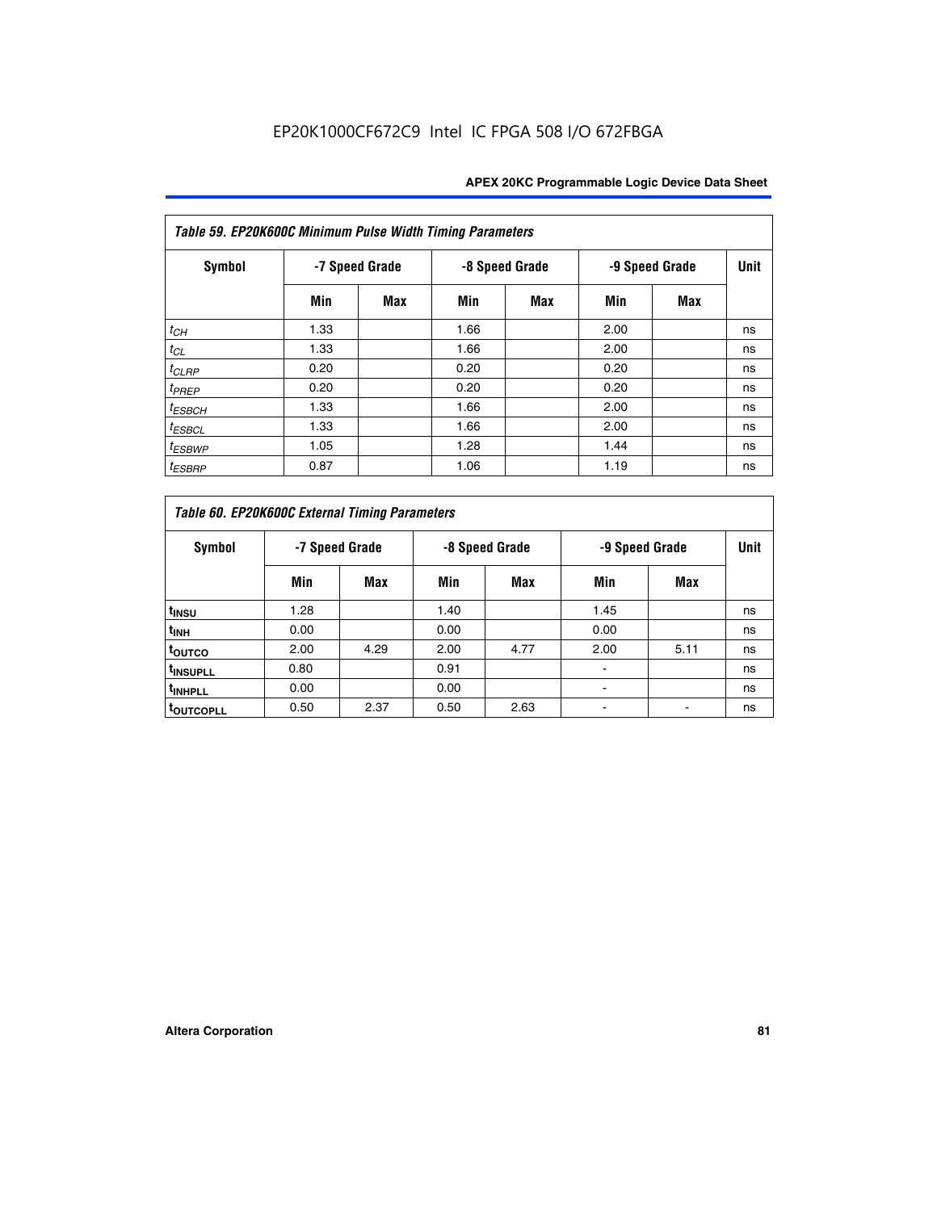*Table 59. EP20K600C Minimum Pulse Width Timing Parameters*

| Symbol | -7 Speed Grade | | -8 Speed Grade | | -9 Speed Grade | | Unit |
|---|---|---|---|---|---|---|---|
| | Min | Max | Min | Max | Min | Max | |
| $t_{CH}$ | 1.33 | | 1.66 | | 2.00 | | ns |
| $t_{CL}$ | 1.33 | | 1.66 | | 2.00 | | ns |
| $t_{CLRP}$ | 0.20 | | 0.20 | | 0.20 | | ns |
| $t_{PREP}$ | 0.20 | | 0.20 | | 0.20 | | ns |
| $t_{ESBCH}$ | 1.33 | | 1.66 | | 2.00 | | ns |
| $t_{ESBCL}$ | 1.33 | | 1.66 | | 2.00 | | ns |
| $t_{ESBWP}$ | 1.05 | | 1.28 | | 1.44 | | ns |
| $t_{ESBRP}$ | 0.87 | | 1.06 | | 1.19 | | ns |

*Table 60. EP20K600C External Timing Parameters*

| Symbol | -7 Speed Grade | | -8 Speed Grade | | -9 Speed Grade | | Unit |
|---|---|---|---|---|---|---|---|
| | Min | Max | Min | Max | Min | Max | |
| $t_{INSU}$ | 1.28 | | 1.40 | | 1.45 | | ns |
| $t_{INH}$ | 0.00 | | 0.00 | | 0.00 | | ns |
| $t_{OUTCO}$ | 2.00 | 4.29 | 2.00 | 4.77 | 2.00 | 5.11 | ns |
| $t_{INSUPLL}$ | 0.80 | | 0.91 | | - | | ns |
| $t_{INHPLL}$ | 0.00 | | 0.00 | | - | | ns |
| $t_{OUTCOPLL}$ | 0.50 | 2.37 | 0.50 | 2.63 | - | - | ns |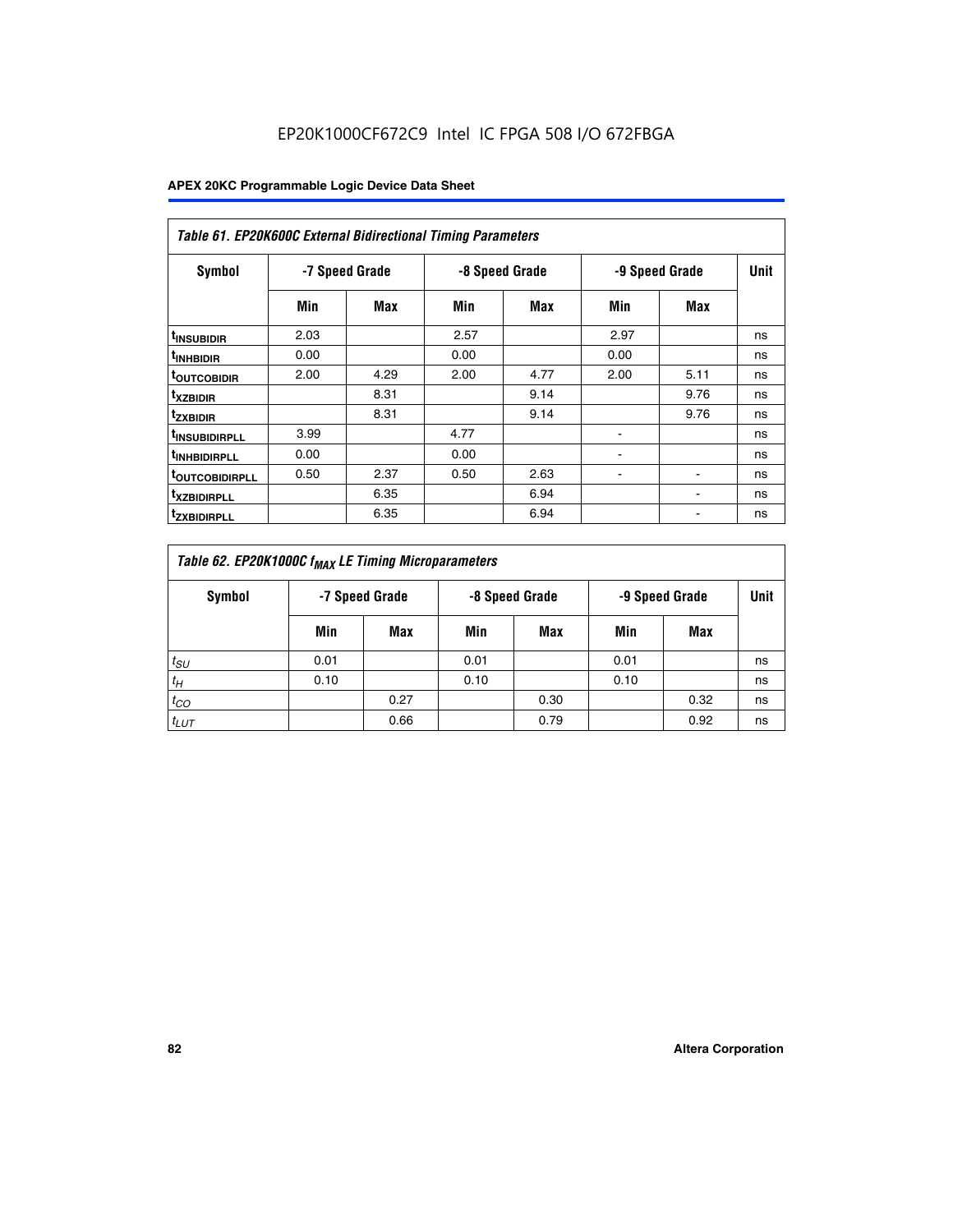EP20K1000CF672C9 Intel IC FPGA 508 I/O 672FBGA

| Table 61. EP20K600C External Bidirectional Timing Parameters | | | | | | | |
|---|---|---|---|---|---|---|---|
| Symbol | -7 Speed Grade | | -8 Speed Grade | | -9 Speed Grade | | Unit |
| | Min | Max | Min | Max | Min | Max | |
| $t_{INSUBIDIR}$ | 2.03 | | 2.57 | | 2.97 | | ns |
| $t_{INHBIDIR}$ | 0.00 | | 0.00 | | 0.00 | | ns |
| $t_{OUTCOBIDIR}$ | 2.00 | 4.29 | 2.00 | 4.77 | 2.00 | 5.11 | ns |
| $t_{XZBIDIR}$ | | 8.31 | | 9.14 | | 9.76 | ns |
| $t_{ZXBIDIR}$ | | 8.31 | | 9.14 | | 9.76 | ns |
| $t_{INSUBIDIRPLL}$ | 3.99 | | 4.77 | | - | | ns |
| $t_{INHBIDIRPLL}$ | 0.00 | | 0.00 | | - | | ns |
| $t_{OUTCOBIDIRPLL}$ | 0.50 | 2.37 | 0.50 | 2.63 | - | - | ns |
| $t_{XZBIDIRPLL}$ | | 6.35 | | 6.94 | | - | ns |
| $t_{ZXBIDIRPLL}$ | | 6.35 | | 6.94 | | - | ns |

| Table 62. EP20K1000C $f_{MAX}$ LE Timing Microparameters | | | | | | | |
|---|---|---|---|---|---|---|---|
| Symbol | -7 Speed Grade | | -8 Speed Grade | | -9 Speed Grade | | Unit |
| | Min | Max | Min | Max | Min | Max | |
| $t_{SU}$ | 0.01 | | 0.01 | | 0.01 | | ns |
| $t_{H}$ | 0.10 | | 0.10 | | 0.10 | | ns |
| $t_{CO}$ | | 0.27 | | 0.30 | | 0.32 | ns |
| $t_{LUT}$ | | 0.66 | | 0.79 | | 0.92 | ns |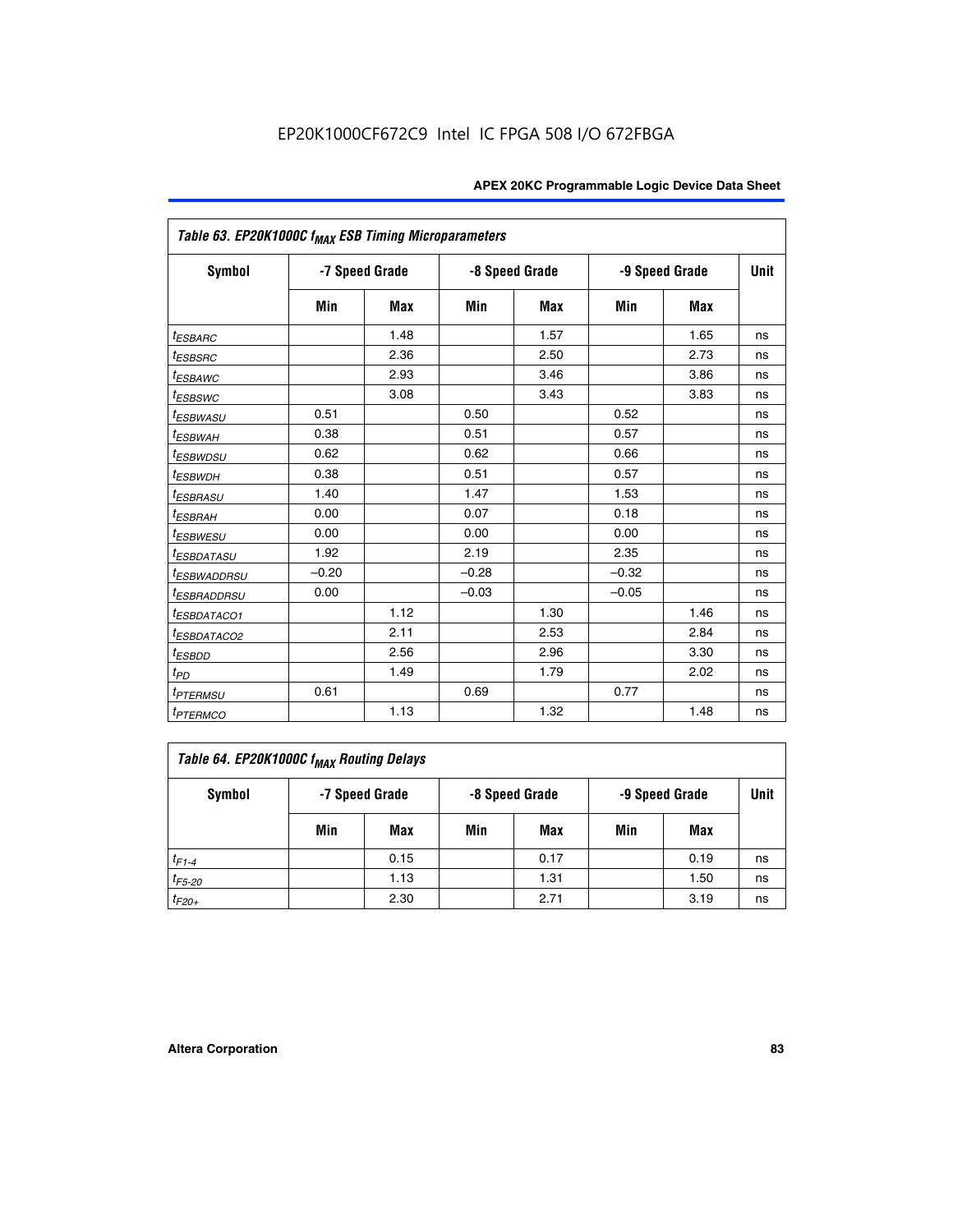| Table 63. EP20K1000C $f_{MAX}$ ESB Timing Microparameters | | | | | | | |
|---|---|---|---|---|---|---|---|
| Symbol | -7 Speed Grade | | -8 Speed Grade | | -9 Speed Grade | | Unit |
| | Min | Max | Min | Max | Min | Max | |
| $t_{ESBARC}$ | | 1.48 | | 1.57 | | 1.65 | ns |
| $t_{ESBSRC}$ | | 2.36 | | 2.50 | | 2.73 | ns |
| $t_{ESBAWC}$ | | 2.93 | | 3.46 | | 3.86 | ns |
| $t_{ESBSWC}$ | | 3.08 | | 3.43 | | 3.83 | ns |
| $t_{ESBWASU}$ | 0.51 | | 0.50 | | 0.52 | | ns |
| $t_{ESBWAH}$ | 0.38 | | 0.51 | | 0.57 | | ns |
| $t_{ESBWDSU}$ | 0.62 | | 0.62 | | 0.66 | | ns |
| $t_{ESBWDH}$ | 0.38 | | 0.51 | | 0.57 | | ns |
| $t_{ESBRASU}$ | 1.40 | | 1.47 | | 1.53 | | ns |
| $t_{ESBRAH}$ | 0.00 | | 0.07 | | 0.18 | | ns |
| $t_{ESBWESU}$ | 0.00 | | 0.00 | | 0.00 | | ns |
| $t_{ESBDATASU}$ | 1.92 | | 2.19 | | 2.35 | | ns |
| $t_{ESBWADDRSU}$ | –0.20 | | –0.28 | | –0.32 | | ns |
| $t_{ESBRADDRSU}$ | 0.00 | | –0.03 | | –0.05 | | ns |
| $t_{ESBDATACO1}$ | | 1.12 | | 1.30 | | 1.46 | ns |
| $t_{ESBDATACO2}$ | | 2.11 | | 2.53 | | 2.84 | ns |
| $t_{ESBDD}$ | | 2.56 | | 2.96 | | 3.30 | ns |
| $t_{PD}$ | | 1.49 | | 1.79 | | 2.02 | ns |
| $t_{PTERMSU}$ | 0.61 | | 0.69 | | 0.77 | | ns |
| $t_{PTERMCO}$ | | 1.13 | | 1.32 | | 1.48 | ns |

| Table 64. EP20K1000C $f_{MAX}$ Routing Delays | | | | | | | |
|---|---|---|---|---|---|---|---|
| Symbol | -7 Speed Grade | | -8 Speed Grade | | -9 Speed Grade | | Unit |
| | Min | Max | Min | Max | Min | Max | |
| $t_{F1-4}$ | | 0.15 | | 0.17 | | 0.19 | ns |
| $t_{F5-20}$ | | 1.13 | | 1.31 | | 1.50 | ns |
| $t_{F20+}$ | | 2.30 | | 2.71 | | 3.19 | ns |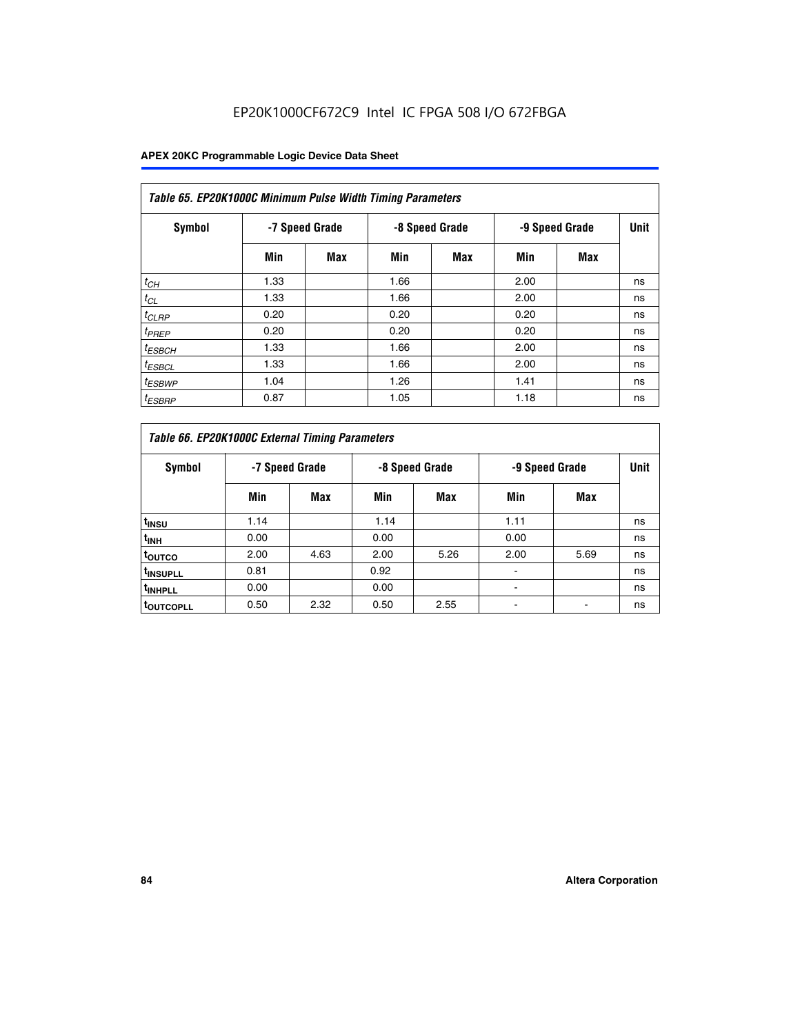EP20K1000CF672C9 Intel IC FPGA 508 I/O 672FBGA

| Table 65. EP20K1000C Minimum Pulse Width Timing Parameters | | | | | | | |
|---|---|---|---|---|---|---|---|
| Symbol | -7 Speed Grade | | -8 Speed Grade | | -9 Speed Grade | | Unit |
| | Min | Max | Min | Max | Min | Max | |
| $t_{CH}$ | 1.33 | | 1.66 | | 2.00 | | ns |
| $t_{CL}$ | 1.33 | | 1.66 | | 2.00 | | ns |
| $t_{CLRP}$ | 0.20 | | 0.20 | | 0.20 | | ns |
| $t_{PREP}$ | 0.20 | | 0.20 | | 0.20 | | ns |
| $t_{ESBCH}$ | 1.33 | | 1.66 | | 2.00 | | ns |
| $t_{ESBCL}$ | 1.33 | | 1.66 | | 2.00 | | ns |
| $t_{ESBWP}$ | 1.04 | | 1.26 | | 1.41 | | ns |
| $t_{ESBRP}$ | 0.87 | | 1.05 | | 1.18 | | ns |

| Table 66. EP20K1000C External Timing Parameters | | | | | | | |
|---|---|---|---|---|---|---|---|
| Symbol | -7 Speed Grade | | -8 Speed Grade | | -9 Speed Grade | | Unit |
| | Min | Max | Min | Max | Min | Max | |
| $t_{INSU}$ | 1.14 | | 1.14 | | 1.11 | | ns |
| $t_{INH}$ | 0.00 | | 0.00 | | 0.00 | | ns |
| $t_{OUTCO}$ | 2.00 | 4.63 | 2.00 | 5.26 | 2.00 | 5.69 | ns |
| $t_{INSUPLL}$ | 0.81 | | 0.92 | | - | | ns |
| $t_{INHPLL}$ | 0.00 | | 0.00 | | - | | ns |
| $t_{OUTCOPLL}$ | 0.50 | 2.32 | 0.50 | 2.55 | - | - | ns |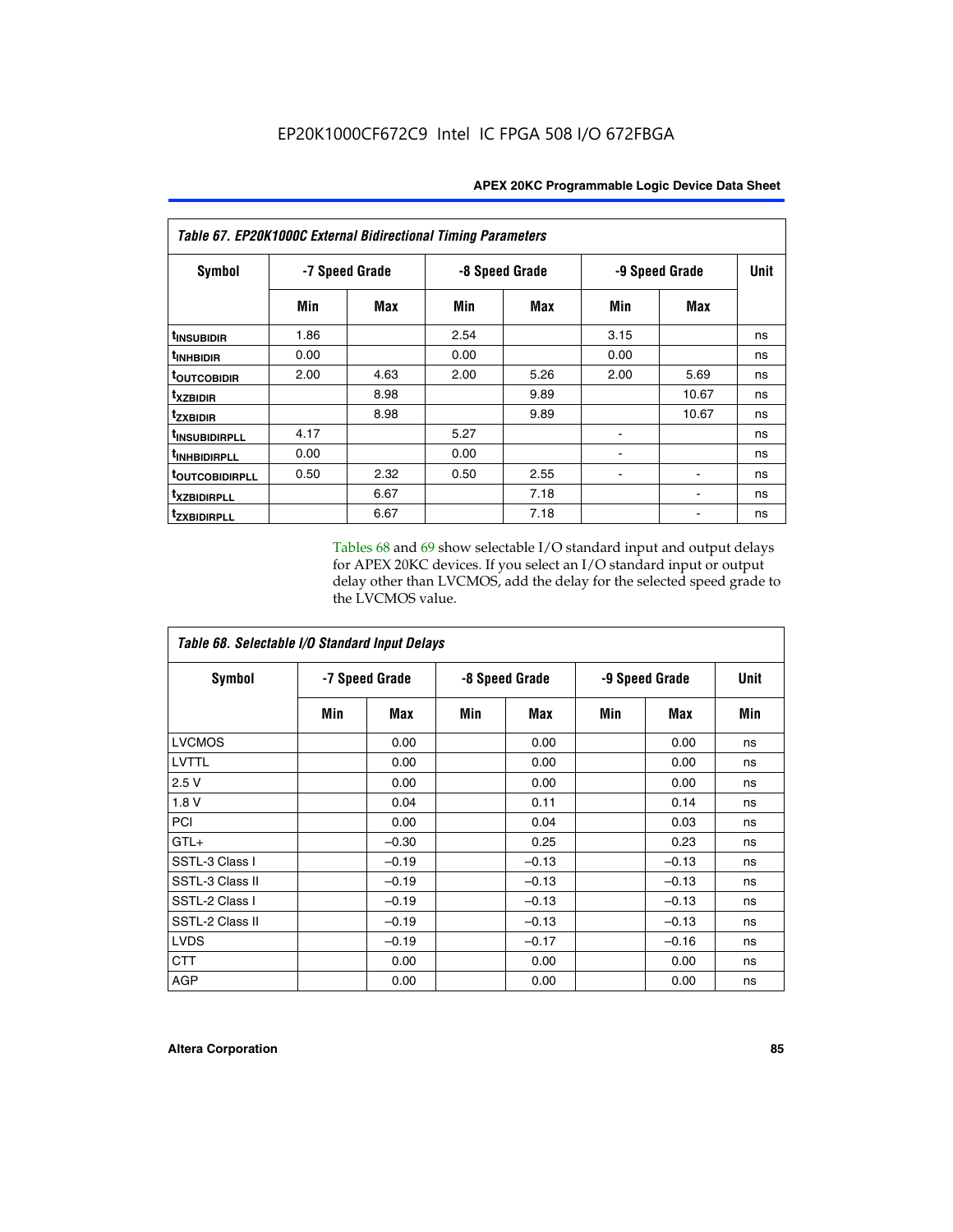EP20K1000CF672C9 Intel IC FPGA 508 I/O 672FBGA

*Table 67. EP20K1000C External Bidirectional Timing Parameters*

| Symbol | -7 Speed Grade | | -8 Speed Grade | | -9 Speed Grade | | Unit |
|---|---|---|---|---|---|---|---|
| | Min | Max | Min | Max | Min | Max | |
| $t_{INSUBIDIR}$ | 1.86 | | 2.54 | | 3.15 | | ns |
| $t_{INHBIDIR}$ | 0.00 | | 0.00 | | 0.00 | | ns |
| $t_{OUTCOBIDIR}$ | 2.00 | 4.63 | 2.00 | 5.26 | 2.00 | 5.69 | ns |
| $t_{XZBIDIR}$ | | 8.98 | | 9.89 | | 10.67 | ns |
| $t_{ZXBIDIR}$ | | 8.98 | | 9.89 | | 10.67 | ns |
| $t_{INSUBIDIRPLL}$ | 4.17 | | 5.27 | | - | | ns |
| $t_{INHBIDIRPLL}$ | 0.00 | | 0.00 | | - | | ns |
| $t_{OUTCOBIDIRPLL}$ | 0.50 | 2.32 | 0.50 | 2.55 | - | - | ns |
| $t_{XZBIDIRPLL}$ | | 6.67 | | 7.18 | | - | ns |
| $t_{ZXBIDIRPLL}$ | | 6.67 | | 7.18 | | - | ns |

Tables 68 and 69 show selectable I/O standard input and output delays for APEX 20KC devices. If you select an I/O standard input or output delay other than LVCMOS, add the delay for the selected speed grade to the LVCMOS value.

*Table 68. Selectable I/O Standard Input Delays*

| Symbol | -7 Speed Grade | | -8 Speed Grade | | -9 Speed Grade | | Unit |
|---|---|---|---|---|---|---|---|
| | Min | Max | Min | Max | Min | Max | Min |
| LVCMOS | | 0.00 | | 0.00 | | 0.00 | ns |
| LVTTL | | 0.00 | | 0.00 | | 0.00 | ns |
| 2.5 V | | 0.00 | | 0.00 | | 0.00 | ns |
| 1.8 V | | 0.04 | | 0.11 | | 0.14 | ns |
| PCI | | 0.00 | | 0.04 | | 0.03 | ns |
| GTL+ | | –0.30 | | 0.25 | | 0.23 | ns |
| SSTL-3 Class I | | –0.19 | | –0.13 | | –0.13 | ns |
| SSTL-3 Class II | | –0.19 | | –0.13 | | –0.13 | ns |
| SSTL-2 Class I | | –0.19 | | –0.13 | | –0.13 | ns |
| SSTL-2 Class II | | –0.19 | | –0.13 | | –0.13 | ns |
| LVDS | | –0.19 | | –0.17 | | –0.16 | ns |
| CTT | | 0.00 | | 0.00 | | 0.00 | ns |
| AGP | | 0.00 | | 0.00 | | 0.00 | ns |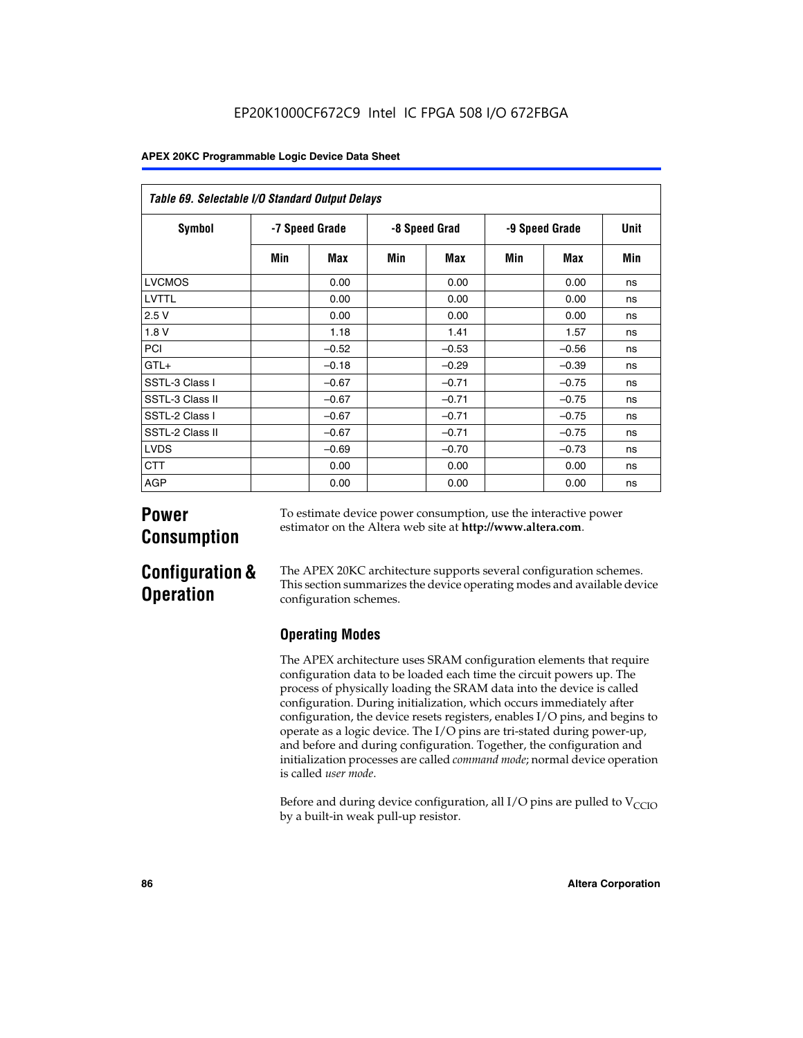**Table 69. Selectable I/O Standard Output Delays**

| Symbol | -7 Speed Grade | | -8 Speed Grad | | -9 Speed Grade | | Unit |
|---|---|---|---|---|---|---|---|
| | Min | Max | Min | Max | Min | Max | Min |
| LVCMOS | | 0.00 | | 0.00 | | 0.00 | ns |
| LVTTL | | 0.00 | | 0.00 | | 0.00 | ns |
| 2.5 V | | 0.00 | | 0.00 | | 0.00 | ns |
| 1.8 V | | 1.18 | | 1.41 | | 1.57 | ns |
| PCI | | –0.52 | | –0.53 | | –0.56 | ns |
| GTL+ | | –0.18 | | –0.29 | | –0.39 | ns |
| SSTL-3 Class I | | –0.67 | | –0.71 | | –0.75 | ns |
| SSTL-3 Class II | | –0.67 | | –0.71 | | –0.75 | ns |
| SSTL-2 Class I | | –0.67 | | –0.71 | | –0.75 | ns |
| SSTL-2 Class II | | –0.67 | | –0.71 | | –0.75 | ns |
| LVDS | | –0.69 | | –0.70 | | –0.73 | ns |
| CTT | | 0.00 | | 0.00 | | 0.00 | ns |
| AGP | | 0.00 | | 0.00 | | 0.00 | ns |

## Power Consumption

To estimate device power consumption, use the interactive power estimator on the Altera web site at **http://www.altera.com**.

## Configuration & Operation

The APEX 20KC architecture supports several configuration schemes. This section summarizes the device operating modes and available device configuration schemes.

### Operating Modes

The APEX architecture uses SRAM configuration elements that require configuration data to be loaded each time the circuit powers up. The process of physically loading the SRAM data into the device is called configuration. During initialization, which occurs immediately after configuration, the device resets registers, enables I/O pins, and begins to operate as a logic device. The I/O pins are tri-stated during power-up, and before and during configuration. Together, the configuration and initialization processes are called *command mode*; normal device operation is called *user mode*.

Before and during device configuration, all I/O pins are pulled to $V_{CCIO}$ by a built-in weak pull-up resistor.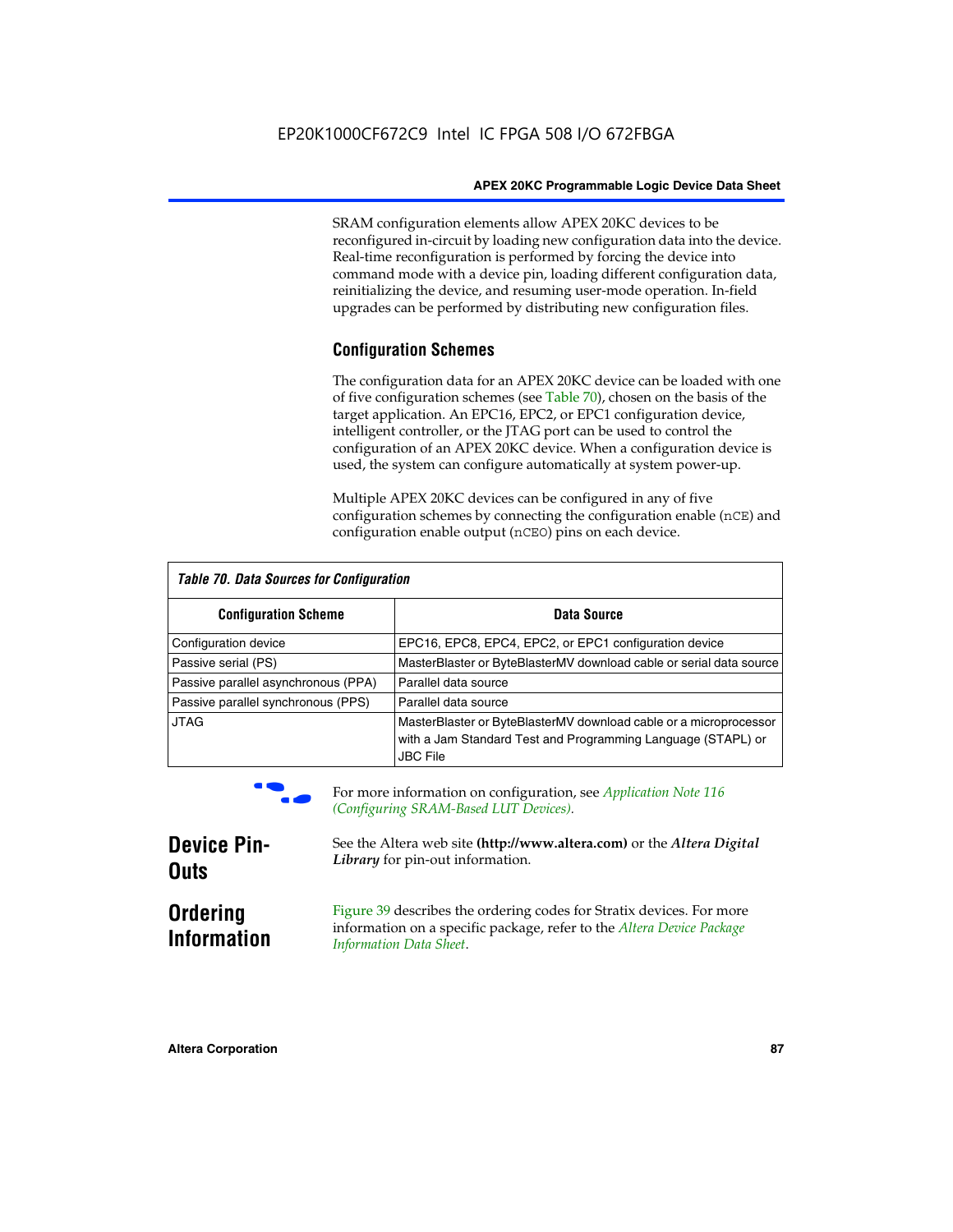SRAM configuration elements allow APEX 20KC devices to be reconfigured in-circuit by loading new configuration data into the device. Real-time reconfiguration is performed by forcing the device into command mode with a device pin, loading different configuration data, reinitializing the device, and resuming user-mode operation. In-field upgrades can be performed by distributing new configuration files.

### Configuration Schemes

The configuration data for an APEX 20KC device can be loaded with one of five configuration schemes (see Table 70), chosen on the basis of the target application. An EPC16, EPC2, or EPC1 configuration device, intelligent controller, or the JTAG port can be used to control the configuration of an APEX 20KC device. When a configuration device is used, the system can configure automatically at system power-up.

Multiple APEX 20KC devices can be configured in any of five configuration schemes by connecting the configuration enable (nCE) and configuration enable output (nCEO) pins on each device.

*Table 70. Data Sources for Configuration*

| Configuration Scheme | Data Source |
|---|---|
| Configuration device | EPC16, EPC8, EPC4, EPC2, or EPC1 configuration device |
| Passive serial (PS) | MasterBlaster or ByteBlasterMV download cable or serial data source |
| Passive parallel asynchronous (PPA) | Parallel data source |
| Passive parallel synchronous (PPS) | Parallel data source |
| JTAG | MasterBlaster or ByteBlasterMV download cable or a microprocessor with a Jam Standard Test and Programming Language (STAPL) or JBC File |

For more information on configuration, see *Application Note 116 (Configuring SRAM-Based LUT Devices)*.

## Device Pin-Outs

See the Altera web site **(http://www.altera.com)** or the ***Altera Digital Library*** for pin-out information.

## Ordering Information

Figure 39 describes the ordering codes for Stratix devices. For more information on a specific package, refer to the *Altera Device Package Information Data Sheet*.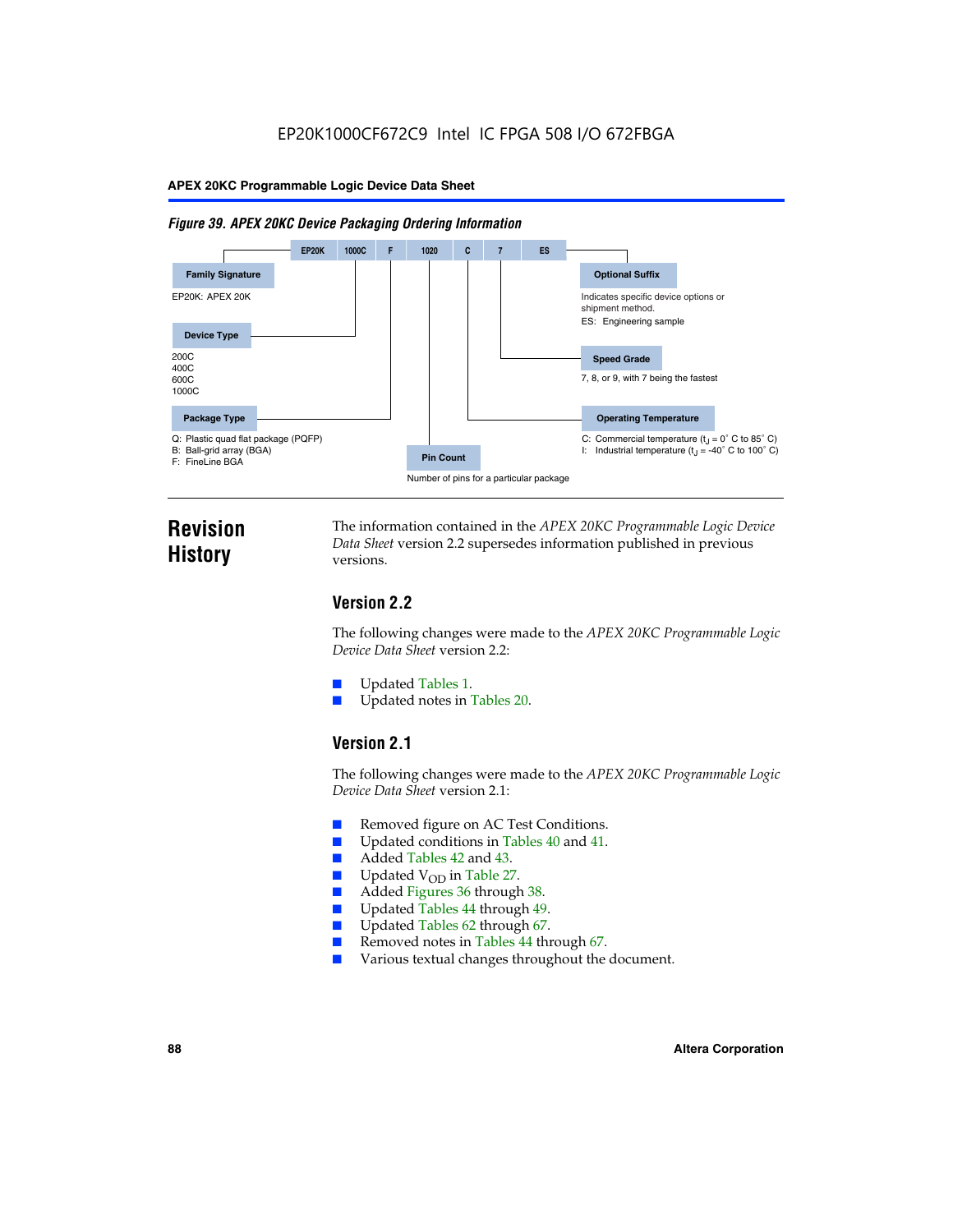EP20K1000CF672C9 Intel IC FPGA 508 I/O 672FBGA

**Figure 39. APEX 20KC Device Packaging Ordering Information**

EP20K | 1000C | F | 1020 | C | 7 | ES

**Family Signature**

EP20K: APEX 20K

**Device Type**

200C
400C
600C
1000C

**Package Type**

Q: Plastic quad flat package (PQFP)
B: Ball-grid array (BGA)
F: FineLine BGA

**Pin Count**

Number of pins for a particular package

**Optional Suffix**

Indicates specific device options or shipment method.
ES: Engineering sample

**Speed Grade**

7, 8, or 9, with 7 being the fastest

**Operating Temperature**

C: Commercial temperature ($t_J$ = 0° C to 85° C)
I: Industrial temperature ($t_J$ = -40° C to 100° C)

# Revision History

The information contained in the *APEX 20KC Programmable Logic Device Data Sheet* version 2.2 supersedes information published in previous versions.

## Version 2.2

The following changes were made to the *APEX 20KC Programmable Logic Device Data Sheet* version 2.2:

- Updated Tables 1.
- Updated notes in Tables 20.

## Version 2.1

The following changes were made to the *APEX 20KC Programmable Logic Device Data Sheet* version 2.1:

- Removed figure on AC Test Conditions.
- Updated conditions in Tables 40 and 41.
- Added Tables 42 and 43.
- Updated $V_{OD}$ in Table 27.
- Added Figures 36 through 38.
- Updated Tables 44 through 49.
- Updated Tables 62 through 67.
- Removed notes in Tables 44 through 67.
- Various textual changes throughout the document.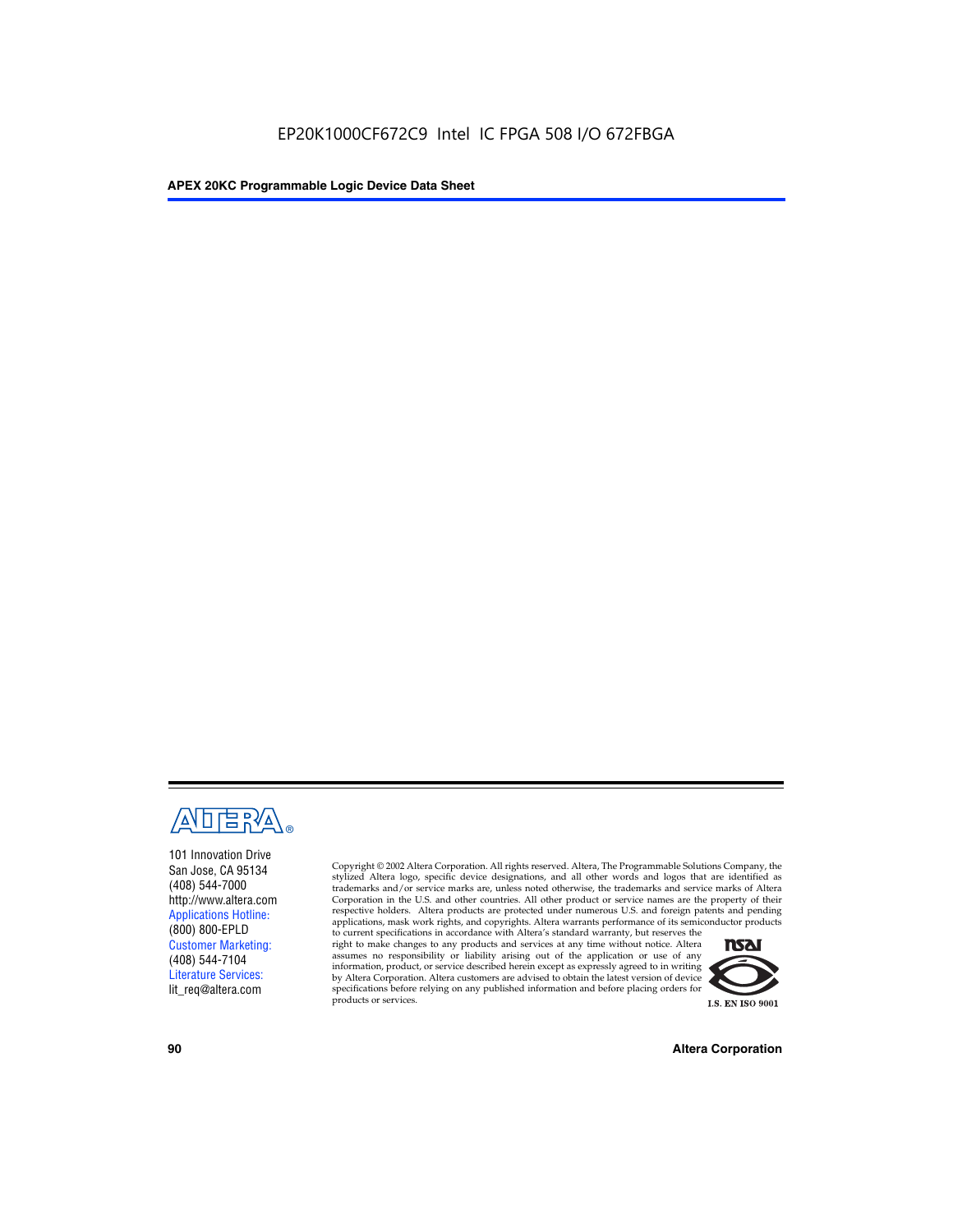101 Innovation Drive
San Jose, CA 95134
(408) 544-7000
http://www.altera.com
Applications Hotline:
(800) 800-EPLD
Customer Marketing:
(408) 544-7104
Literature Services:
lit_req@altera.com

Copyright © 2002 Altera Corporation. All rights reserved. Altera, The Programmable Solutions Company, the stylized Altera logo, specific device designations, and all other words and logos that are identified as trademarks and/or service marks are, unless noted otherwise, the trademarks and service marks of Altera Corporation in the U.S. and other countries. All other product or service names are the property of their respective holders. Altera products are protected under numerous U.S. and foreign patents and pending applications, mask work rights, and copyrights. Altera warrants performance of its semiconductor products to current specifications in accordance with Altera's standard warranty, but reserves the right to make changes to any products and services at any time without notice. Altera assumes no responsibility or liability arising out of the application or use of any information, product, or service described herein except as expressly agreed to in writing by Altera Corporation. Altera customers are advised to obtain the latest version of device specifications before relying on any published information and before placing orders for products or services.

I.S. EN ISO 9001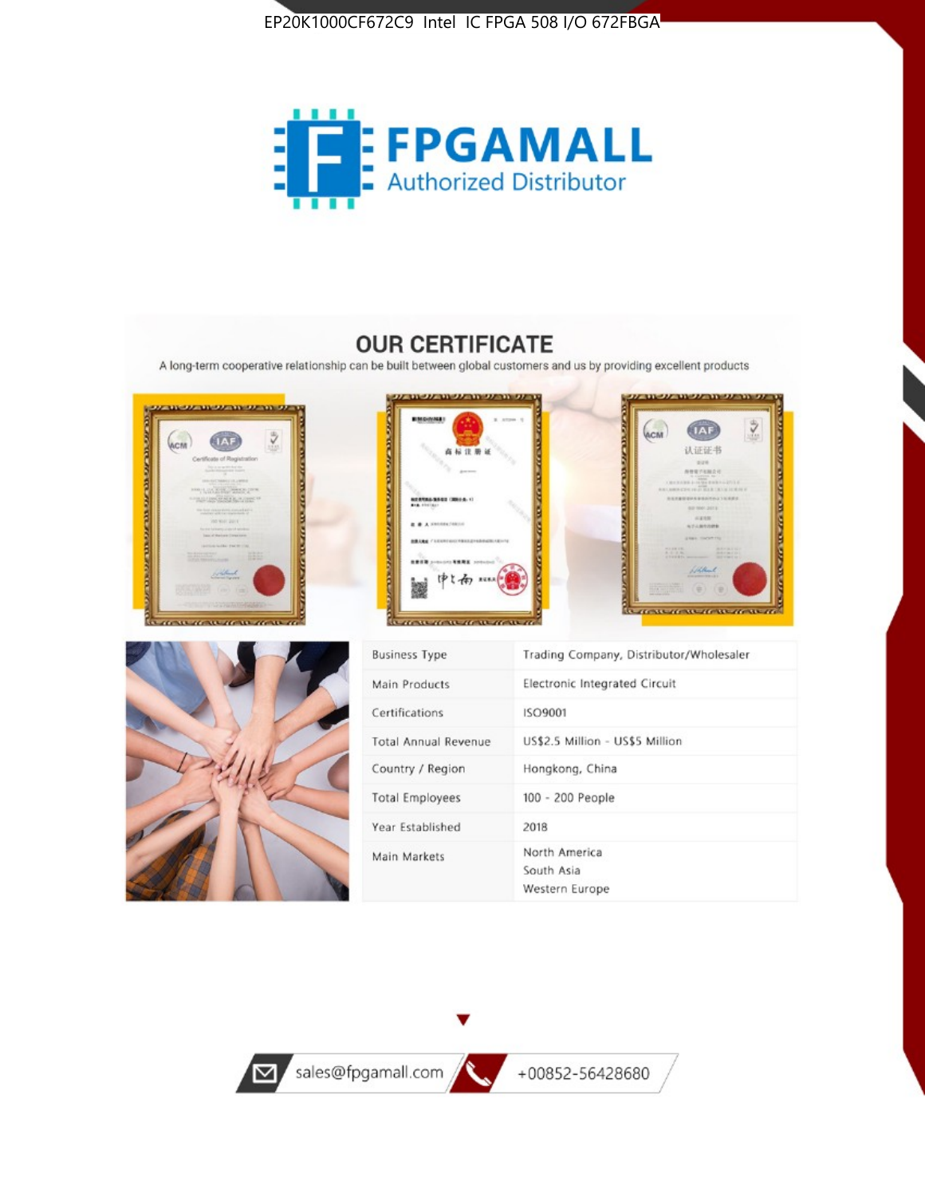FPGAMALL
Authorized Distributor

## OUR CERTIFICATE

A long-term cooperative relationship can be built between global customers and us by providing excellent products

| | |
|---|---|
| Business Type | Trading Company, Distributor/Wholesaler |
| Main Products | Electronic Integrated Circuit |
| Certifications | ISO9001 |
| Total Annual Revenue | US$2.5 Million - US$5 Million |
| Country / Region | Hongkong, China |
| Total Employees | 100 - 200 People |
| Year Established | 2018 |
| Main Markets | North America<br>South Asia<br>Western Europe |

sales@fpgamall.com

+00852-56428680